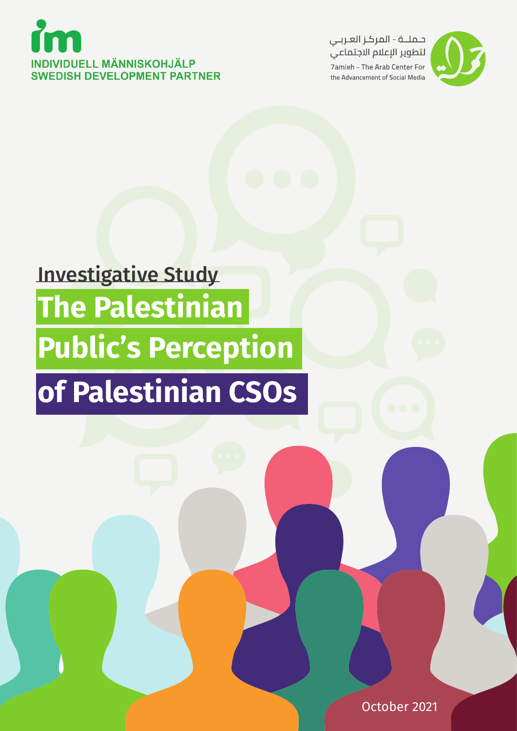INDIVIDUELL MÄNNISKOHJÄLP
SWEDISH DEVELOPMENT PARTNER

حملة - المركز العربي
لتطوير الإعلام الاجتماعي
7amleh - The Arab Center For
the Advancement of Social Media

Investigative Study

# The Palestinian Public's Perception of Palestinian CSOs

October 2021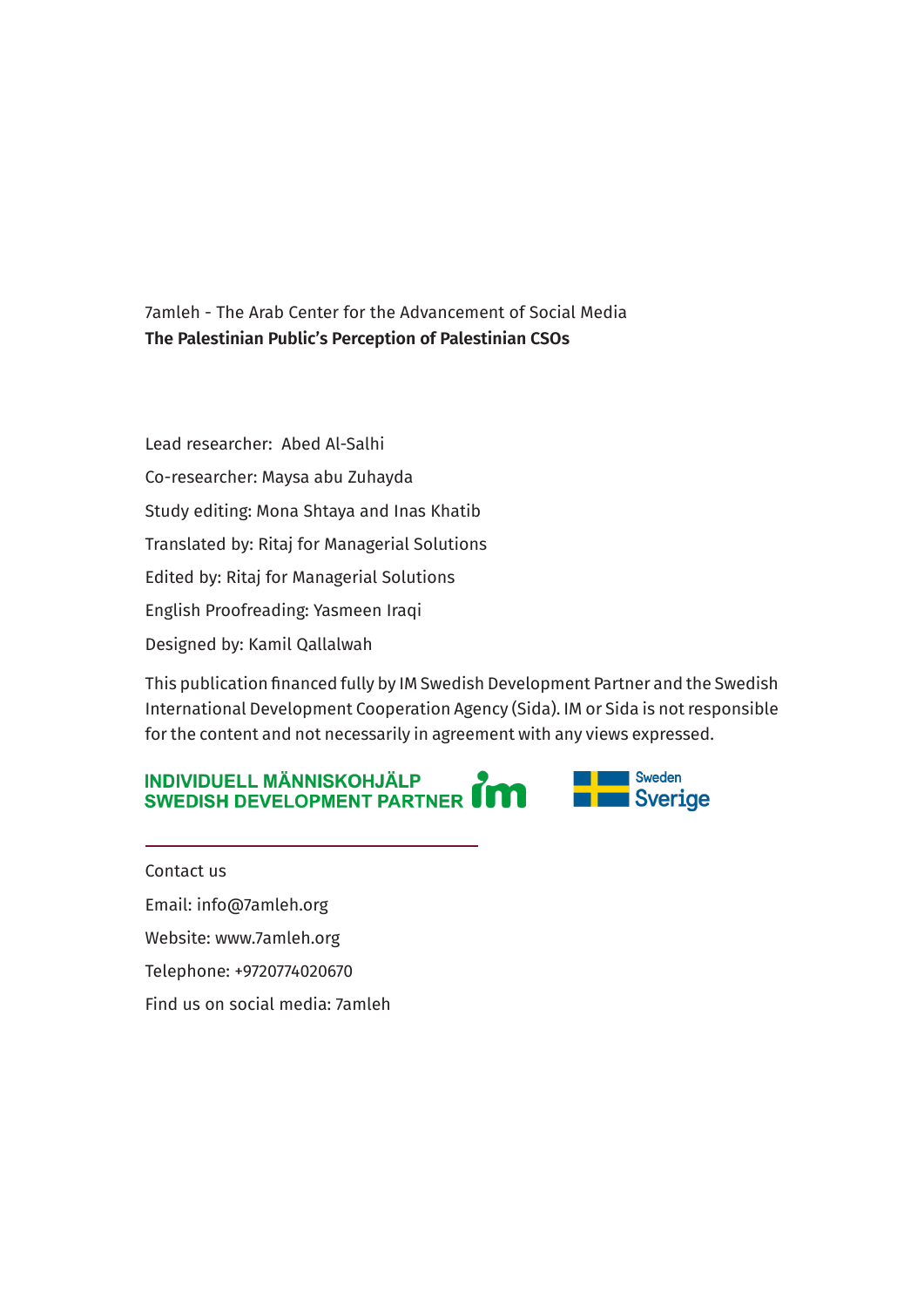7amleh - The Arab Center for the Advancement of Social Media

**The Palestinian Public's Perception of Palestinian CSOs**

Lead researcher: Abed Al-Salhi

Co-researcher: Maysa abu Zuhayda

Study editing: Mona Shtaya and Inas Khatib

Translated by: Ritaj for Managerial Solutions

Edited by: Ritaj for Managerial Solutions

English Proofreading: Yasmeen Iraqi

Designed by: Kamil Qallalwah

This publication financed fully by IM Swedish Development Partner and the Swedish International Development Cooperation Agency (Sida). IM or Sida is not responsible for the content and not necessarily in agreement with any views expressed.

INDIVIDUELL MÄNNISKOHJÄLP
SWEDISH DEVELOPMENT PARTNER im

Sweden
Sverige

---

Contact us

Email: info@7amleh.org

Website: www.7amleh.org

Telephone: +9720774020670

Find us on social media: 7amleh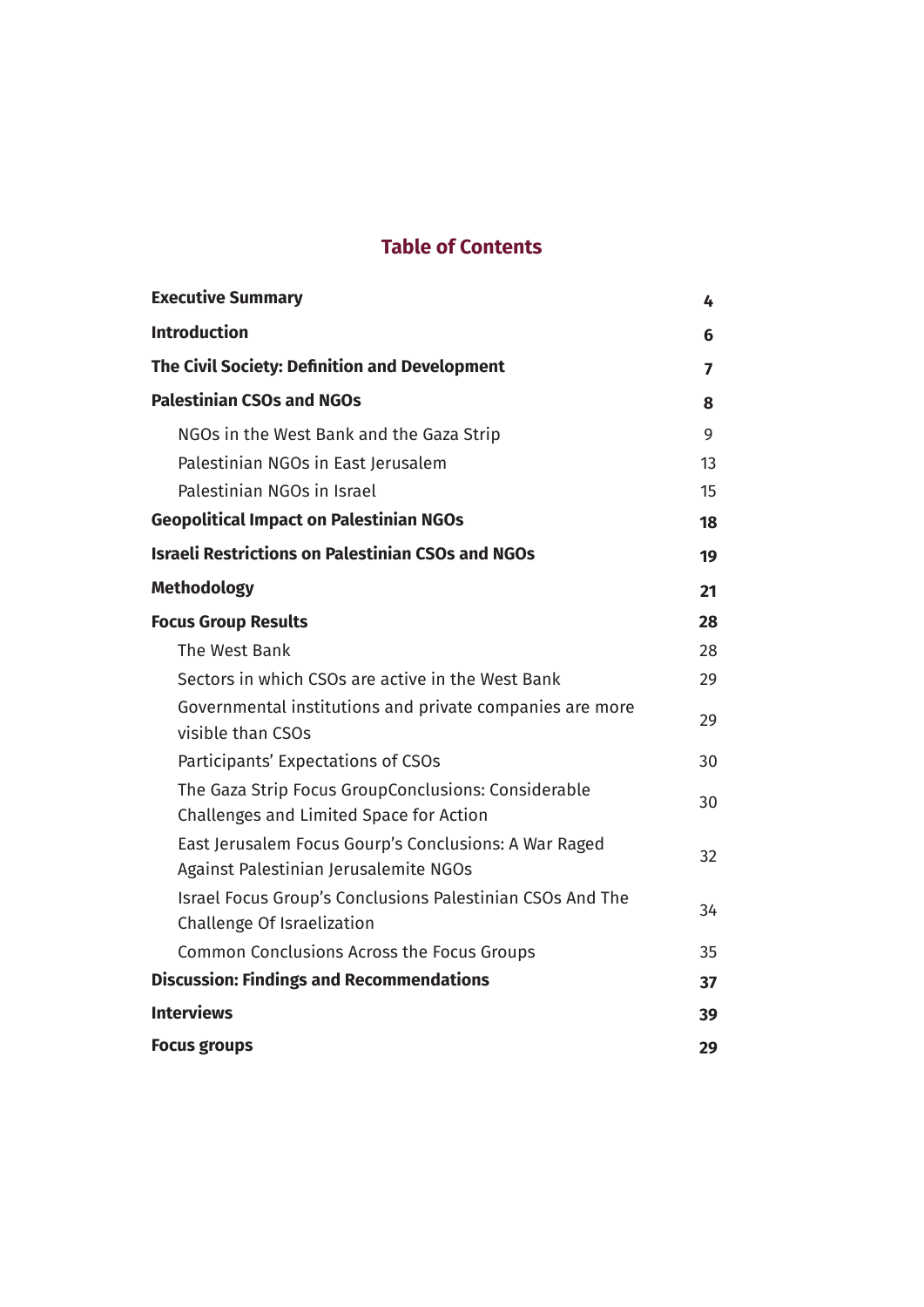## Table of Contents

| | |
|---|---|
| **Executive Summary** | **4** |
| **Introduction** | **6** |
| **The Civil Society: Definition and Development** | **7** |
| **Palestinian CSOs and NGOs** | **8** |
| NGOs in the West Bank and the Gaza Strip | 9 |
| Palestinian NGOs in East Jerusalem | 13 |
| Palestinian NGOs in Israel | 15 |
| **Geopolitical Impact on Palestinian NGOs** | **18** |
| **Israeli Restrictions on Palestinian CSOs and NGOs** | **19** |
| **Methodology** | **21** |
| **Focus Group Results** | **28** |
| The West Bank | 28 |
| Sectors in which CSOs are active in the West Bank | 29 |
| Governmental institutions and private companies are more visible than CSOs | 29 |
| Participants' Expectations of CSOs | 30 |
| The Gaza Strip Focus GroupConclusions: Considerable Challenges and Limited Space for Action | 30 |
| East Jerusalem Focus Gourp's Conclusions: A War Raged Against Palestinian Jerusalemite NGOs | 32 |
| Israel Focus Group's Conclusions Palestinian CSOs And The Challenge Of Israelization | 34 |
| Common Conclusions Across the Focus Groups | 35 |
| **Discussion: Findings and Recommendations** | **37** |
| **Interviews** | **39** |
| **Focus groups** | **29** |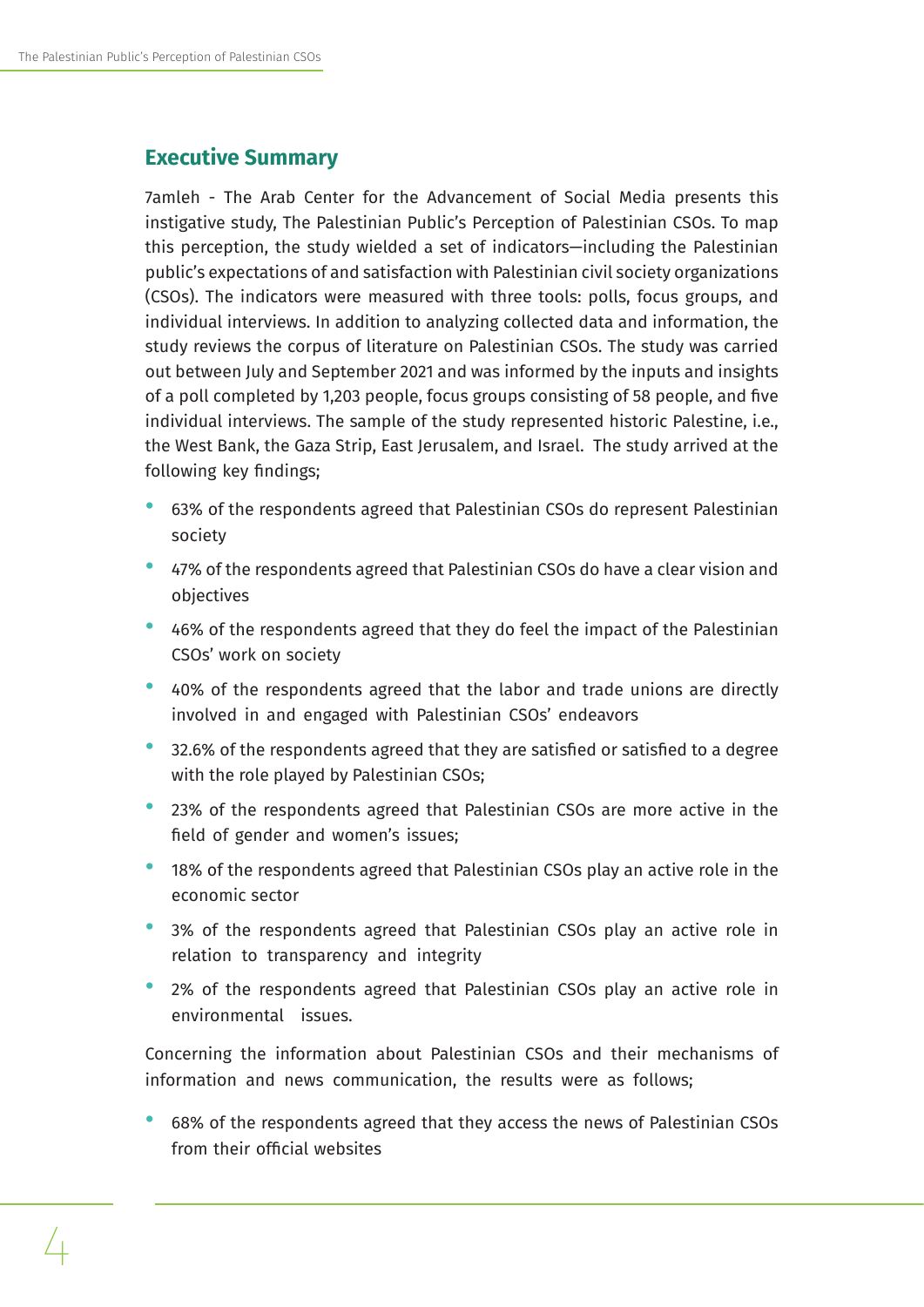## Executive Summary

7amleh - The Arab Center for the Advancement of Social Media presents this instigative study, The Palestinian Public's Perception of Palestinian CSOs. To map this perception, the study wielded a set of indicators—including the Palestinian public's expectations of and satisfaction with Palestinian civil society organizations (CSOs). The indicators were measured with three tools: polls, focus groups, and individual interviews. In addition to analyzing collected data and information, the study reviews the corpus of literature on Palestinian CSOs. The study was carried out between July and September 2021 and was informed by the inputs and insights of a poll completed by 1,203 people, focus groups consisting of 58 people, and five individual interviews. The sample of the study represented historic Palestine, i.e., the West Bank, the Gaza Strip, East Jerusalem, and Israel. The study arrived at the following key findings;

- 63% of the respondents agreed that Palestinian CSOs do represent Palestinian society
- 47% of the respondents agreed that Palestinian CSOs do have a clear vision and objectives
- 46% of the respondents agreed that they do feel the impact of the Palestinian CSOs' work on society
- 40% of the respondents agreed that the labor and trade unions are directly involved in and engaged with Palestinian CSOs' endeavors
- 32.6% of the respondents agreed that they are satisfied or satisfied to a degree with the role played by Palestinian CSOs;
- 23% of the respondents agreed that Palestinian CSOs are more active in the field of gender and women's issues;
- 18% of the respondents agreed that Palestinian CSOs play an active role in the economic sector
- 3% of the respondents agreed that Palestinian CSOs play an active role in relation to transparency and integrity
- 2% of the respondents agreed that Palestinian CSOs play an active role in environmental issues.

Concerning the information about Palestinian CSOs and their mechanisms of information and news communication, the results were as follows;

- 68% of the respondents agreed that they access the news of Palestinian CSOs from their official websites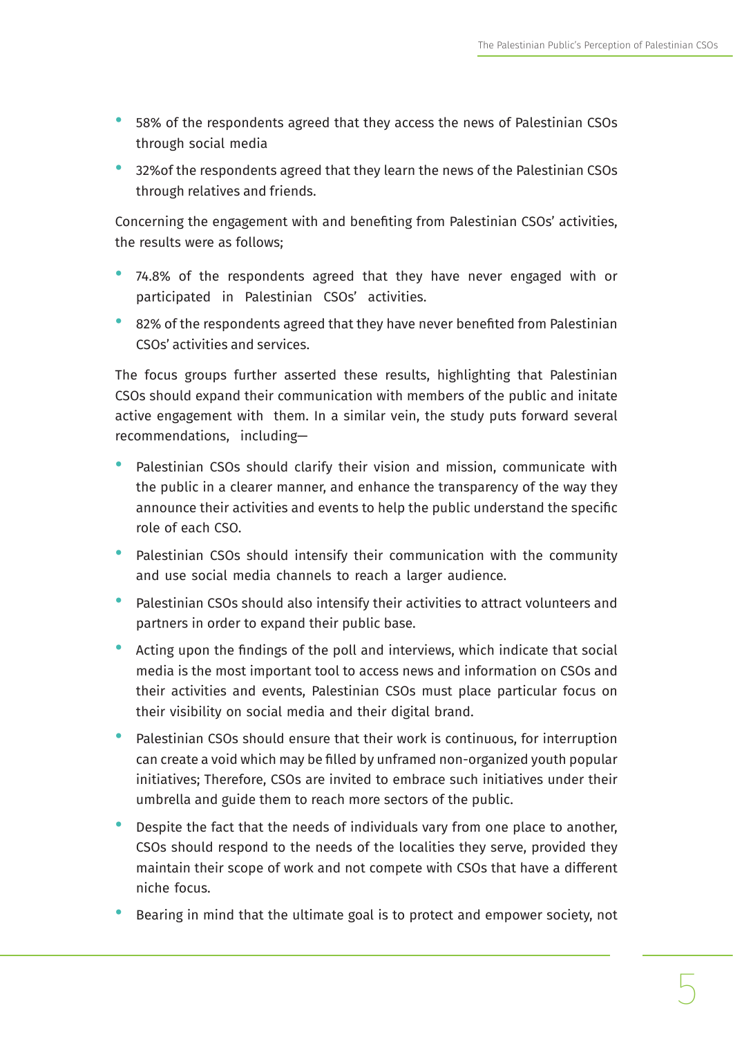- 58% of the respondents agreed that they access the news of Palestinian CSOs through social media
- 32%of the respondents agreed that they learn the news of the Palestinian CSOs through relatives and friends.

Concerning the engagement with and benefiting from Palestinian CSOs' activities, the results were as follows;

- 74.8% of the respondents agreed that they have never engaged with or participated in Palestinian CSOs' activities.
- 82% of the respondents agreed that they have never benefited from Palestinian CSOs' activities and services.

The focus groups further asserted these results, highlighting that Palestinian CSOs should expand their communication with members of the public and initate active engagement with them. In a similar vein, the study puts forward several recommendations, including—

- Palestinian CSOs should clarify their vision and mission, communicate with the public in a clearer manner, and enhance the transparency of the way they announce their activities and events to help the public understand the specific role of each CSO.
- Palestinian CSOs should intensify their communication with the community and use social media channels to reach a larger audience.
- Palestinian CSOs should also intensify their activities to attract volunteers and partners in order to expand their public base.
- Acting upon the findings of the poll and interviews, which indicate that social media is the most important tool to access news and information on CSOs and their activities and events, Palestinian CSOs must place particular focus on their visibility on social media and their digital brand.
- Palestinian CSOs should ensure that their work is continuous, for interruption can create a void which may be filled by unframed non-organized youth popular initiatives; Therefore, CSOs are invited to embrace such initiatives under their umbrella and guide them to reach more sectors of the public.
- Despite the fact that the needs of individuals vary from one place to another, CSOs should respond to the needs of the localities they serve, provided they maintain their scope of work and not compete with CSOs that have a different niche focus.
- Bearing in mind that the ultimate goal is to protect and empower society, not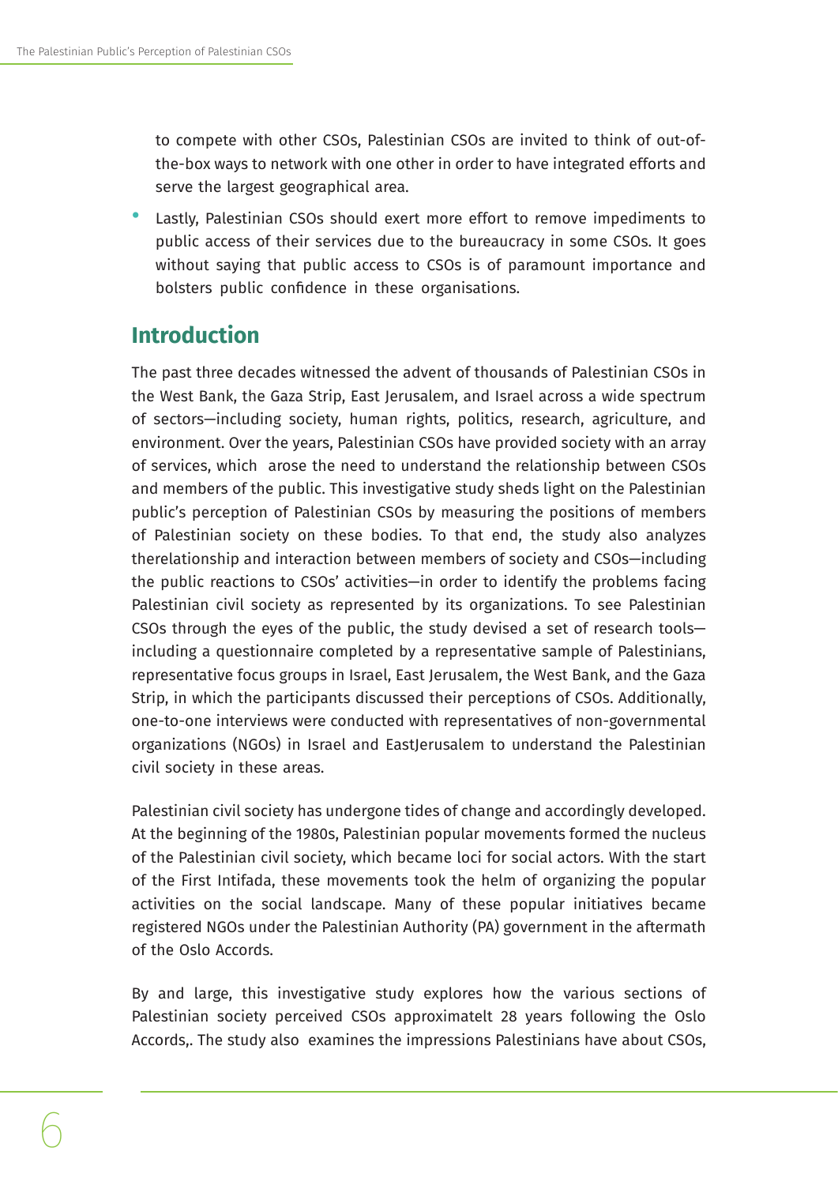to compete with other CSOs, Palestinian CSOs are invited to think of out-of-the-box ways to network with one other in order to have integrated efforts and serve the largest geographical area.

- Lastly, Palestinian CSOs should exert more effort to remove impediments to public access of their services due to the bureaucracy in some CSOs. It goes without saying that public access to CSOs is of paramount importance and bolsters public confidence in these organisations.

## Introduction

The past three decades witnessed the advent of thousands of Palestinian CSOs in the West Bank, the Gaza Strip, East Jerusalem, and Israel across a wide spectrum of sectors—including society, human rights, politics, research, agriculture, and environment. Over the years, Palestinian CSOs have provided society with an array of services, which arose the need to understand the relationship between CSOs and members of the public. This investigative study sheds light on the Palestinian public's perception of Palestinian CSOs by measuring the positions of members of Palestinian society on these bodies. To that end, the study also analyzes therelationship and interaction between members of society and CSOs—including the public reactions to CSOs' activities—in order to identify the problems facing Palestinian civil society as represented by its organizations. To see Palestinian CSOs through the eyes of the public, the study devised a set of research tools—including a questionnaire completed by a representative sample of Palestinians, representative focus groups in Israel, East Jerusalem, the West Bank, and the Gaza Strip, in which the participants discussed their perceptions of CSOs. Additionally, one-to-one interviews were conducted with representatives of non-governmental organizations (NGOs) in Israel and EastJerusalem to understand the Palestinian civil society in these areas.

Palestinian civil society has undergone tides of change and accordingly developed. At the beginning of the 1980s, Palestinian popular movements formed the nucleus of the Palestinian civil society, which became loci for social actors. With the start of the First Intifada, these movements took the helm of organizing the popular activities on the social landscape. Many of these popular initiatives became registered NGOs under the Palestinian Authority (PA) government in the aftermath of the Oslo Accords.

By and large, this investigative study explores how the various sections of Palestinian society perceived CSOs approximatelt 28 years following the Oslo Accords,. The study also examines the impressions Palestinians have about CSOs,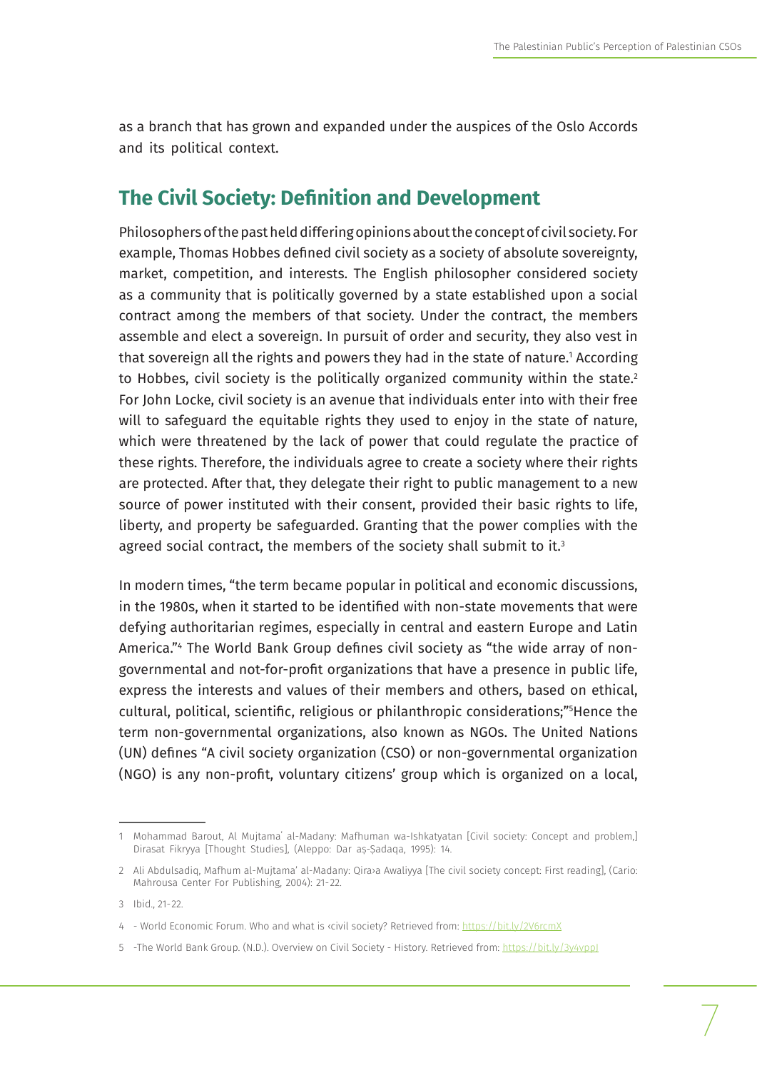as a branch that has grown and expanded under the auspices of the Oslo Accords and its political context.

## The Civil Society: Definition and Development

Philosophers of the past held differing opinions about the concept of civil society. For example, Thomas Hobbes defined civil society as a society of absolute sovereignty, market, competition, and interests. The English philosopher considered society as a community that is politically governed by a state established upon a social contract among the members of that society. Under the contract, the members assemble and elect a sovereign. In pursuit of order and security, they also vest in that sovereign all the rights and powers they had in the state of nature.[1] According to Hobbes, civil society is the politically organized community within the state.[2] For John Locke, civil society is an avenue that individuals enter into with their free will to safeguard the equitable rights they used to enjoy in the state of nature, which were threatened by the lack of power that could regulate the practice of these rights. Therefore, the individuals agree to create a society where their rights are protected. After that, they delegate their right to public management to a new source of power instituted with their consent, provided their basic rights to life, liberty, and property be safeguarded. Granting that the power complies with the agreed social contract, the members of the society shall submit to it.[3]

In modern times, "the term became popular in political and economic discussions, in the 1980s, when it started to be identified with non-state movements that were defying authoritarian regimes, especially in central and eastern Europe and Latin America."[4] The World Bank Group defines civil society as "the wide array of non-governmental and not-for-profit organizations that have a presence in public life, express the interests and values of their members and others, based on ethical, cultural, political, scientific, religious or philanthropic considerations;"[5]Hence the term non-governmental organizations, also known as NGOs. The United Nations (UN) defines "A civil society organization (CSO) or non-governmental organization (NGO) is any non-profit, voluntary citizens' group which is organized on a local,

---

1 Mohammad Barout, Al Mujtama' al-Madany: Mafhuman wa-Ishkatyatan [Civil society: Concept and problem,] Dirasat Fikryya [Thought Studies], (Aleppo: Dar aṣ-Ṣadaqa, 1995): 14.

2 Ali Abdulsadiq, Mafhum al-Mujtama' al-Madany: Qira›a Awaliyya [The civil society concept: First reading], (Cario: Mahrousa Center For Publishing, 2004): 21-22.

3 Ibid., 21-22.

4 - World Economic Forum. Who and what is ‹civil society? Retrieved from: https://bit.ly/2V6rcmX

5 -The World Bank Group. (N.D.). Overview on Civil Society - History. Retrieved from: https://bit.ly/3y4vppJ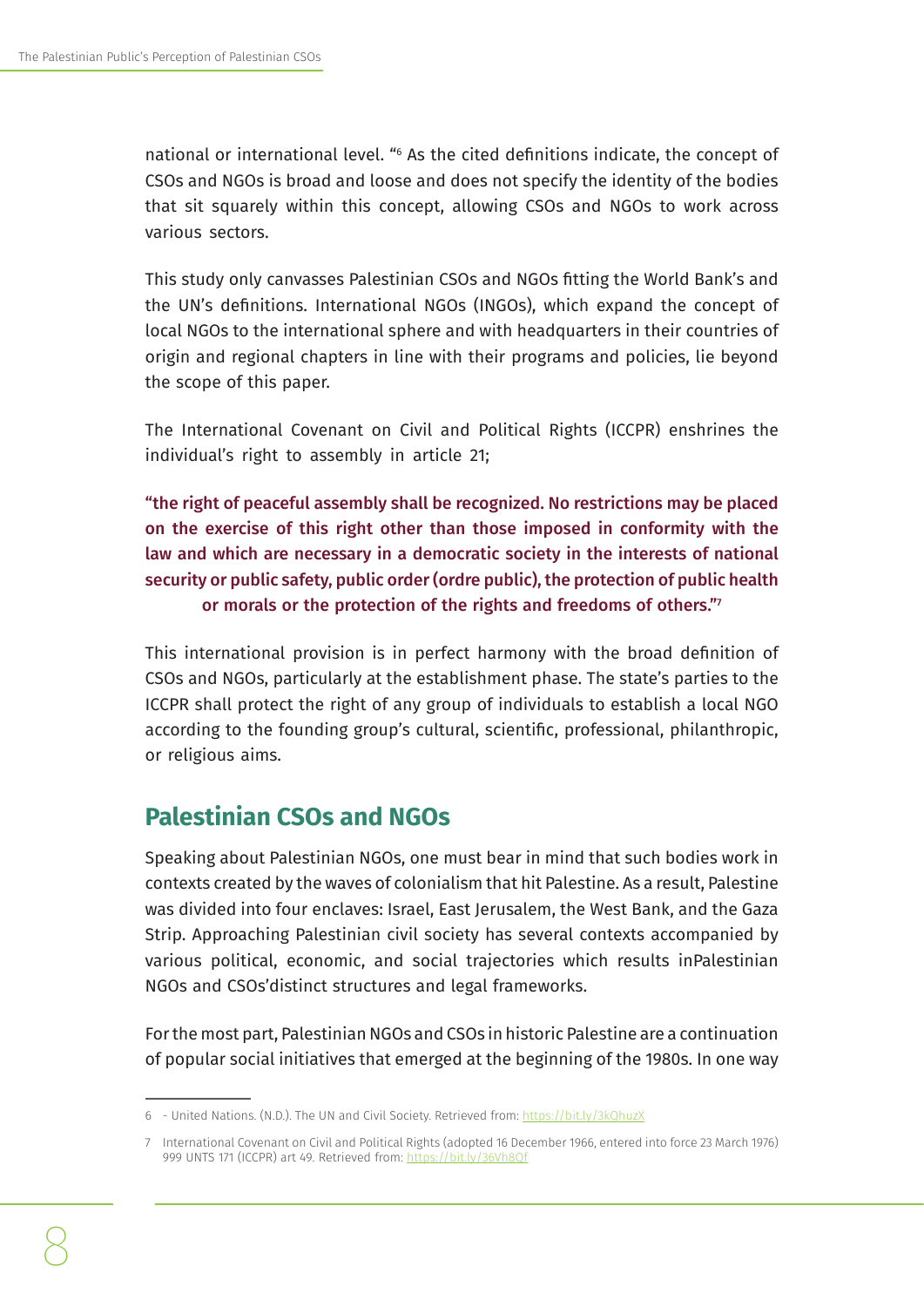national or international level. "[6] As the cited definitions indicate, the concept of CSOs and NGOs is broad and loose and does not specify the identity of the bodies that sit squarely within this concept, allowing CSOs and NGOs to work across various sectors.

This study only canvasses Palestinian CSOs and NGOs fitting the World Bank's and the UN's definitions. International NGOs (INGOs), which expand the concept of local NGOs to the international sphere and with headquarters in their countries of origin and regional chapters in line with their programs and policies, lie beyond the scope of this paper.

The International Covenant on Civil and Political Rights (ICCPR) enshrines the individual's right to assembly in article 21;

**"the right of peaceful assembly shall be recognized. No restrictions may be placed on the exercise of this right other than those imposed in conformity with the law and which are necessary in a democratic society in the interests of national security or public safety, public order (ordre public), the protection of public health or morals or the protection of the rights and freedoms of others."[7]**

This international provision is in perfect harmony with the broad definition of CSOs and NGOs, particularly at the establishment phase. The state's parties to the ICCPR shall protect the right of any group of individuals to establish a local NGO according to the founding group's cultural, scientific, professional, philanthropic, or religious aims.

## Palestinian CSOs and NGOs

Speaking about Palestinian NGOs, one must bear in mind that such bodies work in contexts created by the waves of colonialism that hit Palestine. As a result, Palestine was divided into four enclaves: Israel, East Jerusalem, the West Bank, and the Gaza Strip. Approaching Palestinian civil society has several contexts accompanied by various political, economic, and social trajectories which results inPalestinian NGOs and CSOs'distinct structures and legal frameworks.

For the most part, Palestinian NGOs and CSOs in historic Palestine are a continuation of popular social initiatives that emerged at the beginning of the 1980s. In one way

---

6 - United Nations. (N.D.). The UN and Civil Society. Retrieved from: https://bit.ly/3kQhuzX

7 International Covenant on Civil and Political Rights (adopted 16 December 1966, entered into force 23 March 1976) 999 UNTS 171 (ICCPR) art 49. Retrieved from: https://bit.ly/36Vh8Qf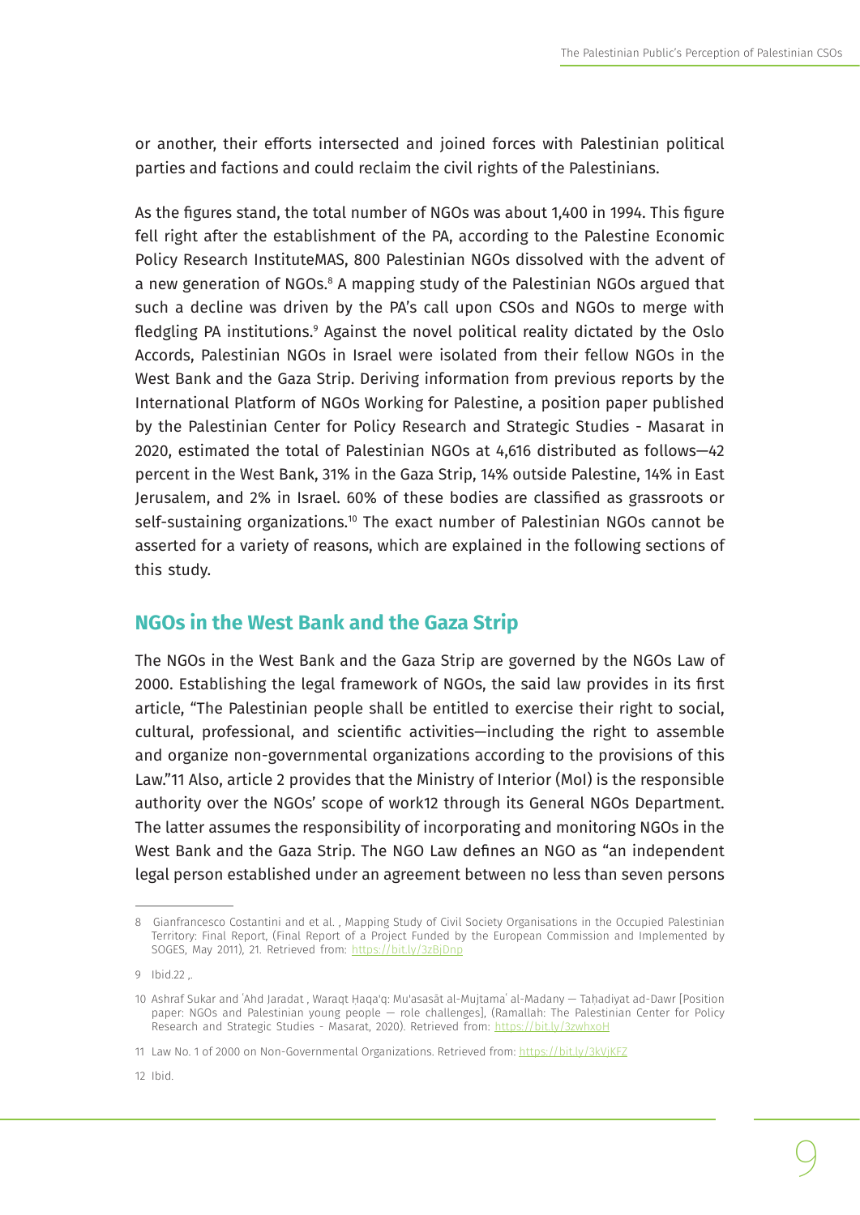or another, their efforts intersected and joined forces with Palestinian political parties and factions and could reclaim the civil rights of the Palestinians.

As the figures stand, the total number of NGOs was about 1,400 in 1994. This figure fell right after the establishment of the PA, according to the Palestine Economic Policy Research InstituteMAS, 800 Palestinian NGOs dissolved with the advent of a new generation of NGOs.[8] A mapping study of the Palestinian NGOs argued that such a decline was driven by the PA's call upon CSOs and NGOs to merge with fledgling PA institutions.[9] Against the novel political reality dictated by the Oslo Accords, Palestinian NGOs in Israel were isolated from their fellow NGOs in the West Bank and the Gaza Strip. Deriving information from previous reports by the International Platform of NGOs Working for Palestine, a position paper published by the Palestinian Center for Policy Research and Strategic Studies - Masarat in 2020, estimated the total of Palestinian NGOs at 4,616 distributed as follows—42 percent in the West Bank, 31% in the Gaza Strip, 14% outside Palestine, 14% in East Jerusalem, and 2% in Israel. 60% of these bodies are classified as grassroots or self-sustaining organizations.[10] The exact number of Palestinian NGOs cannot be asserted for a variety of reasons, which are explained in the following sections of this study.

## NGOs in the West Bank and the Gaza Strip

The NGOs in the West Bank and the Gaza Strip are governed by the NGOs Law of 2000. Establishing the legal framework of NGOs, the said law provides in its first article, "The Palestinian people shall be entitled to exercise their right to social, cultural, professional, and scientific activities—including the right to assemble and organize non-governmental organizations according to the provisions of this Law."11 Also, article 2 provides that the Ministry of Interior (MoI) is the responsible authority over the NGOs' scope of work12 through its General NGOs Department. The latter assumes the responsibility of incorporating and monitoring NGOs in the West Bank and the Gaza Strip. The NGO Law defines an NGO as "an independent legal person established under an agreement between no less than seven persons

---

8 Gianfrancesco Costantini and et al. , Mapping Study of Civil Society Organisations in the Occupied Palestinian Territory: Final Report, (Final Report of a Project Funded by the European Commission and Implemented by SOGES, May 2011), 21. Retrieved from: https://bit.ly/3zBjDnp

9 Ibid.22 ,.

10 Ashraf Sukar and ʿAhd Jaradat , Waraqt Ḥaqa'q: Mu'asasāt al-Mujtamaʿ al-Madany — Taḥadiyat ad-Dawr [Position paper: NGOs and Palestinian young people — role challenges], (Ramallah: The Palestinian Center for Policy Research and Strategic Studies - Masarat, 2020). Retrieved from: https://bit.ly/3zwhxoH

11 Law No. 1 of 2000 on Non-Governmental Organizations. Retrieved from: https://bit.ly/3kVjKFZ

12 Ibid.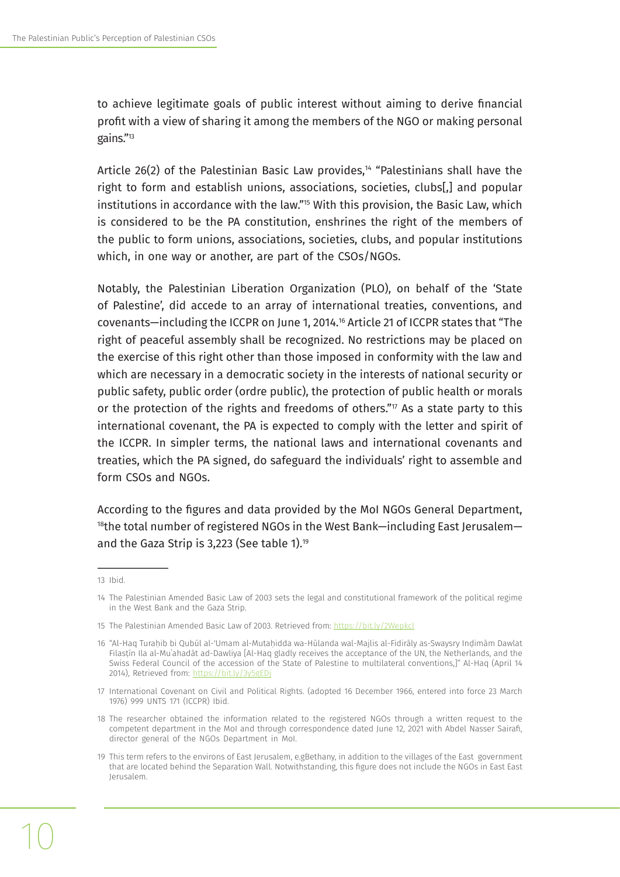to achieve legitimate goals of public interest without aiming to derive financial profit with a view of sharing it among the members of the NGO or making personal gains."[13]

Article 26(2) of the Palestinian Basic Law provides,[14] "Palestinians shall have the right to form and establish unions, associations, societies, clubs[,] and popular institutions in accordance with the law."[15] With this provision, the Basic Law, which is considered to be the PA constitution, enshrines the right of the members of the public to form unions, associations, societies, clubs, and popular institutions which, in one way or another, are part of the CSOs/NGOs.

Notably, the Palestinian Liberation Organization (PLO), on behalf of the 'State of Palestine', did accede to an array of international treaties, conventions, and covenants—including the ICCPR on June 1, 2014.[16] Article 21 of ICCPR states that "The right of peaceful assembly shall be recognized. No restrictions may be placed on the exercise of this right other than those imposed in conformity with the law and which are necessary in a democratic society in the interests of national security or public safety, public order (ordre public), the protection of public health or morals or the protection of the rights and freedoms of others."[17] As a state party to this international covenant, the PA is expected to comply with the letter and spirit of the ICCPR. In simpler terms, the national laws and international covenants and treaties, which the PA signed, do safeguard the individuals' right to assemble and form CSOs and NGOs.

According to the figures and data provided by the MoI NGOs General Department, [18]the total number of registered NGOs in the West Bank—including East Jerusalem—and the Gaza Strip is 3,223 (See table 1).[19]

---

13 Ibid.

14 The Palestinian Amended Basic Law of 2003 sets the legal and constitutional framework of the political regime in the West Bank and the Gaza Strip.

15 The Palestinian Amended Basic Law of 2003. Retrieved from: https://bit.ly/2Wepkcl

16 "Al-Haq Turaḥib bi Qubūl al-'Umam al-Mutaḥidda wa-Hūlanda wal-Majlis al-Fidirāly as-Swaysry Inḍimām Dawlat Filasṭīn Ila al-Muʿahadāt ad-Dawliya [Al-Haq gladly receives the acceptance of the UN, the Netherlands, and the Swiss Federal Council of the accession of the State of Palestine to multilateral conventions,]" Al-Haq (April 14 2014), Retrieved from: https://bit.ly/3y5gEDj

17 International Covenant on Civil and Political Rights. (adopted 16 December 1966, entered into force 23 March 1976) 999 UNTS 171 (ICCPR) Ibid.

18 The researcher obtained the information related to the registered NGOs through a written request to the competent department in the MoI and through correspondence dated June 12, 2021 with Abdel Nasser Sairafi, director general of the NGOs Department in MoI.

19 This term refers to the environs of East Jerusalem, e.gBethany, in addition to the villages of the East government that are located behind the Separation Wall. Notwithstanding, this figure does not include the NGOs in East East Jerusalem.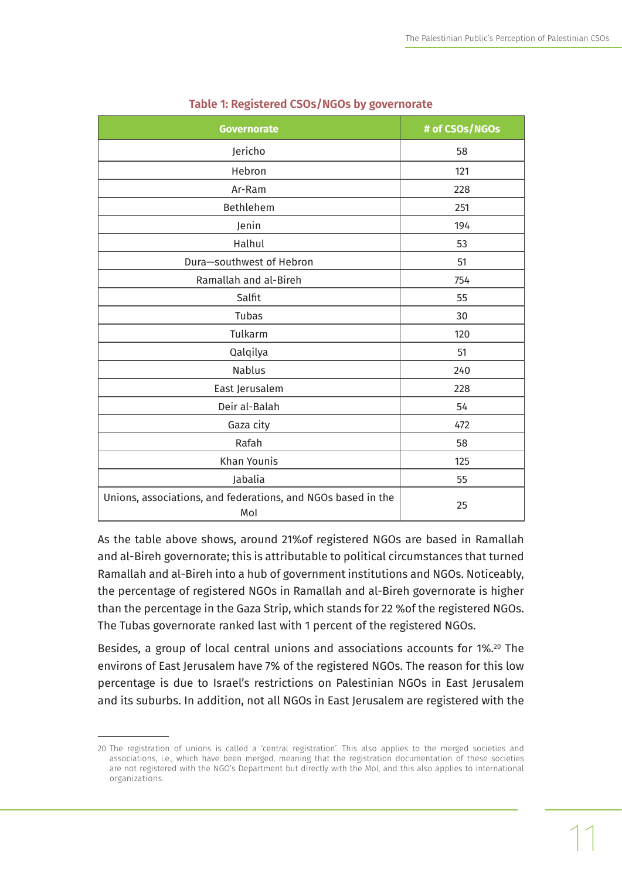**Table 1: Registered CSOs/NGOs by governorate**

| Governorate | # of CSOs/NGOs |
|---|---|
| Jericho | 58 |
| Hebron | 121 |
| Ar-Ram | 228 |
| Bethlehem | 251 |
| Jenin | 194 |
| Halhul | 53 |
| Dura—southwest of Hebron | 51 |
| Ramallah and al-Bireh | 754 |
| Salfit | 55 |
| Tubas | 30 |
| Tulkarm | 120 |
| Qalqilya | 51 |
| Nablus | 240 |
| East Jerusalem | 228 |
| Deir al-Balah | 54 |
| Gaza city | 472 |
| Rafah | 58 |
| Khan Younis | 125 |
| Jabalia | 55 |
| Unions, associations, and federations, and NGOs based in the MoI | 25 |

As the table above shows, around 21%of registered NGOs are based in Ramallah and al-Bireh governorate; this is attributable to political circumstances that turned Ramallah and al-Bireh into a hub of government institutions and NGOs. Noticeably, the percentage of registered NGOs in Ramallah and al-Bireh governorate is higher than the percentage in the Gaza Strip, which stands for 22 %of the registered NGOs. The Tubas governorate ranked last with 1 percent of the registered NGOs.

Besides, a group of local central unions and associations accounts for 1%.[20] The environs of East Jerusalem have 7% of the registered NGOs. The reason for this low percentage is due to Israel's restrictions on Palestinian NGOs in East Jerusalem and its suburbs. In addition, not all NGOs in East Jerusalem are registered with the

20 The registration of unions is called a 'central registration'. This also applies to the merged societies and associations, i.e., which have been merged, meaning that the registration documentation of these societies are not registered with the NGO's Department but directly with the MoI, and this also applies to international organizations.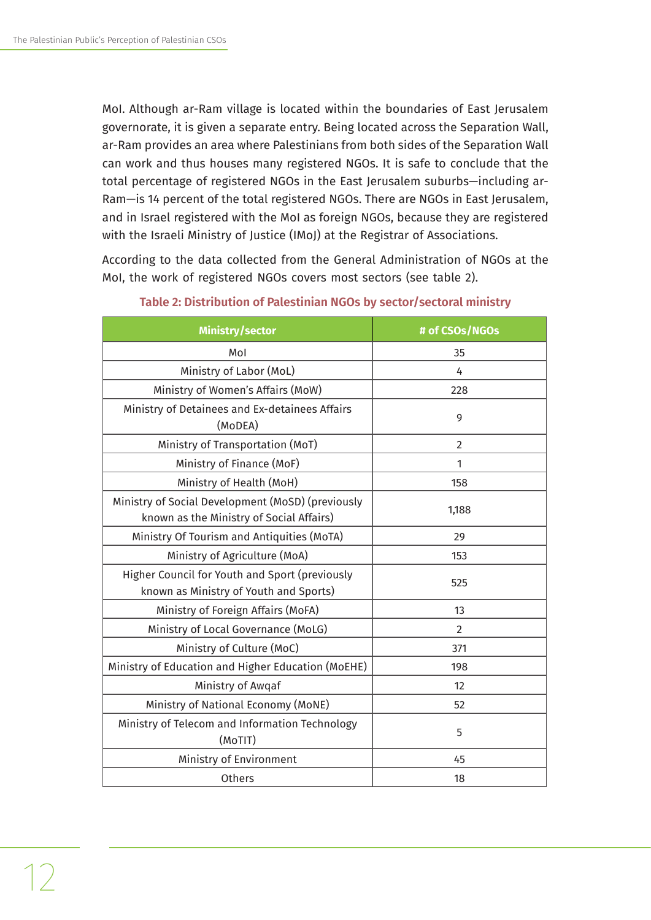MoI. Although ar-Ram village is located within the boundaries of East Jerusalem governorate, it is given a separate entry. Being located across the Separation Wall, ar-Ram provides an area where Palestinians from both sides of the Separation Wall can work and thus houses many registered NGOs. It is safe to conclude that the total percentage of registered NGOs in the East Jerusalem suburbs—including ar-Ram—is 14 percent of the total registered NGOs. There are NGOs in East Jerusalem, and in Israel registered with the MoI as foreign NGOs, because they are registered with the Israeli Ministry of Justice (IMoJ) at the Registrar of Associations.

According to the data collected from the General Administration of NGOs at the MoI, the work of registered NGOs covers most sectors (see table 2).

**Table 2: Distribution of Palestinian NGOs by sector/sectoral ministry**

| Ministry/sector | # of CSOs/NGOs |
|---|---|
| MoI | 35 |
| Ministry of Labor (MoL) | 4 |
| Ministry of Women's Affairs (MoW) | 228 |
| Ministry of Detainees and Ex-detainees Affairs (MoDEA) | 9 |
| Ministry of Transportation (MoT) | 2 |
| Ministry of Finance (MoF) | 1 |
| Ministry of Health (MoH) | 158 |
| Ministry of Social Development (MoSD) (previously known as the Ministry of Social Affairs) | 1,188 |
| Ministry Of Tourism and Antiquities (MoTA) | 29 |
| Ministry of Agriculture (MoA) | 153 |
| Higher Council for Youth and Sport (previously known as Ministry of Youth and Sports) | 525 |
| Ministry of Foreign Affairs (MoFA) | 13 |
| Ministry of Local Governance (MoLG) | 2 |
| Ministry of Culture (MoC) | 371 |
| Ministry of Education and Higher Education (MoEHE) | 198 |
| Ministry of Awqaf | 12 |
| Ministry of National Economy (MoNE) | 52 |
| Ministry of Telecom and Information Technology (MoTIT) | 5 |
| Ministry of Environment | 45 |
| Others | 18 |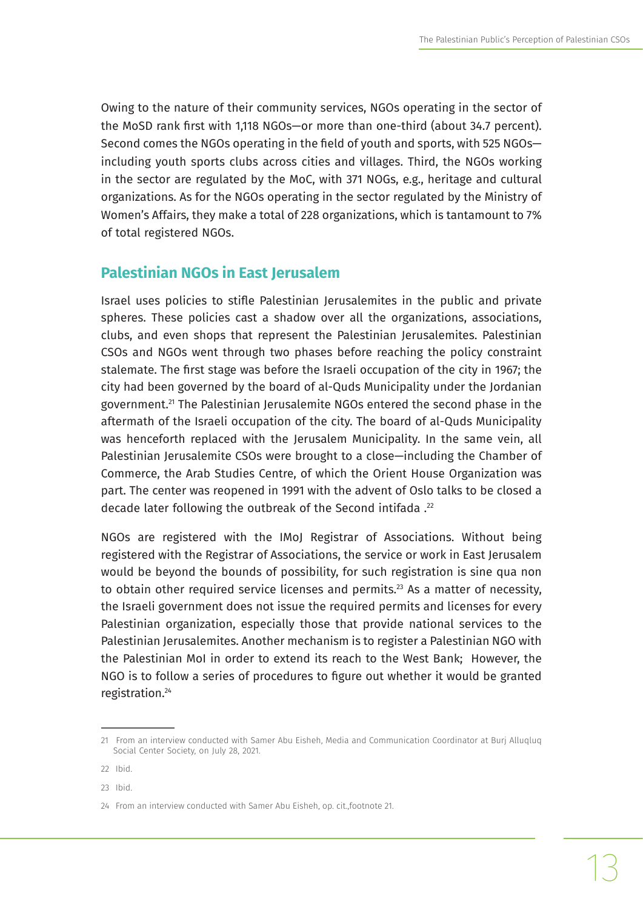Owing to the nature of their community services, NGOs operating in the sector of the MoSD rank first with 1,118 NGOs—or more than one-third (about 34.7 percent). Second comes the NGOs operating in the field of youth and sports, with 525 NGOs—including youth sports clubs across cities and villages. Third, the NGOs working in the sector are regulated by the MoC, with 371 NOGs, e.g., heritage and cultural organizations. As for the NGOs operating in the sector regulated by the Ministry of Women's Affairs, they make a total of 228 organizations, which is tantamount to 7% of total registered NGOs.

## Palestinian NGOs in East Jerusalem

Israel uses policies to stifle Palestinian Jerusalemites in the public and private spheres. These policies cast a shadow over all the organizations, associations, clubs, and even shops that represent the Palestinian Jerusalemites. Palestinian CSOs and NGOs went through two phases before reaching the policy constraint stalemate. The first stage was before the Israeli occupation of the city in 1967; the city had been governed by the board of al-Quds Municipality under the Jordanian government.[21] The Palestinian Jerusalemite NGOs entered the second phase in the aftermath of the Israeli occupation of the city. The board of al-Quds Municipality was henceforth replaced with the Jerusalem Municipality. In the same vein, all Palestinian Jerusalemite CSOs were brought to a close—including the Chamber of Commerce, the Arab Studies Centre, of which the Orient House Organization was part. The center was reopened in 1991 with the advent of Oslo talks to be closed a decade later following the outbreak of the Second intifada .[22]

NGOs are registered with the IMoJ Registrar of Associations. Without being registered with the Registrar of Associations, the service or work in East Jerusalem would be beyond the bounds of possibility, for such registration is sine qua non to obtain other required service licenses and permits.[23] As a matter of necessity, the Israeli government does not issue the required permits and licenses for every Palestinian organization, especially those that provide national services to the Palestinian Jerusalemites. Another mechanism is to register a Palestinian NGO with the Palestinian MoI in order to extend its reach to the West Bank; However, the NGO is to follow a series of procedures to figure out whether it would be granted registration.[24]

---

21 From an interview conducted with Samer Abu Eisheh, Media and Communication Coordinator at Burj Alluqluq Social Center Society, on July 28, 2021.

22 Ibid.

23 Ibid.

24 From an interview conducted with Samer Abu Eisheh, op. cit.,footnote 21.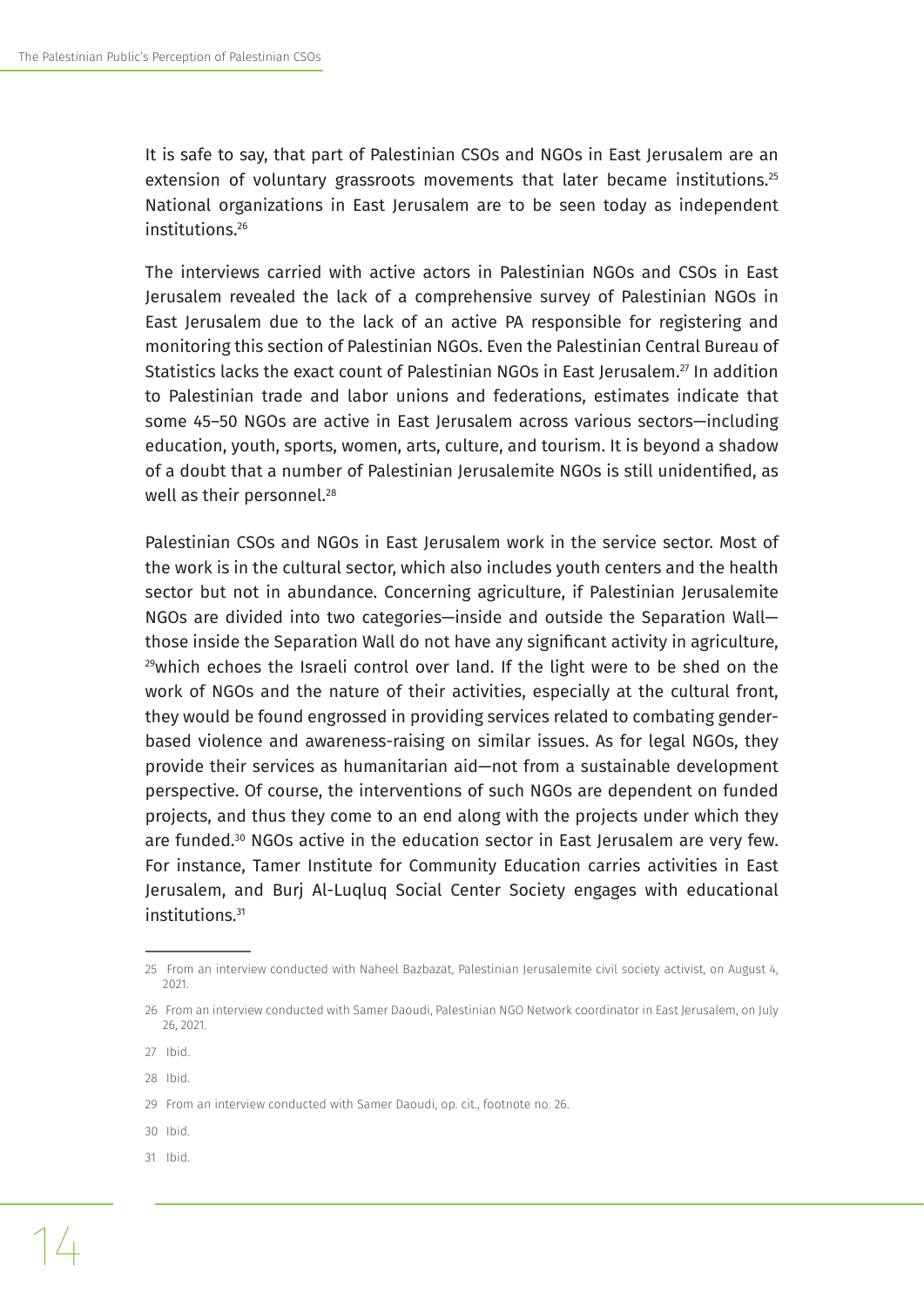It is safe to say, that part of Palestinian CSOs and NGOs in East Jerusalem are an extension of voluntary grassroots movements that later became institutions.[25] National organizations in East Jerusalem are to be seen today as independent institutions.[26]

The interviews carried with active actors in Palestinian NGOs and CSOs in East Jerusalem revealed the lack of a comprehensive survey of Palestinian NGOs in East Jerusalem due to the lack of an active PA responsible for registering and monitoring this section of Palestinian NGOs. Even the Palestinian Central Bureau of Statistics lacks the exact count of Palestinian NGOs in East Jerusalem.[27] In addition to Palestinian trade and labor unions and federations, estimates indicate that some 45–50 NGOs are active in East Jerusalem across various sectors—including education, youth, sports, women, arts, culture, and tourism. It is beyond a shadow of a doubt that a number of Palestinian Jerusalemite NGOs is still unidentified, as well as their personnel.[28]

Palestinian CSOs and NGOs in East Jerusalem work in the service sector. Most of the work is in the cultural sector, which also includes youth centers and the health sector but not in abundance. Concerning agriculture, if Palestinian Jerusalemite NGOs are divided into two categories—inside and outside the Separation Wall—those inside the Separation Wall do not have any significant activity in agriculture, [29]which echoes the Israeli control over land. If the light were to be shed on the work of NGOs and the nature of their activities, especially at the cultural front, they would be found engrossed in providing services related to combating gender-based violence and awareness-raising on similar issues. As for legal NGOs, they provide their services as humanitarian aid—not from a sustainable development perspective. Of course, the interventions of such NGOs are dependent on funded projects, and thus they come to an end along with the projects under which they are funded.[30] NGOs active in the education sector in East Jerusalem are very few. For instance, Tamer Institute for Community Education carries activities in East Jerusalem, and Burj Al-Luqluq Social Center Society engages with educational institutions.[31]

---

25 From an interview conducted with Naheel Bazbazat, Palestinian Jerusalemite civil society activist, on August 4, 2021.

26 From an interview conducted with Samer Daoudi, Palestinian NGO Network coordinator in East Jerusalem, on July 26, 2021.

27 Ibid.

28 Ibid.

29 From an interview conducted with Samer Daoudi, op. cit., footnote no. 26.

30 Ibid.

31 Ibid.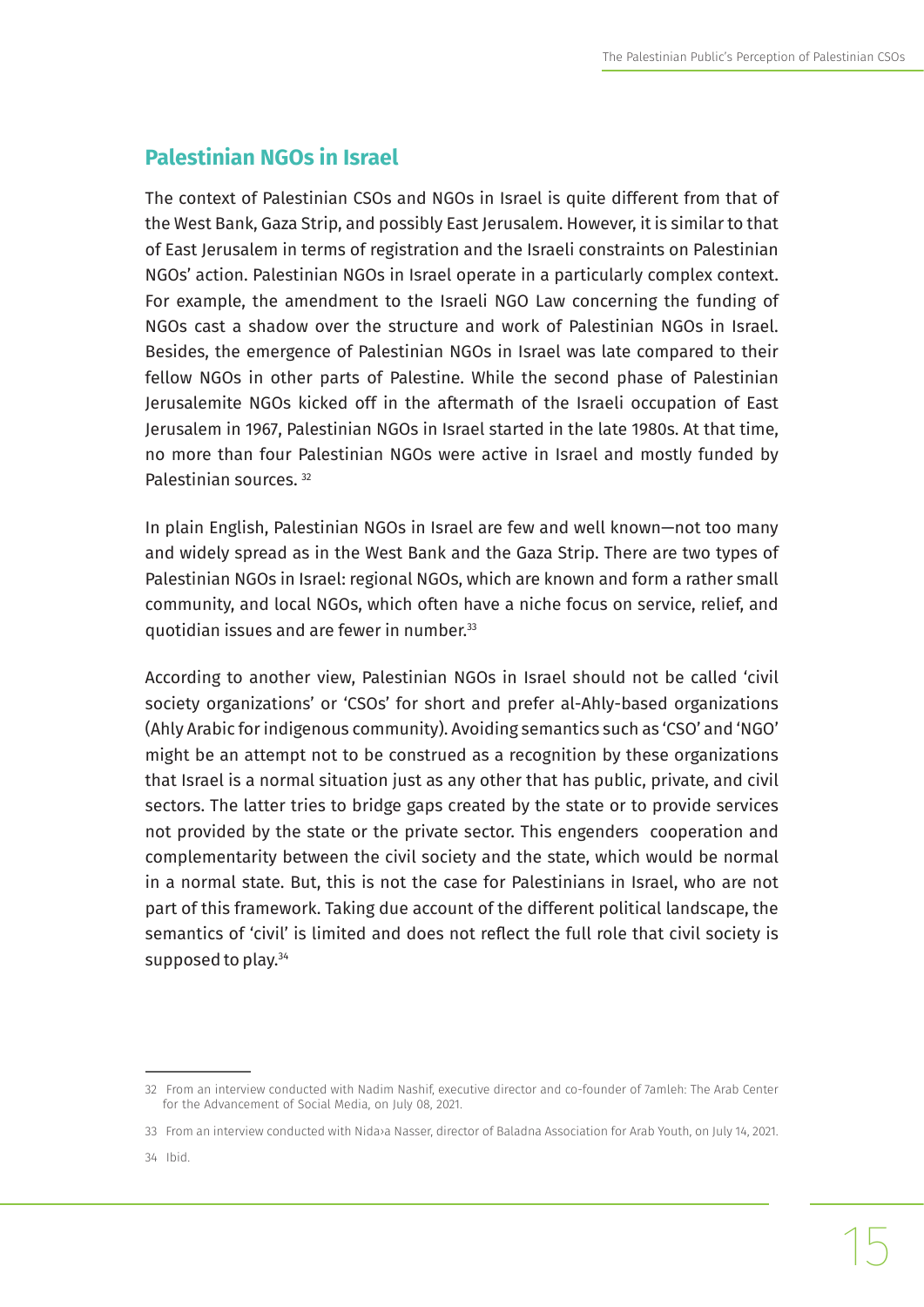## Palestinian NGOs in Israel

The context of Palestinian CSOs and NGOs in Israel is quite different from that of the West Bank, Gaza Strip, and possibly East Jerusalem. However, it is similar to that of East Jerusalem in terms of registration and the Israeli constraints on Palestinian NGOs' action. Palestinian NGOs in Israel operate in a particularly complex context. For example, the amendment to the Israeli NGO Law concerning the funding of NGOs cast a shadow over the structure and work of Palestinian NGOs in Israel. Besides, the emergence of Palestinian NGOs in Israel was late compared to their fellow NGOs in other parts of Palestine. While the second phase of Palestinian Jerusalemite NGOs kicked off in the aftermath of the Israeli occupation of East Jerusalem in 1967, Palestinian NGOs in Israel started in the late 1980s. At that time, no more than four Palestinian NGOs were active in Israel and mostly funded by Palestinian sources. [32]

In plain English, Palestinian NGOs in Israel are few and well known—not too many and widely spread as in the West Bank and the Gaza Strip. There are two types of Palestinian NGOs in Israel: regional NGOs, which are known and form a rather small community, and local NGOs, which often have a niche focus on service, relief, and quotidian issues and are fewer in number.[33]

According to another view, Palestinian NGOs in Israel should not be called 'civil society organizations' or 'CSOs' for short and prefer al-Ahly-based organizations (Ahly Arabic for indigenous community). Avoiding semantics such as 'CSO' and 'NGO' might be an attempt not to be construed as a recognition by these organizations that Israel is a normal situation just as any other that has public, private, and civil sectors. The latter tries to bridge gaps created by the state or to provide services not provided by the state or the private sector. This engenders cooperation and complementarity between the civil society and the state, which would be normal in a normal state. But, this is not the case for Palestinians in Israel, who are not part of this framework. Taking due account of the different political landscape, the semantics of 'civil' is limited and does not reflect the full role that civil society is supposed to play.[34]

---

32 From an interview conducted with Nadim Nashif, executive director and co-founder of 7amleh: The Arab Center for the Advancement of Social Media, on July 08, 2021.

33 From an interview conducted with Nida›a Nasser, director of Baladna Association for Arab Youth, on July 14, 2021.

34 Ibid.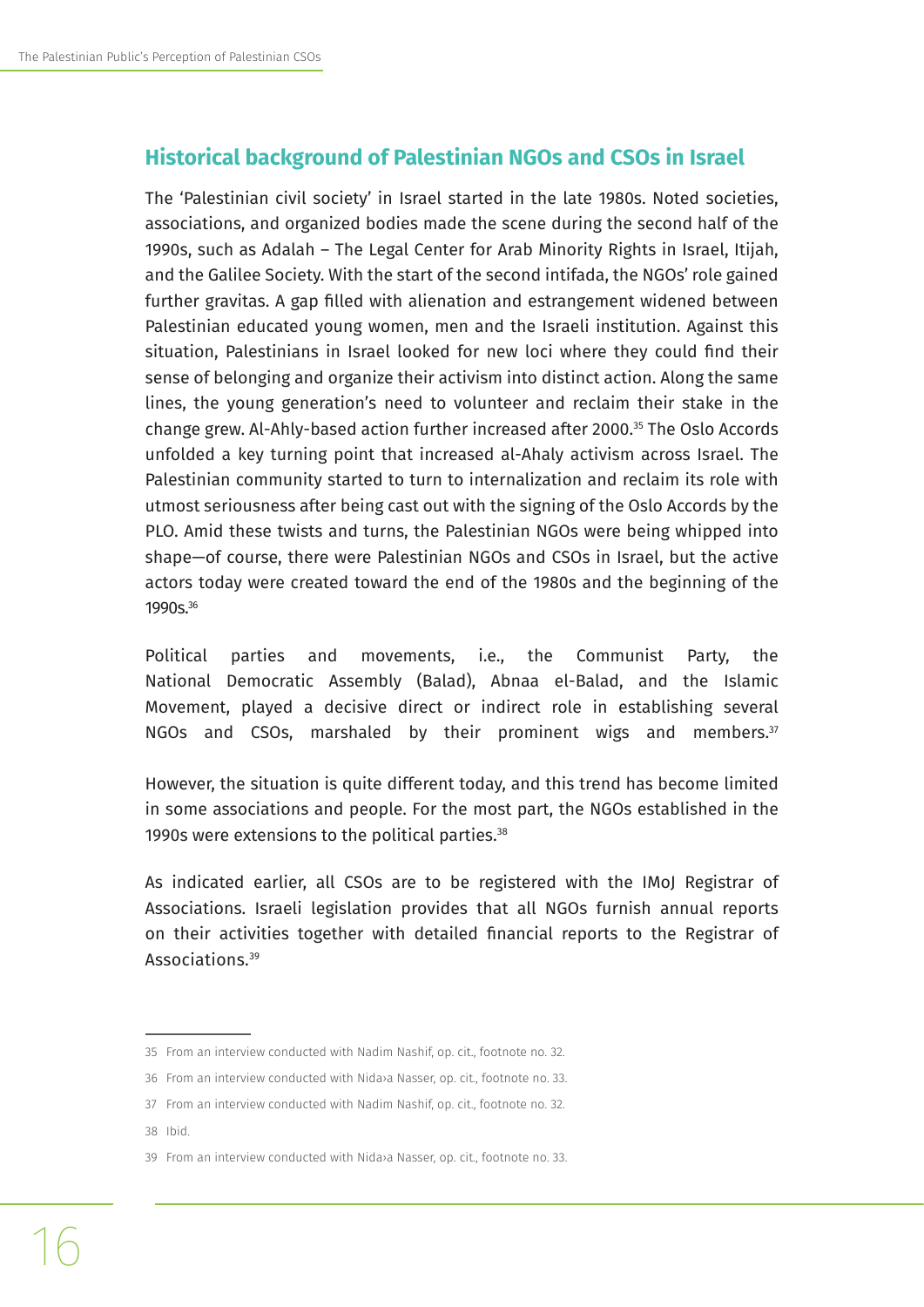## Historical background of Palestinian NGOs and CSOs in Israel

The 'Palestinian civil society' in Israel started in the late 1980s. Noted societies, associations, and organized bodies made the scene during the second half of the 1990s, such as Adalah – The Legal Center for Arab Minority Rights in Israel, Itijah, and the Galilee Society. With the start of the second intifada, the NGOs' role gained further gravitas. A gap filled with alienation and estrangement widened between Palestinian educated young women, men and the Israeli institution. Against this situation, Palestinians in Israel looked for new loci where they could find their sense of belonging and organize their activism into distinct action. Along the same lines, the young generation's need to volunteer and reclaim their stake in the change grew. Al-Ahly-based action further increased after 2000.[35] The Oslo Accords unfolded a key turning point that increased al-Ahaly activism across Israel. The Palestinian community started to turn to internalization and reclaim its role with utmost seriousness after being cast out with the signing of the Oslo Accords by the PLO. Amid these twists and turns, the Palestinian NGOs were being whipped into shape—of course, there were Palestinian NGOs and CSOs in Israel, but the active actors today were created toward the end of the 1980s and the beginning of the 1990s.[36]

Political parties and movements, i.e., the Communist Party, the National Democratic Assembly (Balad), Abnaa el-Balad, and the Islamic Movement, played a decisive direct or indirect role in establishing several NGOs and CSOs, marshaled by their prominent wigs and members.[37]

However, the situation is quite different today, and this trend has become limited in some associations and people. For the most part, the NGOs established in the 1990s were extensions to the political parties.[38]

As indicated earlier, all CSOs are to be registered with the IMoJ Registrar of Associations. Israeli legislation provides that all NGOs furnish annual reports on their activities together with detailed financial reports to the Registrar of Associations.[39]

---

35 From an interview conducted with Nadim Nashif, op. cit., footnote no. 32.

36 From an interview conducted with Nida›a Nasser, op. cit., footnote no. 33.

37 From an interview conducted with Nadim Nashif, op. cit., footnote no. 32.

38 Ibid.

39 From an interview conducted with Nida›a Nasser, op. cit., footnote no. 33.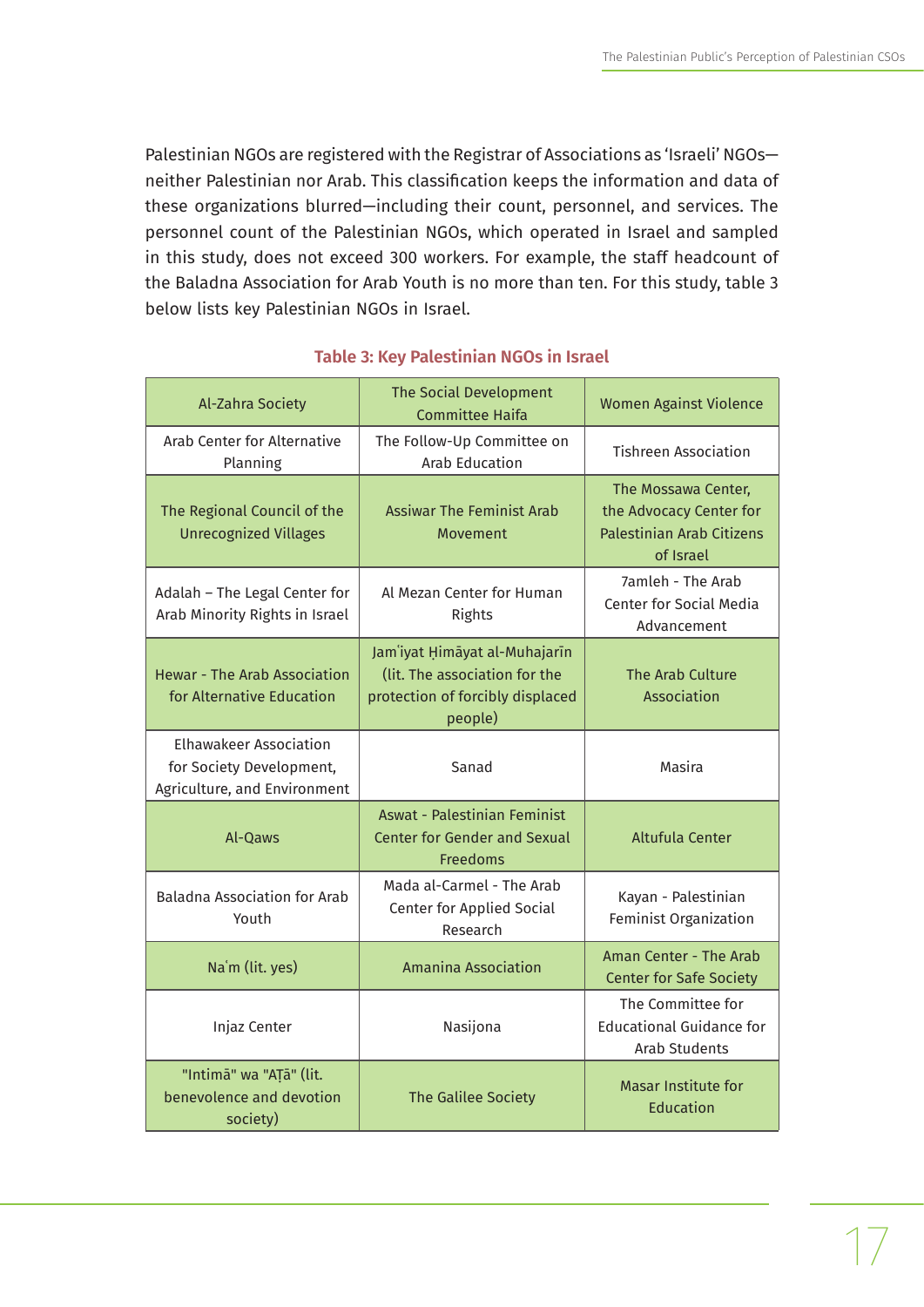Palestinian NGOs are registered with the Registrar of Associations as 'Israeli' NGOs—neither Palestinian nor Arab. This classification keeps the information and data of these organizations blurred—including their count, personnel, and services. The personnel count of the Palestinian NGOs, which operated in Israel and sampled in this study, does not exceed 300 workers. For example, the staff headcount of the Baladna Association for Arab Youth is no more than ten. For this study, table 3 below lists key Palestinian NGOs in Israel.

**Table 3: Key Palestinian NGOs in Israel**

| | | |
|---|---|---|
| Al-Zahra Society | The Social Development Committee Haifa | Women Against Violence |
| Arab Center for Alternative Planning | The Follow-Up Committee on Arab Education | Tishreen Association |
| The Regional Council of the Unrecognized Villages | Assiwar The Feminist Arab Movement | The Mossawa Center, the Advocacy Center for Palestinian Arab Citizens of Israel |
| Adalah – The Legal Center for Arab Minority Rights in Israel | Al Mezan Center for Human Rights | 7amleh - The Arab Center for Social Media Advancement |
| Hewar - The Arab Association for Alternative Education | Jamʿiyat Ḥimāyat al-Muhajarīn (lit. The association for the protection of forcibly displaced people) | The Arab Culture Association |
| Elhawakeer Association for Society Development, Agriculture, and Environment | Sanad | Masira |
| Al-Qaws | Aswat - Palestinian Feminist Center for Gender and Sexual Freedoms | Altufula Center |
| Baladna Association for Arab Youth | Mada al-Carmel - The Arab Center for Applied Social Research | Kayan - Palestinian Feminist Organization |
| Naʿm (lit. yes) | Amanina Association | Aman Center - The Arab Center for Safe Society |
| Injaz Center | Nasijona | The Committee for Educational Guidance for Arab Students |
| "Intimā" wa "Aṭā" (lit. benevolence and devotion society) | The Galilee Society | Masar Institute for Education |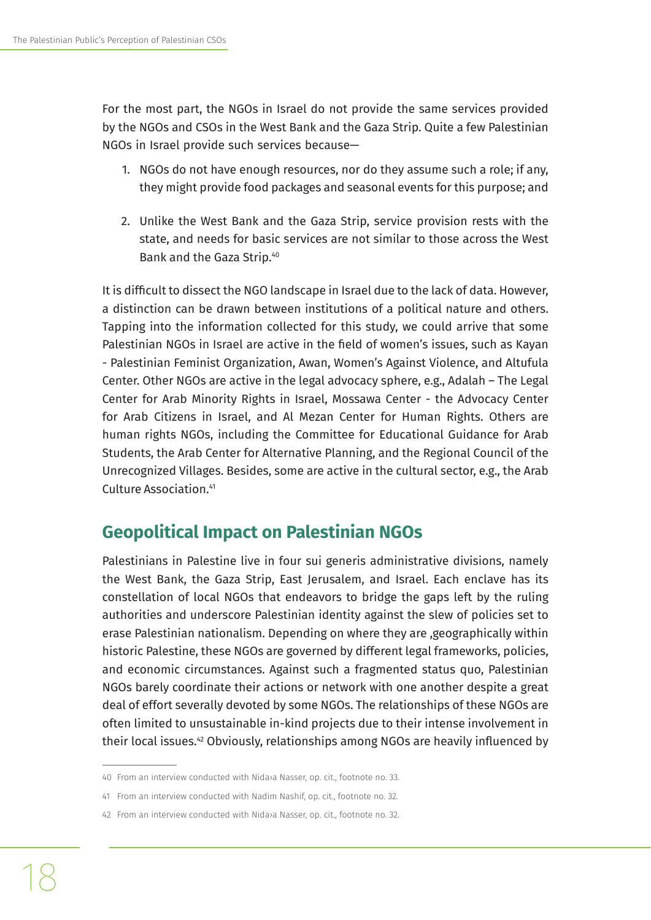For the most part, the NGOs in Israel do not provide the same services provided by the NGOs and CSOs in the West Bank and the Gaza Strip. Quite a few Palestinian NGOs in Israel provide such services because—

1. NGOs do not have enough resources, nor do they assume such a role; if any, they might provide food packages and seasonal events for this purpose; and

2. Unlike the West Bank and the Gaza Strip, service provision rests with the state, and needs for basic services are not similar to those across the West Bank and the Gaza Strip.[40]

It is difficult to dissect the NGO landscape in Israel due to the lack of data. However, a distinction can be drawn between institutions of a political nature and others. Tapping into the information collected for this study, we could arrive that some Palestinian NGOs in Israel are active in the field of women's issues, such as Kayan - Palestinian Feminist Organization, Awan, Women's Against Violence, and Altufula Center. Other NGOs are active in the legal advocacy sphere, e.g., Adalah – The Legal Center for Arab Minority Rights in Israel, Mossawa Center - the Advocacy Center for Arab Citizens in Israel, and Al Mezan Center for Human Rights. Others are human rights NGOs, including the Committee for Educational Guidance for Arab Students, the Arab Center for Alternative Planning, and the Regional Council of the Unrecognized Villages. Besides, some are active in the cultural sector, e.g., the Arab Culture Association.[41]

## Geopolitical Impact on Palestinian NGOs

Palestinians in Palestine live in four sui generis administrative divisions, namely the West Bank, the Gaza Strip, East Jerusalem, and Israel. Each enclave has its constellation of local NGOs that endeavors to bridge the gaps left by the ruling authorities and underscore Palestinian identity against the slew of policies set to erase Palestinian nationalism. Depending on where they are ,geographically within historic Palestine, these NGOs are governed by different legal frameworks, policies, and economic circumstances. Against such a fragmented status quo, Palestinian NGOs barely coordinate their actions or network with one another despite a great deal of effort severally devoted by some NGOs. The relationships of these NGOs are often limited to unsustainable in-kind projects due to their intense involvement in their local issues.[42] Obviously, relationships among NGOs are heavily influenced by

---

40 From an interview conducted with Nida›a Nasser, op. cit., footnote no. 33.

41 From an interview conducted with Nadim Nashif, op. cit., footnote no. 32.

42 From an interview conducted with Nida›a Nasser, op. cit., footnote no. 32.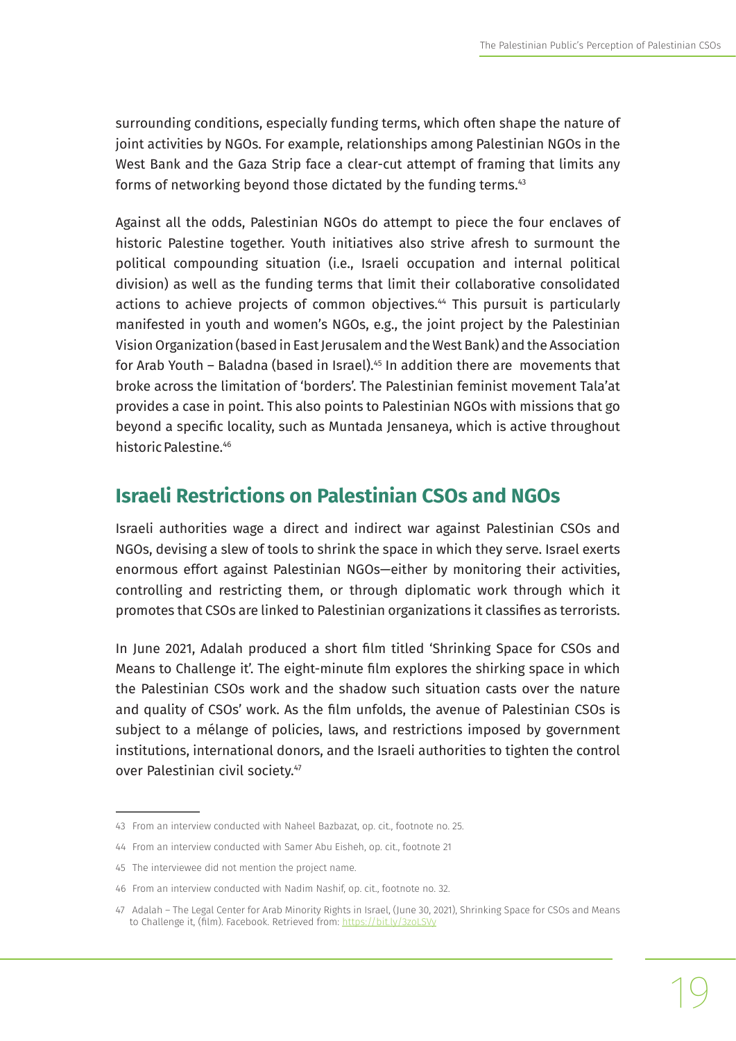surrounding conditions, especially funding terms, which often shape the nature of joint activities by NGOs. For example, relationships among Palestinian NGOs in the West Bank and the Gaza Strip face a clear-cut attempt of framing that limits any forms of networking beyond those dictated by the funding terms.[43]

Against all the odds, Palestinian NGOs do attempt to piece the four enclaves of historic Palestine together. Youth initiatives also strive afresh to surmount the political compounding situation (i.e., Israeli occupation and internal political division) as well as the funding terms that limit their collaborative consolidated actions to achieve projects of common objectives.[44] This pursuit is particularly manifested in youth and women's NGOs, e.g., the joint project by the Palestinian Vision Organization (based in East Jerusalem and the West Bank) and the Association for Arab Youth – Baladna (based in Israel).[45] In addition there are movements that broke across the limitation of 'borders'. The Palestinian feminist movement Tala'at provides a case in point. This also points to Palestinian NGOs with missions that go beyond a specific locality, such as Muntada Jensaneya, which is active throughout historic Palestine.[46]

## Israeli Restrictions on Palestinian CSOs and NGOs

Israeli authorities wage a direct and indirect war against Palestinian CSOs and NGOs, devising a slew of tools to shrink the space in which they serve. Israel exerts enormous effort against Palestinian NGOs—either by monitoring their activities, controlling and restricting them, or through diplomatic work through which it promotes that CSOs are linked to Palestinian organizations it classifies as terrorists.

In June 2021, Adalah produced a short film titled 'Shrinking Space for CSOs and Means to Challenge it'. The eight-minute film explores the shirking space in which the Palestinian CSOs work and the shadow such situation casts over the nature and quality of CSOs' work. As the film unfolds, the avenue of Palestinian CSOs is subject to a mélange of policies, laws, and restrictions imposed by government institutions, international donors, and the Israeli authorities to tighten the control over Palestinian civil society.[47]

---

43 From an interview conducted with Naheel Bazbazat, op. cit., footnote no. 25.

44 From an interview conducted with Samer Abu Eisheh, op. cit., footnote 21

45 The interviewee did not mention the project name.

46 From an interview conducted with Nadim Nashif, op. cit., footnote no. 32.

47 Adalah – The Legal Center for Arab Minority Rights in Israel, (June 30, 2021), Shrinking Space for CSOs and Means to Challenge it, (film). Facebook. Retrieved from: https://bit.ly/3zoLSVy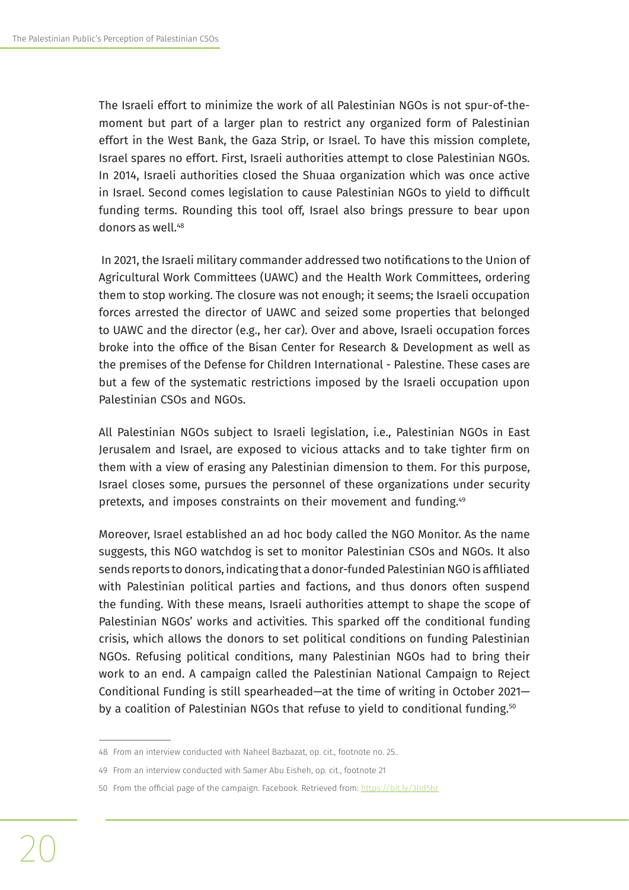The Israeli effort to minimize the work of all Palestinian NGOs is not spur-of-the-moment but part of a larger plan to restrict any organized form of Palestinian effort in the West Bank, the Gaza Strip, or Israel. To have this mission complete, Israel spares no effort. First, Israeli authorities attempt to close Palestinian NGOs. In 2014, Israeli authorities closed the Shuaa organization which was once active in Israel. Second comes legislation to cause Palestinian NGOs to yield to difficult funding terms. Rounding this tool off, Israel also brings pressure to bear upon donors as well.[48]

In 2021, the Israeli military commander addressed two notifications to the Union of Agricultural Work Committees (UAWC) and the Health Work Committees, ordering them to stop working. The closure was not enough; it seems; the Israeli occupation forces arrested the director of UAWC and seized some properties that belonged to UAWC and the director (e.g., her car). Over and above, Israeli occupation forces broke into the office of the Bisan Center for Research & Development as well as the premises of the Defense for Children International - Palestine. These cases are but a few of the systematic restrictions imposed by the Israeli occupation upon Palestinian CSOs and NGOs.

All Palestinian NGOs subject to Israeli legislation, i.e., Palestinian NGOs in East Jerusalem and Israel, are exposed to vicious attacks and to take tighter firm on them with a view of erasing any Palestinian dimension to them. For this purpose, Israel closes some, pursues the personnel of these organizations under security pretexts, and imposes constraints on their movement and funding.[49]

Moreover, Israel established an ad hoc body called the NGO Monitor. As the name suggests, this NGO watchdog is set to monitor Palestinian CSOs and NGOs. It also sends reports to donors, indicating that a donor-funded Palestinian NGO is affiliated with Palestinian political parties and factions, and thus donors often suspend the funding. With these means, Israeli authorities attempt to shape the scope of Palestinian NGOs' works and activities. This sparked off the conditional funding crisis, which allows the donors to set political conditions on funding Palestinian NGOs. Refusing political conditions, many Palestinian NGOs had to bring their work to an end. A campaign called the Palestinian National Campaign to Reject Conditional Funding is still spearheaded—at the time of writing in October 2021—by a coalition of Palestinian NGOs that refuse to yield to conditional funding.[50]

---

48 From an interview conducted with Naheel Bazbazat, op. cit., footnote no. 25..

49 From an interview conducted with Samer Abu Eisheh, op. cit., footnote 21

50 From the official page of the campaign. Facebook. Retrieved from: https://bit.ly/3lld5hr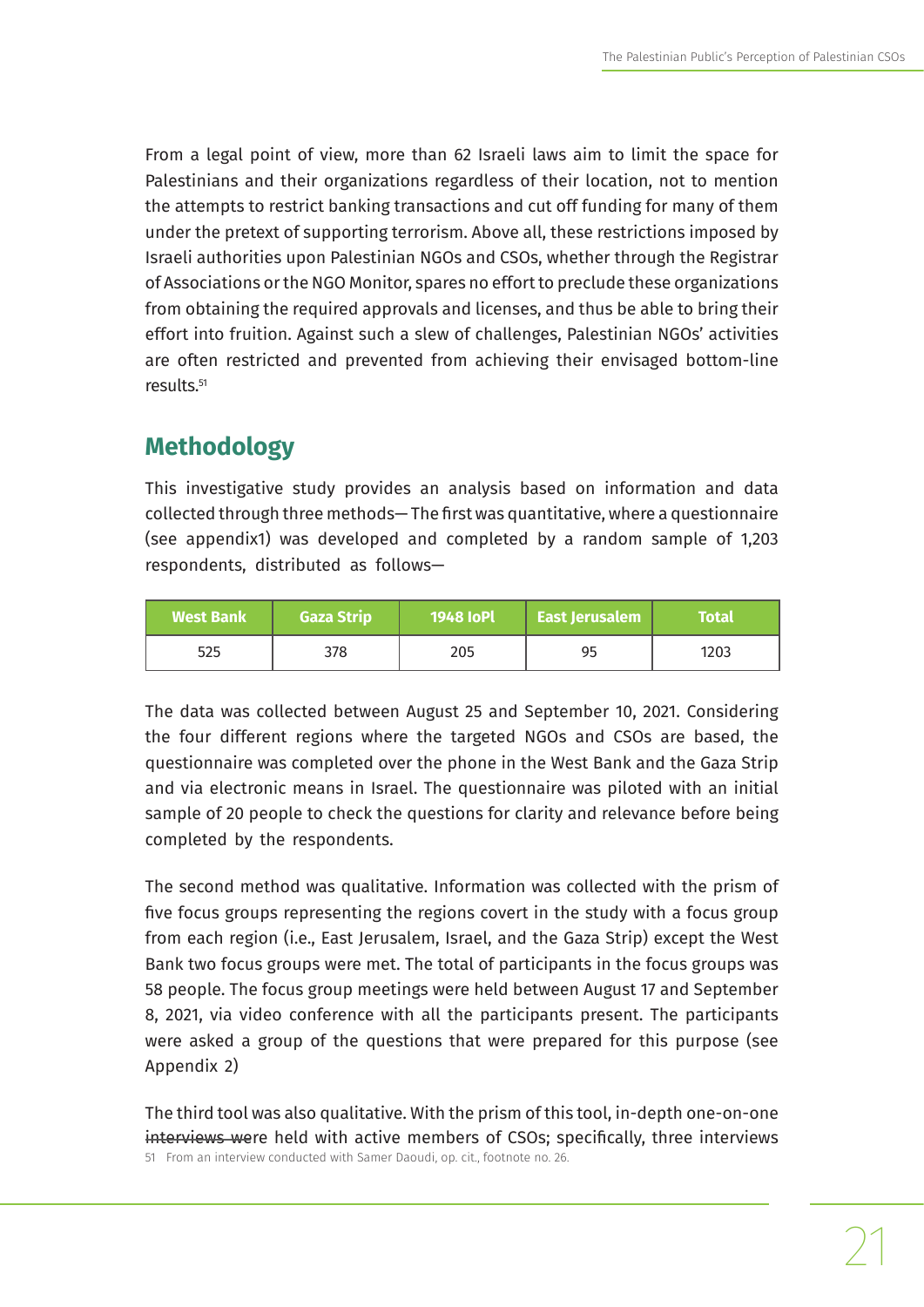From a legal point of view, more than 62 Israeli laws aim to limit the space for Palestinians and their organizations regardless of their location, not to mention the attempts to restrict banking transactions and cut off funding for many of them under the pretext of supporting terrorism. Above all, these restrictions imposed by Israeli authorities upon Palestinian NGOs and CSOs, whether through the Registrar of Associations or the NGO Monitor, spares no effort to preclude these organizations from obtaining the required approvals and licenses, and thus be able to bring their effort into fruition. Against such a slew of challenges, Palestinian NGOs' activities are often restricted and prevented from achieving their envisaged bottom-line results.[51]

## Methodology

This investigative study provides an analysis based on information and data collected through three methods— The first was quantitative, where a questionnaire (see appendix1) was developed and completed by a random sample of 1,203 respondents, distributed as follows—

| West Bank | Gaza Strip | 1948 IoPl | East Jerusalem | Total |
|---|---|---|---|---|
| 525 | 378 | 205 | 95 | 1203 |

The data was collected between August 25 and September 10, 2021. Considering the four different regions where the targeted NGOs and CSOs are based, the questionnaire was completed over the phone in the West Bank and the Gaza Strip and via electronic means in Israel. The questionnaire was piloted with an initial sample of 20 people to check the questions for clarity and relevance before being completed by the respondents.

The second method was qualitative. Information was collected with the prism of five focus groups representing the regions covert in the study with a focus group from each region (i.e., East Jerusalem, Israel, and the Gaza Strip) except the West Bank two focus groups were met. The total of participants in the focus groups was 58 people. The focus group meetings were held between August 17 and September 8, 2021, via video conference with all the participants present. The participants were asked a group of the questions that were prepared for this purpose (see Appendix 2)

The third tool was also qualitative. With the prism of this tool, in-depth one-on-one interviews were held with active members of CSOs; specifically, three interviews

51 From an interview conducted with Samer Daoudi, op. cit., footnote no. 26.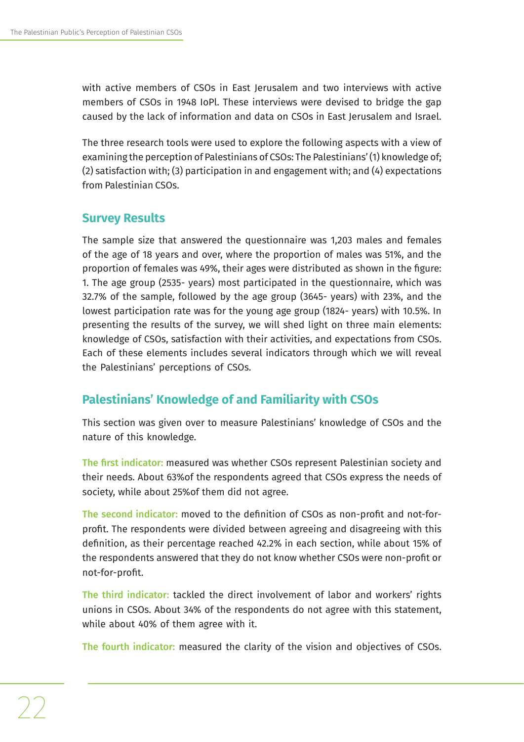with active members of CSOs in East Jerusalem and two interviews with active members of CSOs in 1948 IoPl. These interviews were devised to bridge the gap caused by the lack of information and data on CSOs in East Jerusalem and Israel.

The three research tools were used to explore the following aspects with a view of examining the perception of Palestinians of CSOs: The Palestinians' (1) knowledge of; (2) satisfaction with; (3) participation in and engagement with; and (4) expectations from Palestinian CSOs.

## Survey Results

The sample size that answered the questionnaire was 1,203 males and females of the age of 18 years and over, where the proportion of males was 51%, and the proportion of females was 49%, their ages were distributed as shown in the figure: 1. The age group (2535- years) most participated in the questionnaire, which was 32.7% of the sample, followed by the age group (3645- years) with 23%, and the lowest participation rate was for the young age group (1824- years) with 10.5%. In presenting the results of the survey, we will shed light on three main elements: knowledge of CSOs, satisfaction with their activities, and expectations from CSOs. Each of these elements includes several indicators through which we will reveal the Palestinians' perceptions of CSOs.

## Palestinians' Knowledge of and Familiarity with CSOs

This section was given over to measure Palestinians' knowledge of CSOs and the nature of this knowledge.

**The first indicator:** measured was whether CSOs represent Palestinian society and their needs. About 63%of the respondents agreed that CSOs express the needs of society, while about 25%of them did not agree.

**The second indicator:** moved to the definition of CSOs as non-profit and not-for-profit. The respondents were divided between agreeing and disagreeing with this definition, as their percentage reached 42.2% in each section, while about 15% of the respondents answered that they do not know whether CSOs were non-profit or not-for-profit.

**The third indicator:** tackled the direct involvement of labor and workers' rights unions in CSOs. About 34% of the respondents do not agree with this statement, while about 40% of them agree with it.

**The fourth indicator:** measured the clarity of the vision and objectives of CSOs.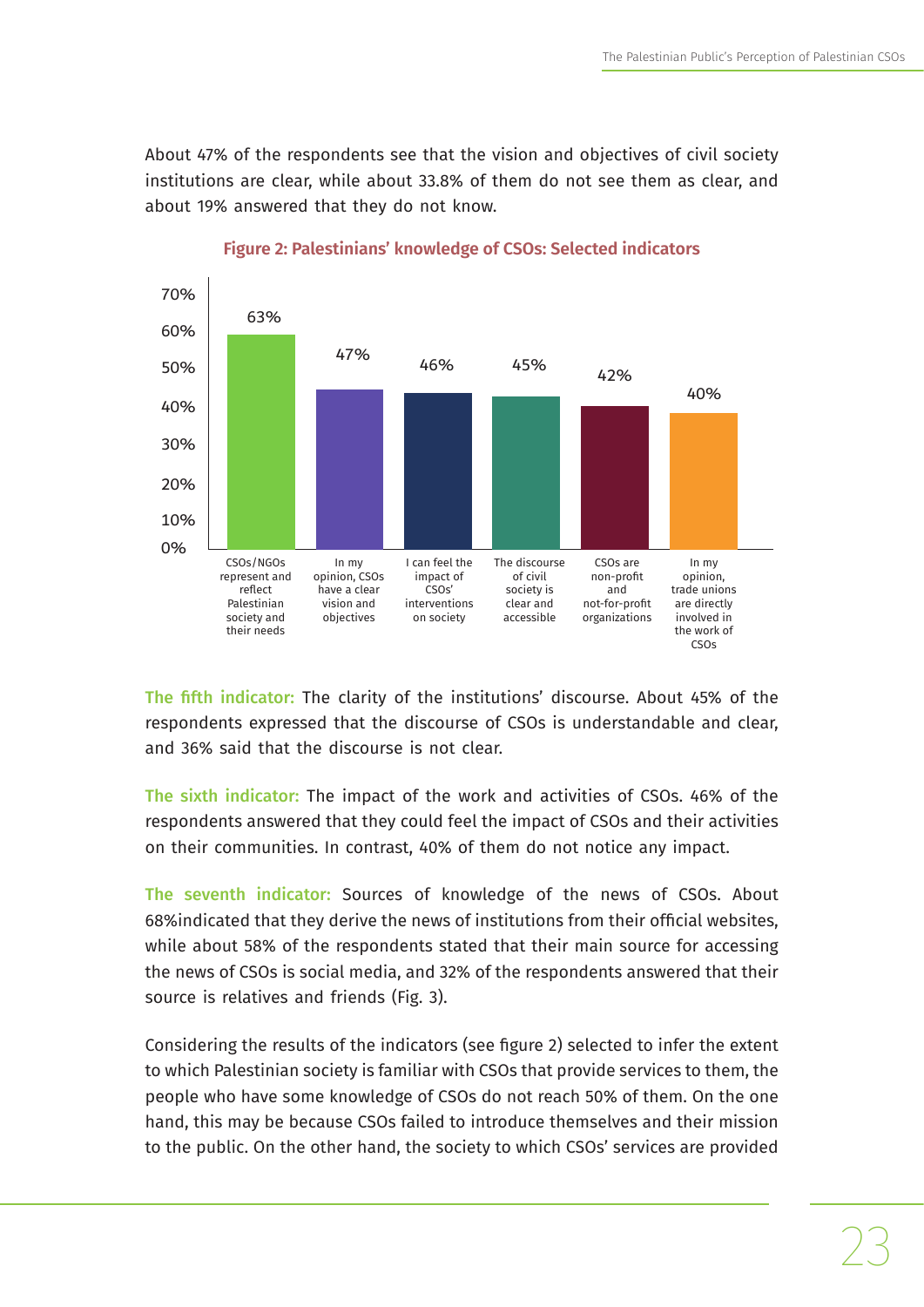About 47% of the respondents see that the vision and objectives of civil society institutions are clear, while about 33.8% of them do not see them as clear, and about 19% answered that they do not know.

**Figure 2: Palestinians' knowledge of CSOs: Selected indicators**

| Indicator | Percentage |
|---|---|
| CSOs/NGOs represent and reflect Palestinian society and their needs | 63% |
| In my opinion, CSOs have a clear vision and objectives | 47% |
| I can feel the impact of CSOs' interventions on society | 46% |
| The discourse of civil society is clear and accessible | 45% |
| CSOs are non-profit and not-for-profit organizations | 42% |
| In my opinion, trade unions are directly involved in the work of CSOs | 40% |

**The fifth indicator:** The clarity of the institutions' discourse. About 45% of the respondents expressed that the discourse of CSOs is understandable and clear, and 36% said that the discourse is not clear.

**The sixth indicator:** The impact of the work and activities of CSOs. 46% of the respondents answered that they could feel the impact of CSOs and their activities on their communities. In contrast, 40% of them do not notice any impact.

**The seventh indicator:** Sources of knowledge of the news of CSOs. About 68%indicated that they derive the news of institutions from their official websites, while about 58% of the respondents stated that their main source for accessing the news of CSOs is social media, and 32% of the respondents answered that their source is relatives and friends (Fig. 3).

Considering the results of the indicators (see figure 2) selected to infer the extent to which Palestinian society is familiar with CSOs that provide services to them, the people who have some knowledge of CSOs do not reach 50% of them. On the one hand, this may be because CSOs failed to introduce themselves and their mission to the public. On the other hand, the society to which CSOs' services are provided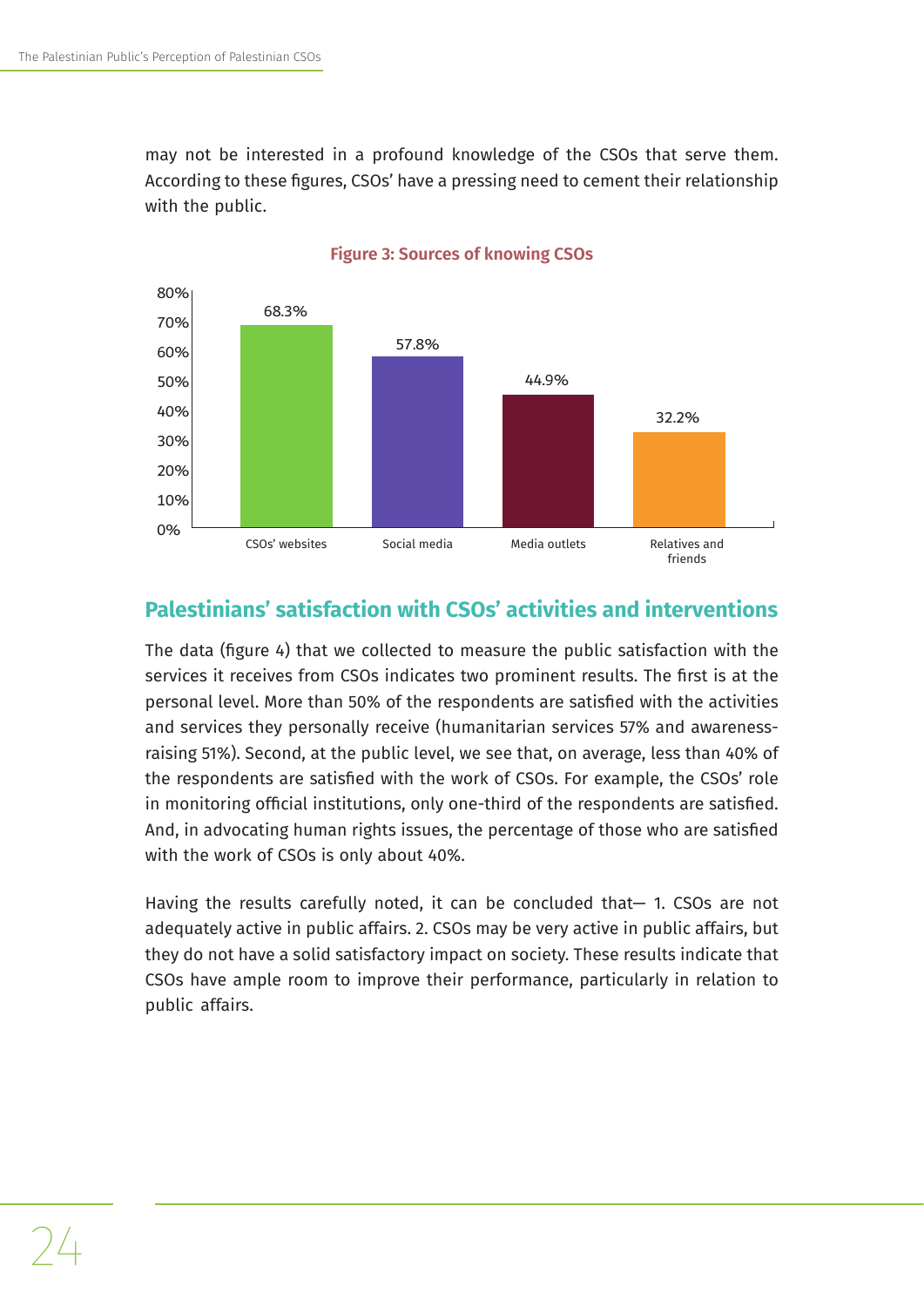may not be interested in a profound knowledge of the CSOs that serve them. According to these figures, CSOs' have a pressing need to cement their relationship with the public.

**Figure 3: Sources of knowing CSOs**

| Source | Percentage |
|---|---|
| CSOs' websites | 68.3% |
| Social media | 57.8% |
| Media outlets | 44.9% |
| Relatives and friends | 32.2% |

## Palestinians' satisfaction with CSOs' activities and interventions

The data (figure 4) that we collected to measure the public satisfaction with the services it receives from CSOs indicates two prominent results. The first is at the personal level. More than 50% of the respondents are satisfied with the activities and services they personally receive (humanitarian services 57% and awareness-raising 51%). Second, at the public level, we see that, on average, less than 40% of the respondents are satisfied with the work of CSOs. For example, the CSOs' role in monitoring official institutions, only one-third of the respondents are satisfied. And, in advocating human rights issues, the percentage of those who are satisfied with the work of CSOs is only about 40%.

Having the results carefully noted, it can be concluded that— 1. CSOs are not adequately active in public affairs. 2. CSOs may be very active in public affairs, but they do not have a solid satisfactory impact on society. These results indicate that CSOs have ample room to improve their performance, particularly in relation to public affairs.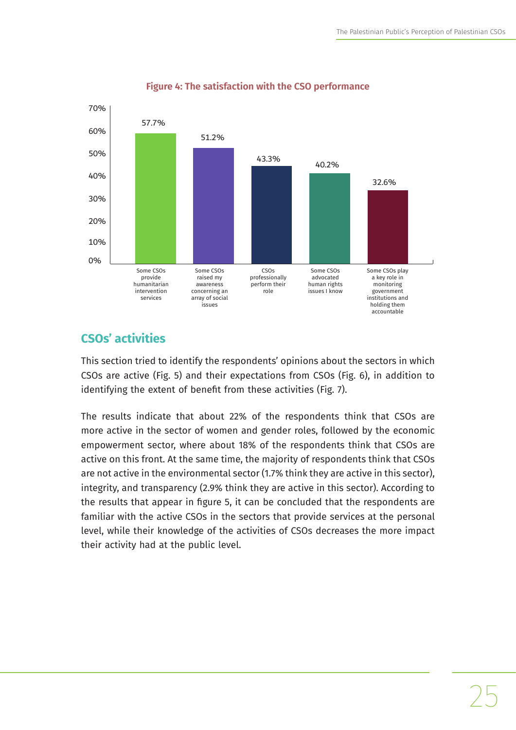**Figure 4: The satisfaction with the CSO performance**

| Statement | Percentage |
|---|---|
| Some CSOs provide humanitarian intervention services | 57.7% |
| Some CSOs raised my awareness concerning an array of social issues | 51.2% |
| CSOs professionally perform their role | 43.3% |
| Some CSOs advocated human rights issues I know | 40.2% |
| Some CSOs play a key role in monitoring government institutions and holding them accountable | 32.6% |

## CSOs' activities

This section tried to identify the respondents' opinions about the sectors in which CSOs are active (Fig. 5) and their expectations from CSOs (Fig. 6), in addition to identifying the extent of benefit from these activities (Fig. 7).

The results indicate that about 22% of the respondents think that CSOs are more active in the sector of women and gender roles, followed by the economic empowerment sector, where about 18% of the respondents think that CSOs are active on this front. At the same time, the majority of respondents think that CSOs are not active in the environmental sector (1.7% think they are active in this sector), integrity, and transparency (2.9% think they are active in this sector). According to the results that appear in figure 5, it can be concluded that the respondents are familiar with the active CSOs in the sectors that provide services at the personal level, while their knowledge of the activities of CSOs decreases the more impact their activity had at the public level.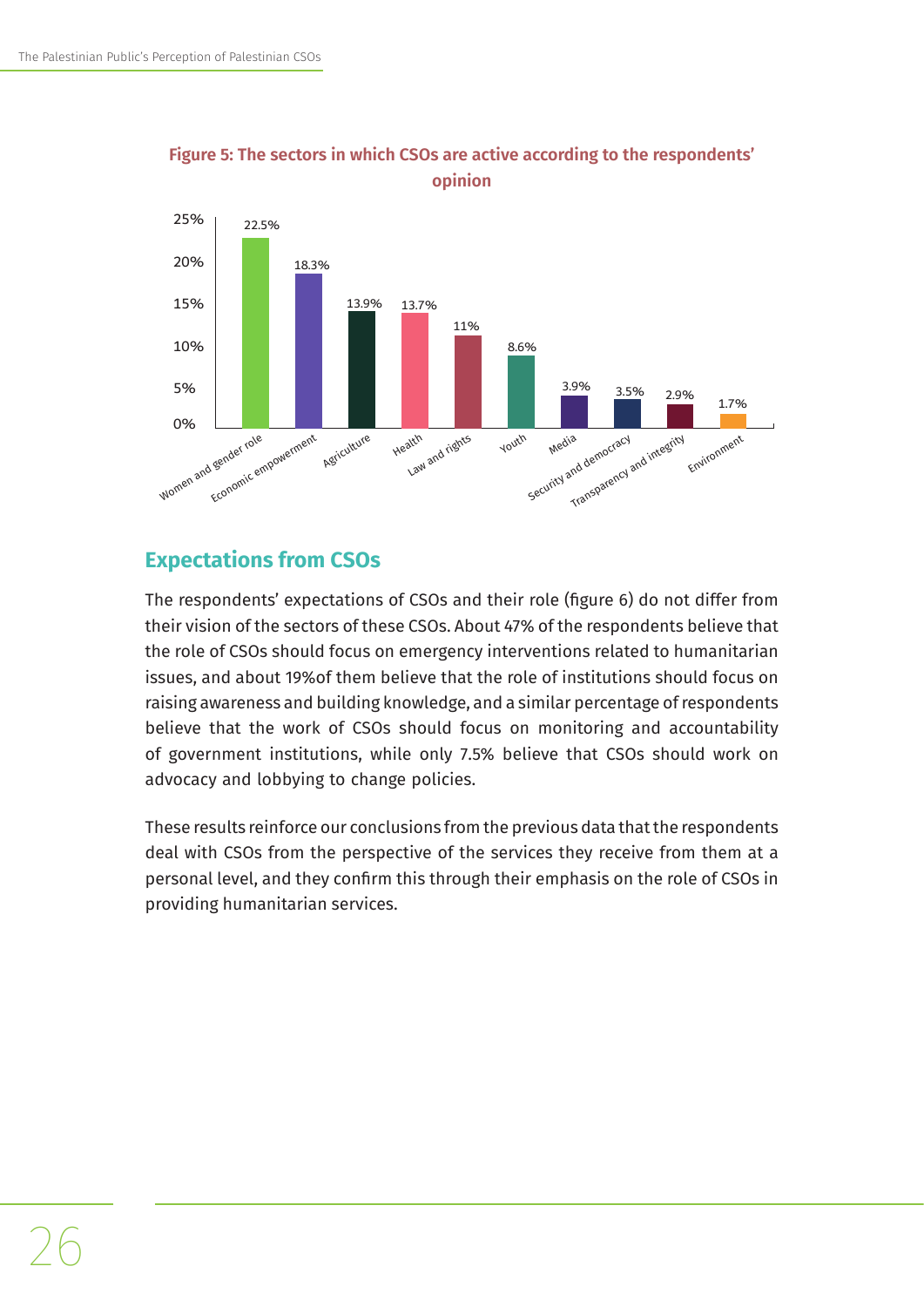**Figure 5: The sectors in which CSOs are active according to the respondents' opinion**

| Sector | Percentage |
|---|---|
| Women and gender role | 22.5% |
| Economic empowerment | 18.3% |
| Agriculture | 13.9% |
| Health | 13.7% |
| Law and rights | 11% |
| Youth | 8.6% |
| Media | 3.9% |
| Security and democracy | 3.5% |
| Transparency and integrity | 2.9% |
| Environment | 1.7% |

## Expectations from CSOs

The respondents' expectations of CSOs and their role (figure 6) do not differ from their vision of the sectors of these CSOs. About 47% of the respondents believe that the role of CSOs should focus on emergency interventions related to humanitarian issues, and about 19%of them believe that the role of institutions should focus on raising awareness and building knowledge, and a similar percentage of respondents believe that the work of CSOs should focus on monitoring and accountability of government institutions, while only 7.5% believe that CSOs should work on advocacy and lobbying to change policies.

These results reinforce our conclusions from the previous data that the respondents deal with CSOs from the perspective of the services they receive from them at a personal level, and they confirm this through their emphasis on the role of CSOs in providing humanitarian services.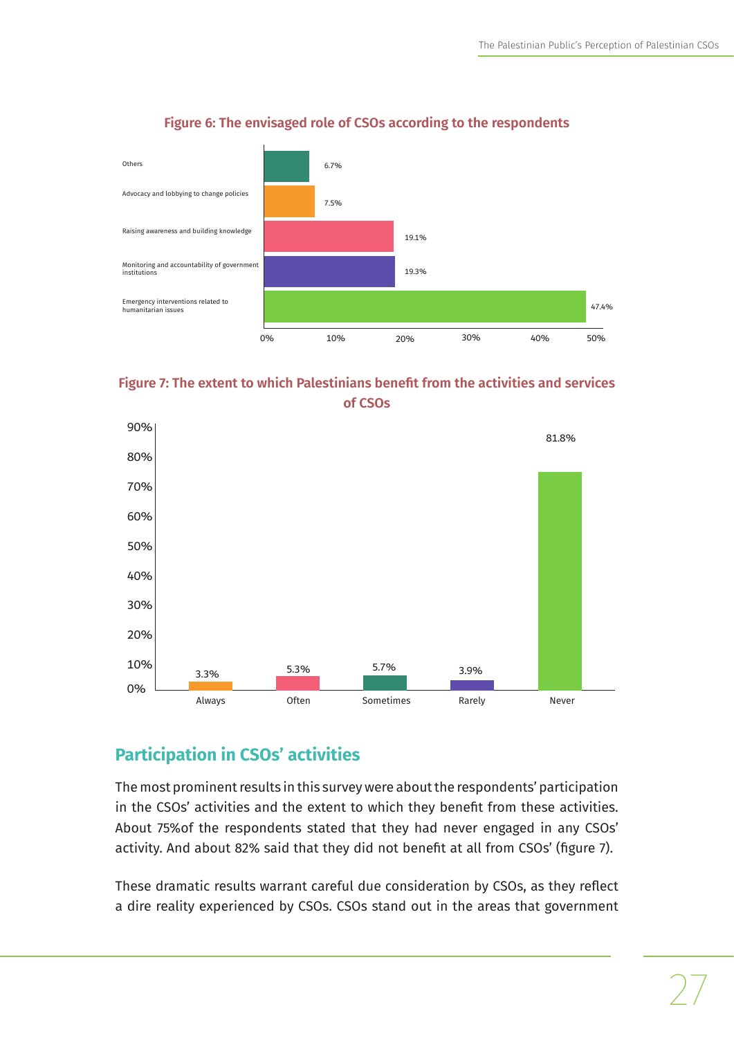**Figure 6: The envisaged role of CSOs according to the respondents**

| Role | Percentage |
|---|---|
| Others | 6.7% |
| Advocacy and lobbying to change policies | 7.5% |
| Raising awareness and building knowledge | 19.1% |
| Monitoring and accountability of government institutions | 19.3% |
| Emergency interventions related to humanitarian issues | 47.4% |

**Figure 7: The extent to which Palestinians benefit from the activities and services of CSOs**

| Always | Often | Sometimes | Rarely | Never |
|---|---|---|---|---|
| 3.3% | 5.3% | 5.7% | 3.9% | 81.8% |

## Participation in CSOs' activities

The most prominent results in this survey were about the respondents' participation in the CSOs' activities and the extent to which they benefit from these activities. About 75%of the respondents stated that they had never engaged in any CSOs' activity. And about 82% said that they did not benefit at all from CSOs' (figure 7).

These dramatic results warrant careful due consideration by CSOs, as they reflect a dire reality experienced by CSOs. CSOs stand out in the areas that government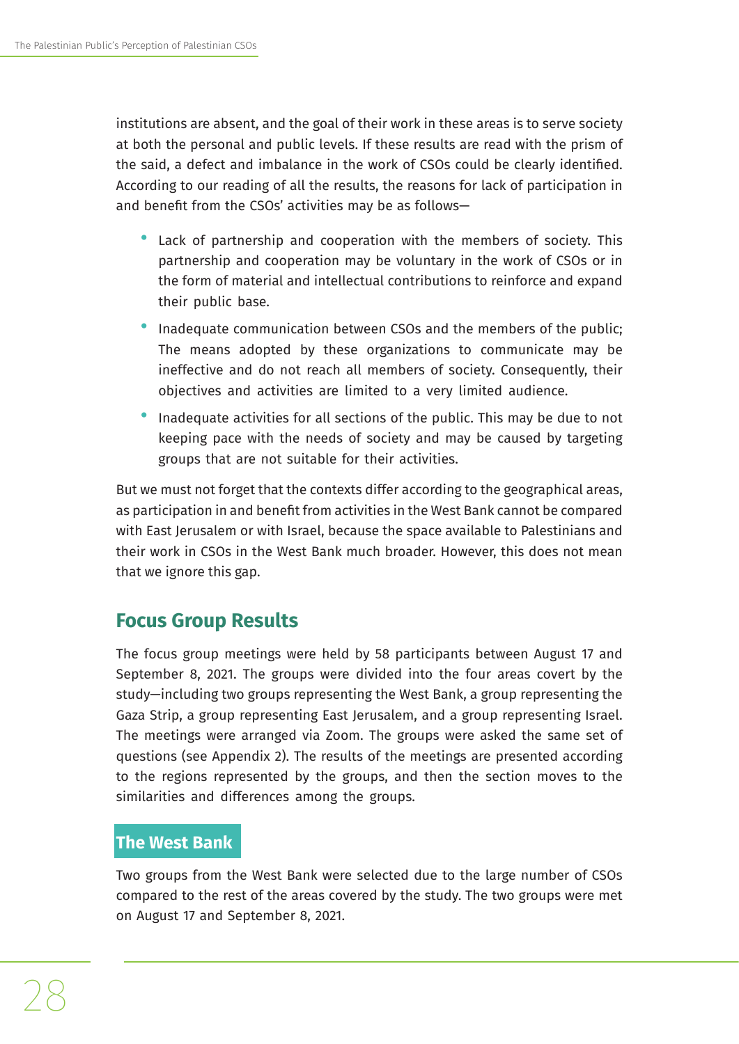institutions are absent, and the goal of their work in these areas is to serve society at both the personal and public levels. If these results are read with the prism of the said, a defect and imbalance in the work of CSOs could be clearly identified. According to our reading of all the results, the reasons for lack of participation in and benefit from the CSOs' activities may be as follows—

- Lack of partnership and cooperation with the members of society. This partnership and cooperation may be voluntary in the work of CSOs or in the form of material and intellectual contributions to reinforce and expand their public base.
- Inadequate communication between CSOs and the members of the public; The means adopted by these organizations to communicate may be ineffective and do not reach all members of society. Consequently, their objectives and activities are limited to a very limited audience.
- Inadequate activities for all sections of the public. This may be due to not keeping pace with the needs of society and may be caused by targeting groups that are not suitable for their activities.

But we must not forget that the contexts differ according to the geographical areas, as participation in and benefit from activities in the West Bank cannot be compared with East Jerusalem or with Israel, because the space available to Palestinians and their work in CSOs in the West Bank much broader. However, this does not mean that we ignore this gap.

## Focus Group Results

The focus group meetings were held by 58 participants between August 17 and September 8, 2021. The groups were divided into the four areas covert by the study—including two groups representing the West Bank, a group representing the Gaza Strip, a group representing East Jerusalem, and a group representing Israel. The meetings were arranged via Zoom. The groups were asked the same set of questions (see Appendix 2). The results of the meetings are presented according to the regions represented by the groups, and then the section moves to the similarities and differences among the groups.

### The West Bank

Two groups from the West Bank were selected due to the large number of CSOs compared to the rest of the areas covered by the study. The two groups were met on August 17 and September 8, 2021.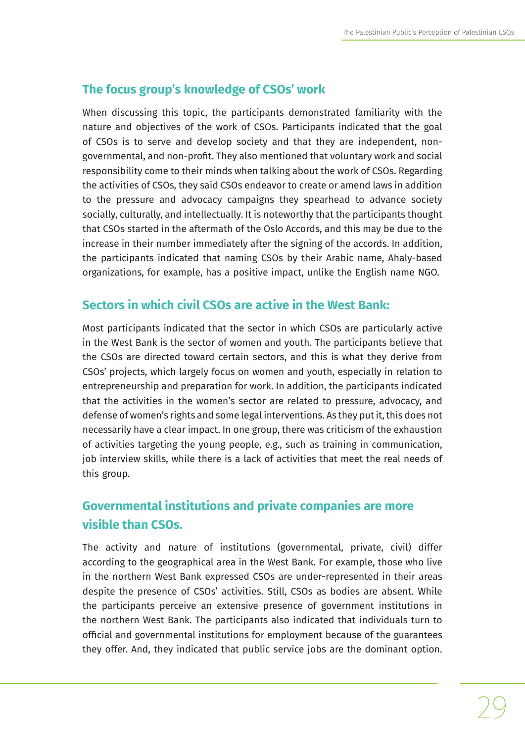## The focus group's knowledge of CSOs' work

When discussing this topic, the participants demonstrated familiarity with the nature and objectives of the work of CSOs. Participants indicated that the goal of CSOs is to serve and develop society and that they are independent, non-governmental, and non-profit. They also mentioned that voluntary work and social responsibility come to their minds when talking about the work of CSOs. Regarding the activities of CSOs, they said CSOs endeavor to create or amend laws in addition to the pressure and advocacy campaigns they spearhead to advance society socially, culturally, and intellectually. It is noteworthy that the participants thought that CSOs started in the aftermath of the Oslo Accords, and this may be due to the increase in their number immediately after the signing of the accords. In addition, the participants indicated that naming CSOs by their Arabic name, Ahaly-based organizations, for example, has a positive impact, unlike the English name NGO.

## Sectors in which civil CSOs are active in the West Bank:

Most participants indicated that the sector in which CSOs are particularly active in the West Bank is the sector of women and youth. The participants believe that the CSOs are directed toward certain sectors, and this is what they derive from CSOs' projects, which largely focus on women and youth, especially in relation to entrepreneurship and preparation for work. In addition, the participants indicated that the activities in the women's sector are related to pressure, advocacy, and defense of women's rights and some legal interventions. As they put it, this does not necessarily have a clear impact. In one group, there was criticism of the exhaustion of activities targeting the young people, e.g., such as training in communication, job interview skills, while there is a lack of activities that meet the real needs of this group.

## Governmental institutions and private companies are more visible than CSOs.

The activity and nature of institutions (governmental, private, civil) differ according to the geographical area in the West Bank. For example, those who live in the northern West Bank expressed CSOs are under-represented in their areas despite the presence of CSOs' activities. Still, CSOs as bodies are absent. While the participants perceive an extensive presence of government institutions in the northern West Bank. The participants also indicated that individuals turn to official and governmental institutions for employment because of the guarantees they offer. And, they indicated that public service jobs are the dominant option.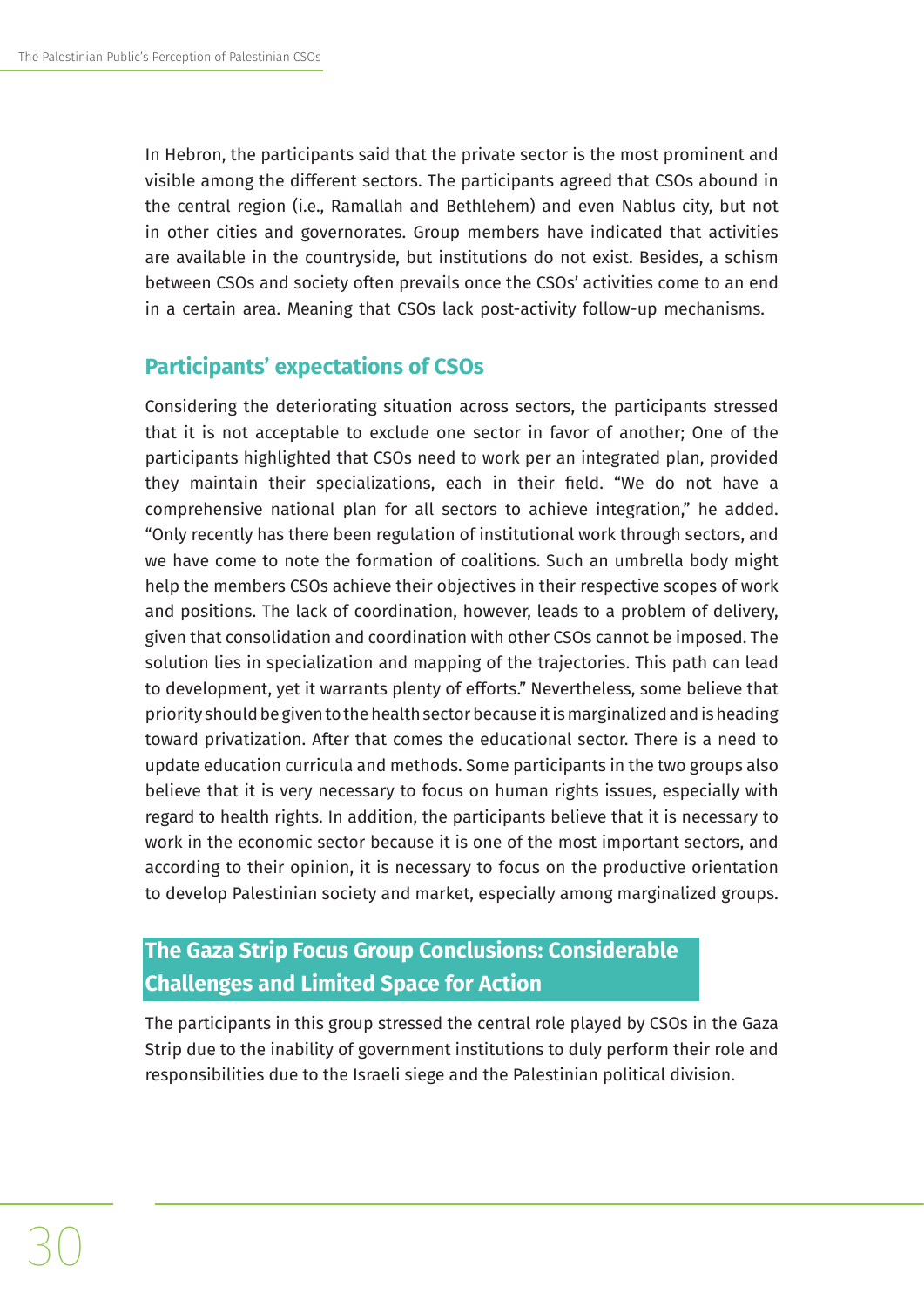In Hebron, the participants said that the private sector is the most prominent and visible among the different sectors. The participants agreed that CSOs abound in the central region (i.e., Ramallah and Bethlehem) and even Nablus city, but not in other cities and governorates. Group members have indicated that activities are available in the countryside, but institutions do not exist. Besides, a schism between CSOs and society often prevails once the CSOs' activities come to an end in a certain area. Meaning that CSOs lack post-activity follow-up mechanisms.

### Participants' expectations of CSOs

Considering the deteriorating situation across sectors, the participants stressed that it is not acceptable to exclude one sector in favor of another; One of the participants highlighted that CSOs need to work per an integrated plan, provided they maintain their specializations, each in their field. "We do not have a comprehensive national plan for all sectors to achieve integration," he added. "Only recently has there been regulation of institutional work through sectors, and we have come to note the formation of coalitions. Such an umbrella body might help the members CSOs achieve their objectives in their respective scopes of work and positions. The lack of coordination, however, leads to a problem of delivery, given that consolidation and coordination with other CSOs cannot be imposed. The solution lies in specialization and mapping of the trajectories. This path can lead to development, yet it warrants plenty of efforts." Nevertheless, some believe that priority should be given to the health sector because it is marginalized and is heading toward privatization. After that comes the educational sector. There is a need to update education curricula and methods. Some participants in the two groups also believe that it is very necessary to focus on human rights issues, especially with regard to health rights. In addition, the participants believe that it is necessary to work in the economic sector because it is one of the most important sectors, and according to their opinion, it is necessary to focus on the productive orientation to develop Palestinian society and market, especially among marginalized groups.

## The Gaza Strip Focus Group Conclusions: Considerable Challenges and Limited Space for Action

The participants in this group stressed the central role played by CSOs in the Gaza Strip due to the inability of government institutions to duly perform their role and responsibilities due to the Israeli siege and the Palestinian political division.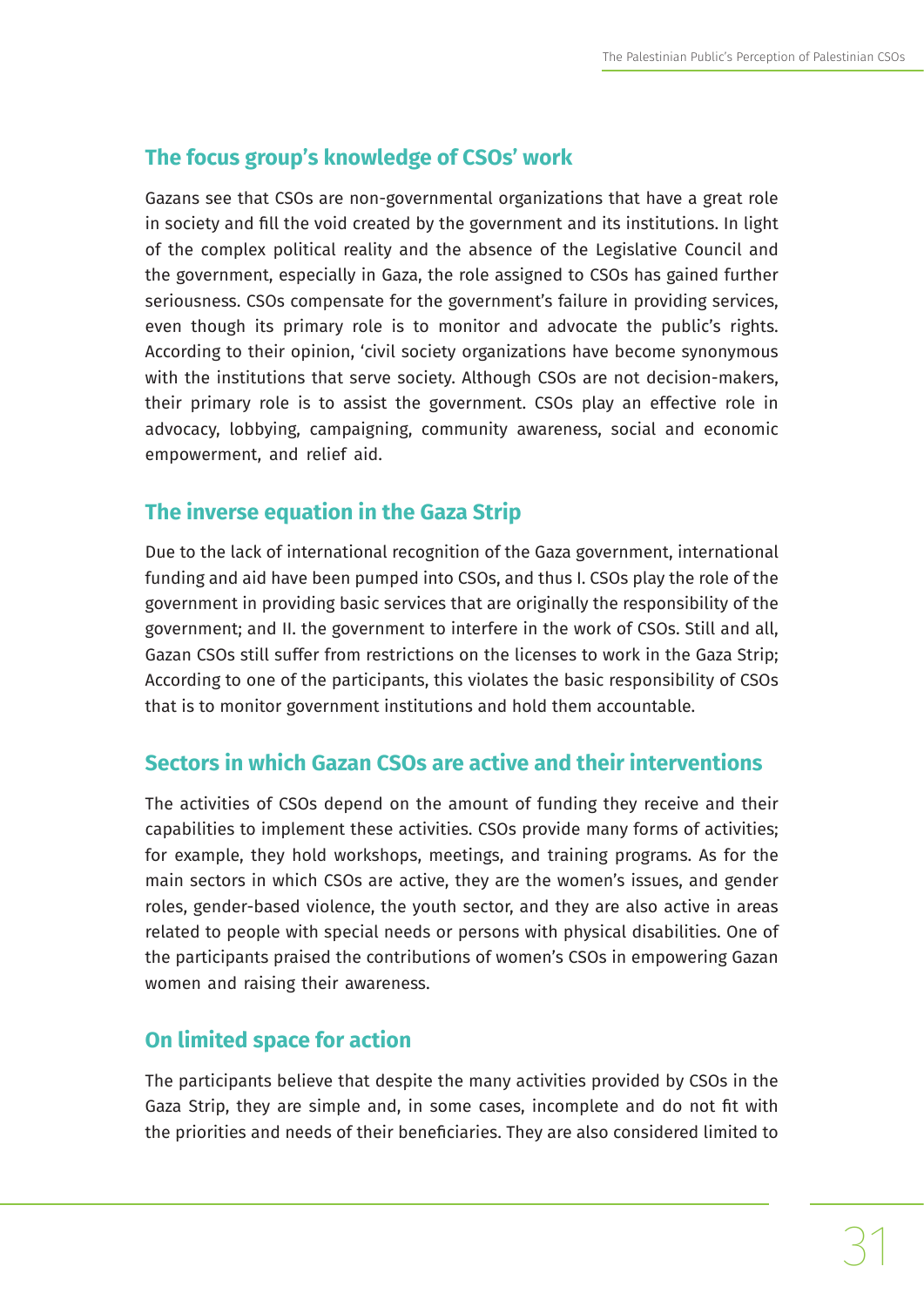## The focus group's knowledge of CSOs' work

Gazans see that CSOs are non-governmental organizations that have a great role in society and fill the void created by the government and its institutions. In light of the complex political reality and the absence of the Legislative Council and the government, especially in Gaza, the role assigned to CSOs has gained further seriousness. CSOs compensate for the government's failure in providing services, even though its primary role is to monitor and advocate the public's rights. According to their opinion, 'civil society organizations have become synonymous with the institutions that serve society. Although CSOs are not decision-makers, their primary role is to assist the government. CSOs play an effective role in advocacy, lobbying, campaigning, community awareness, social and economic empowerment, and relief aid.

## The inverse equation in the Gaza Strip

Due to the lack of international recognition of the Gaza government, international funding and aid have been pumped into CSOs, and thus I. CSOs play the role of the government in providing basic services that are originally the responsibility of the government; and II. the government to interfere in the work of CSOs. Still and all, Gazan CSOs still suffer from restrictions on the licenses to work in the Gaza Strip; According to one of the participants, this violates the basic responsibility of CSOs that is to monitor government institutions and hold them accountable.

## Sectors in which Gazan CSOs are active and their interventions

The activities of CSOs depend on the amount of funding they receive and their capabilities to implement these activities. CSOs provide many forms of activities; for example, they hold workshops, meetings, and training programs. As for the main sectors in which CSOs are active, they are the women's issues, and gender roles, gender-based violence, the youth sector, and they are also active in areas related to people with special needs or persons with physical disabilities. One of the participants praised the contributions of women's CSOs in empowering Gazan women and raising their awareness.

## On limited space for action

The participants believe that despite the many activities provided by CSOs in the Gaza Strip, they are simple and, in some cases, incomplete and do not fit with the priorities and needs of their beneficiaries. They are also considered limited to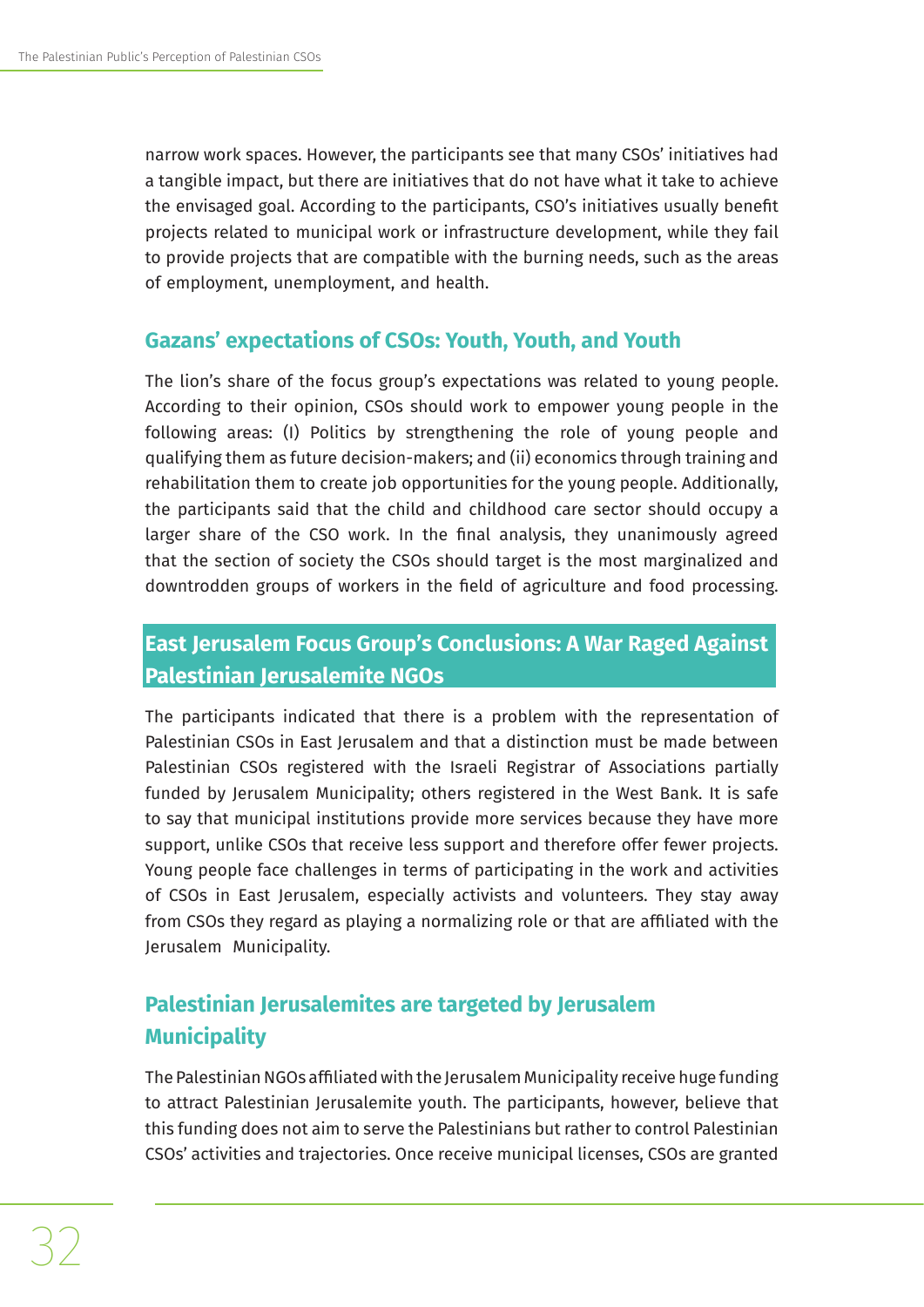narrow work spaces. However, the participants see that many CSOs' initiatives had a tangible impact, but there are initiatives that do not have what it take to achieve the envisaged goal. According to the participants, CSO's initiatives usually benefit projects related to municipal work or infrastructure development, while they fail to provide projects that are compatible with the burning needs, such as the areas of employment, unemployment, and health.

### Gazans' expectations of CSOs: Youth, Youth, and Youth

The lion's share of the focus group's expectations was related to young people. According to their opinion, CSOs should work to empower young people in the following areas: (I) Politics by strengthening the role of young people and qualifying them as future decision-makers; and (ii) economics through training and rehabilitation them to create job opportunities for the young people. Additionally, the participants said that the child and childhood care sector should occupy a larger share of the CSO work. In the final analysis, they unanimously agreed that the section of society the CSOs should target is the most marginalized and downtrodden groups of workers in the field of agriculture and food processing.

## East Jerusalem Focus Group's Conclusions: A War Raged Against Palestinian Jerusalemite NGOs

The participants indicated that there is a problem with the representation of Palestinian CSOs in East Jerusalem and that a distinction must be made between Palestinian CSOs registered with the Israeli Registrar of Associations partially funded by Jerusalem Municipality; others registered in the West Bank. It is safe to say that municipal institutions provide more services because they have more support, unlike CSOs that receive less support and therefore offer fewer projects. Young people face challenges in terms of participating in the work and activities of CSOs in East Jerusalem, especially activists and volunteers. They stay away from CSOs they regard as playing a normalizing role or that are affiliated with the Jerusalem Municipality.

### Palestinian Jerusalemites are targeted by Jerusalem Municipality

The Palestinian NGOs affiliated with the Jerusalem Municipality receive huge funding to attract Palestinian Jerusalemite youth. The participants, however, believe that this funding does not aim to serve the Palestinians but rather to control Palestinian CSOs' activities and trajectories. Once receive municipal licenses, CSOs are granted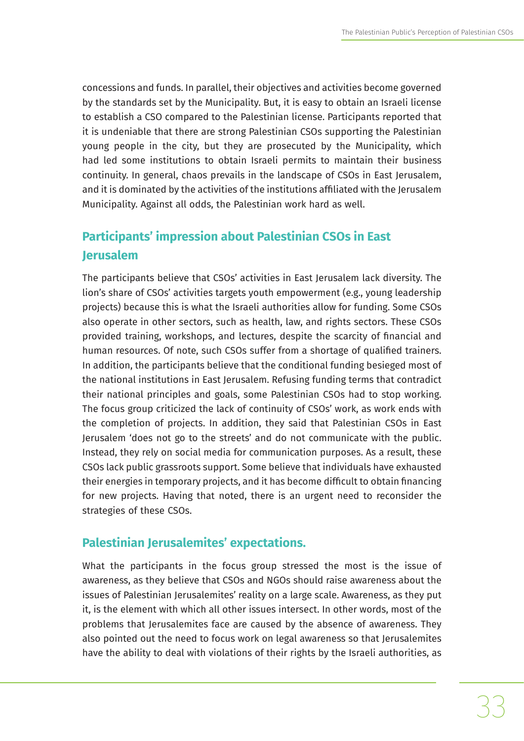concessions and funds. In parallel, their objectives and activities become governed by the standards set by the Municipality. But, it is easy to obtain an Israeli license to establish a CSO compared to the Palestinian license. Participants reported that it is undeniable that there are strong Palestinian CSOs supporting the Palestinian young people in the city, but they are prosecuted by the Municipality, which had led some institutions to obtain Israeli permits to maintain their business continuity. In general, chaos prevails in the landscape of CSOs in East Jerusalem, and it is dominated by the activities of the institutions affiliated with the Jerusalem Municipality. Against all odds, the Palestinian work hard as well.

## Participants' impression about Palestinian CSOs in East Jerusalem

The participants believe that CSOs' activities in East Jerusalem lack diversity. The lion's share of CSOs' activities targets youth empowerment (e.g., young leadership projects) because this is what the Israeli authorities allow for funding. Some CSOs also operate in other sectors, such as health, law, and rights sectors. These CSOs provided training, workshops, and lectures, despite the scarcity of financial and human resources. Of note, such CSOs suffer from a shortage of qualified trainers. In addition, the participants believe that the conditional funding besieged most of the national institutions in East Jerusalem. Refusing funding terms that contradict their national principles and goals, some Palestinian CSOs had to stop working. The focus group criticized the lack of continuity of CSOs' work, as work ends with the completion of projects. In addition, they said that Palestinian CSOs in East Jerusalem 'does not go to the streets' and do not communicate with the public. Instead, they rely on social media for communication purposes. As a result, these CSOs lack public grassroots support. Some believe that individuals have exhausted their energies in temporary projects, and it has become difficult to obtain financing for new projects. Having that noted, there is an urgent need to reconsider the strategies of these CSOs.

## Palestinian Jerusalemites' expectations.

What the participants in the focus group stressed the most is the issue of awareness, as they believe that CSOs and NGOs should raise awareness about the issues of Palestinian Jerusalemites' reality on a large scale. Awareness, as they put it, is the element with which all other issues intersect. In other words, most of the problems that Jerusalemites face are caused by the absence of awareness. They also pointed out the need to focus work on legal awareness so that Jerusalemites have the ability to deal with violations of their rights by the Israeli authorities, as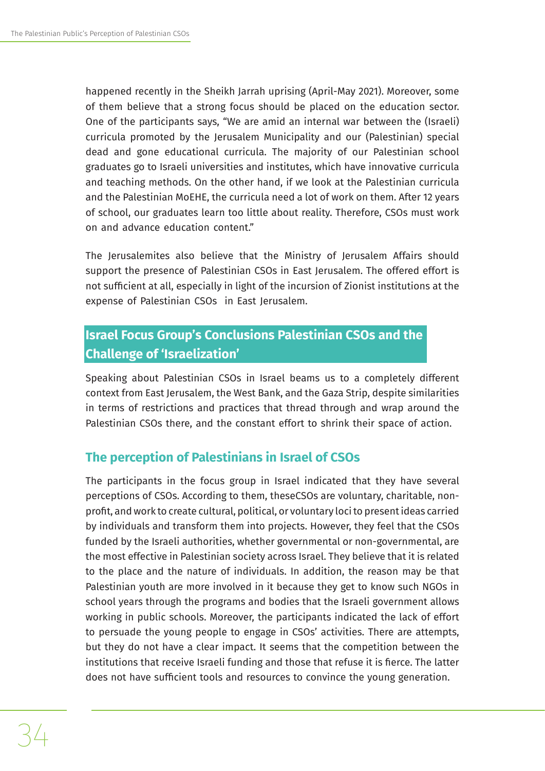happened recently in the Sheikh Jarrah uprising (April-May 2021). Moreover, some of them believe that a strong focus should be placed on the education sector. One of the participants says, "We are amid an internal war between the (Israeli) curricula promoted by the Jerusalem Municipality and our (Palestinian) special dead and gone educational curricula. The majority of our Palestinian school graduates go to Israeli universities and institutes, which have innovative curricula and teaching methods. On the other hand, if we look at the Palestinian curricula and the Palestinian MoEHE, the curricula need a lot of work on them. After 12 years of school, our graduates learn too little about reality. Therefore, CSOs must work on and advance education content."

The Jerusalemites also believe that the Ministry of Jerusalem Affairs should support the presence of Palestinian CSOs in East Jerusalem. The offered effort is not sufficient at all, especially in light of the incursion of Zionist institutions at the expense of Palestinian CSOs in East Jerusalem.

## Israel Focus Group's Conclusions Palestinian CSOs and the Challenge of 'Israelization'

Speaking about Palestinian CSOs in Israel beams us to a completely different context from East Jerusalem, the West Bank, and the Gaza Strip, despite similarities in terms of restrictions and practices that thread through and wrap around the Palestinian CSOs there, and the constant effort to shrink their space of action.

### The perception of Palestinians in Israel of CSOs

The participants in the focus group in Israel indicated that they have several perceptions of CSOs. According to them, theseCSOs are voluntary, charitable, non-profit, and work to create cultural, political, or voluntary loci to present ideas carried by individuals and transform them into projects. However, they feel that the CSOs funded by the Israeli authorities, whether governmental or non-governmental, are the most effective in Palestinian society across Israel. They believe that it is related to the place and the nature of individuals. In addition, the reason may be that Palestinian youth are more involved in it because they get to know such NGOs in school years through the programs and bodies that the Israeli government allows working in public schools. Moreover, the participants indicated the lack of effort to persuade the young people to engage in CSOs' activities. There are attempts, but they do not have a clear impact. It seems that the competition between the institutions that receive Israeli funding and those that refuse it is fierce. The latter does not have sufficient tools and resources to convince the young generation.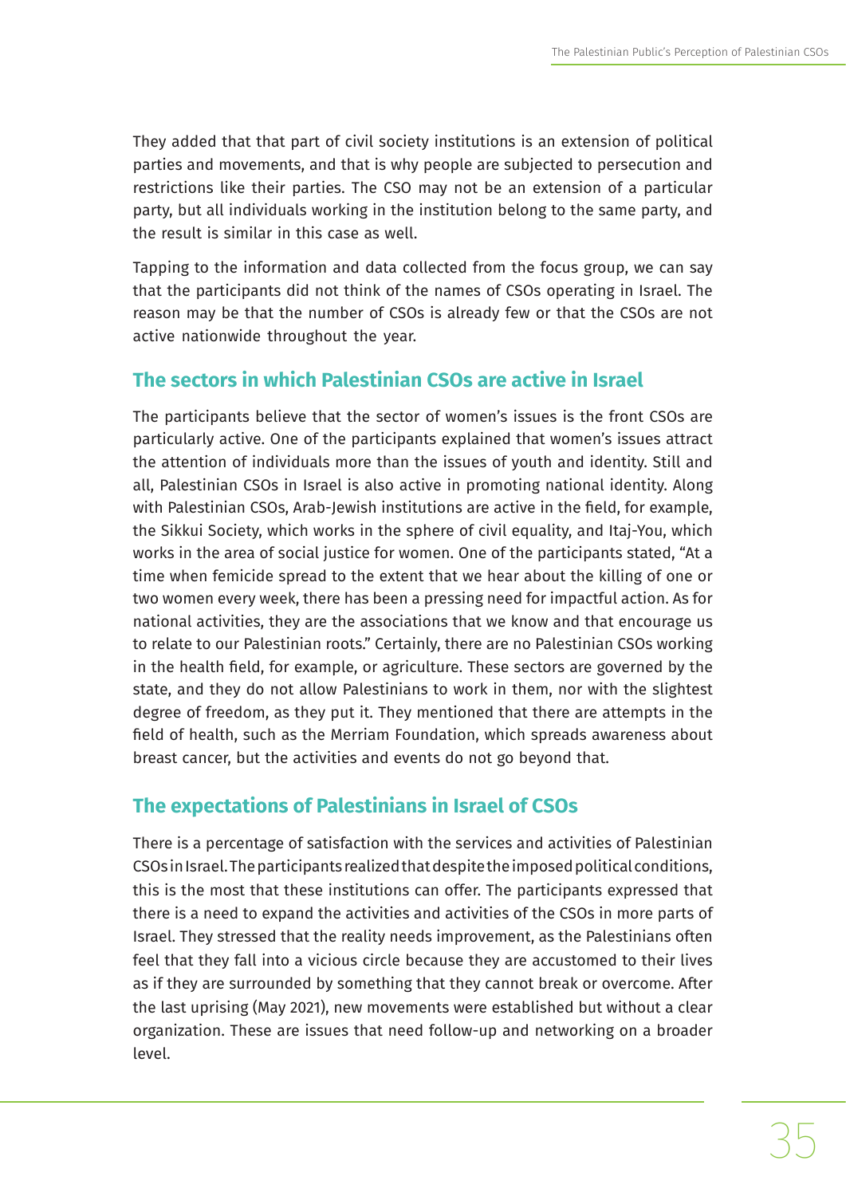They added that that part of civil society institutions is an extension of political parties and movements, and that is why people are subjected to persecution and restrictions like their parties. The CSO may not be an extension of a particular party, but all individuals working in the institution belong to the same party, and the result is similar in this case as well.

Tapping to the information and data collected from the focus group, we can say that the participants did not think of the names of CSOs operating in Israel. The reason may be that the number of CSOs is already few or that the CSOs are not active nationwide throughout the year.

## The sectors in which Palestinian CSOs are active in Israel

The participants believe that the sector of women's issues is the front CSOs are particularly active. One of the participants explained that women's issues attract the attention of individuals more than the issues of youth and identity. Still and all, Palestinian CSOs in Israel is also active in promoting national identity. Along with Palestinian CSOs, Arab-Jewish institutions are active in the field, for example, the Sikkui Society, which works in the sphere of civil equality, and Itaj-You, which works in the area of social justice for women. One of the participants stated, "At a time when femicide spread to the extent that we hear about the killing of one or two women every week, there has been a pressing need for impactful action. As for national activities, they are the associations that we know and that encourage us to relate to our Palestinian roots." Certainly, there are no Palestinian CSOs working in the health field, for example, or agriculture. These sectors are governed by the state, and they do not allow Palestinians to work in them, nor with the slightest degree of freedom, as they put it. They mentioned that there are attempts in the field of health, such as the Merriam Foundation, which spreads awareness about breast cancer, but the activities and events do not go beyond that.

## The expectations of Palestinians in Israel of CSOs

There is a percentage of satisfaction with the services and activities of Palestinian CSOs in Israel. The participants realized that despite the imposed political conditions, this is the most that these institutions can offer. The participants expressed that there is a need to expand the activities and activities of the CSOs in more parts of Israel. They stressed that the reality needs improvement, as the Palestinians often feel that they fall into a vicious circle because they are accustomed to their lives as if they are surrounded by something that they cannot break or overcome. After the last uprising (May 2021), new movements were established but without a clear organization. These are issues that need follow-up and networking on a broader level.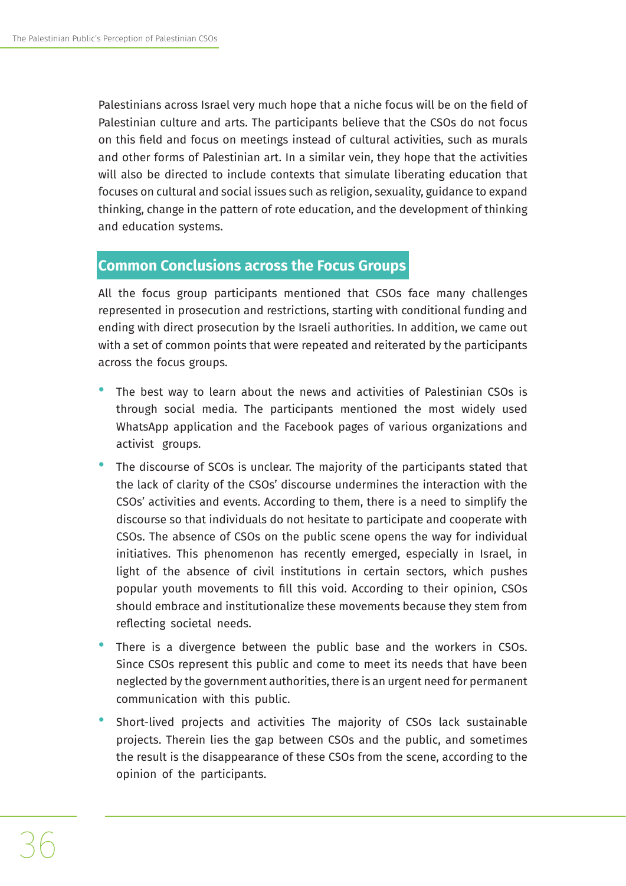Palestinians across Israel very much hope that a niche focus will be on the field of Palestinian culture and arts. The participants believe that the CSOs do not focus on this field and focus on meetings instead of cultural activities, such as murals and other forms of Palestinian art. In a similar vein, they hope that the activities will also be directed to include contexts that simulate liberating education that focuses on cultural and social issues such as religion, sexuality, guidance to expand thinking, change in the pattern of rote education, and the development of thinking and education systems.

## Common Conclusions across the Focus Groups

All the focus group participants mentioned that CSOs face many challenges represented in prosecution and restrictions, starting with conditional funding and ending with direct prosecution by the Israeli authorities. In addition, we came out with a set of common points that were repeated and reiterated by the participants across the focus groups.

- The best way to learn about the news and activities of Palestinian CSOs is through social media. The participants mentioned the most widely used WhatsApp application and the Facebook pages of various organizations and activist groups.
- The discourse of SCOs is unclear. The majority of the participants stated that the lack of clarity of the CSOs' discourse undermines the interaction with the CSOs' activities and events. According to them, there is a need to simplify the discourse so that individuals do not hesitate to participate and cooperate with CSOs. The absence of CSOs on the public scene opens the way for individual initiatives. This phenomenon has recently emerged, especially in Israel, in light of the absence of civil institutions in certain sectors, which pushes popular youth movements to fill this void. According to their opinion, CSOs should embrace and institutionalize these movements because they stem from reflecting societal needs.
- There is a divergence between the public base and the workers in CSOs. Since CSOs represent this public and come to meet its needs that have been neglected by the government authorities, there is an urgent need for permanent communication with this public.
- Short-lived projects and activities The majority of CSOs lack sustainable projects. Therein lies the gap between CSOs and the public, and sometimes the result is the disappearance of these CSOs from the scene, according to the opinion of the participants.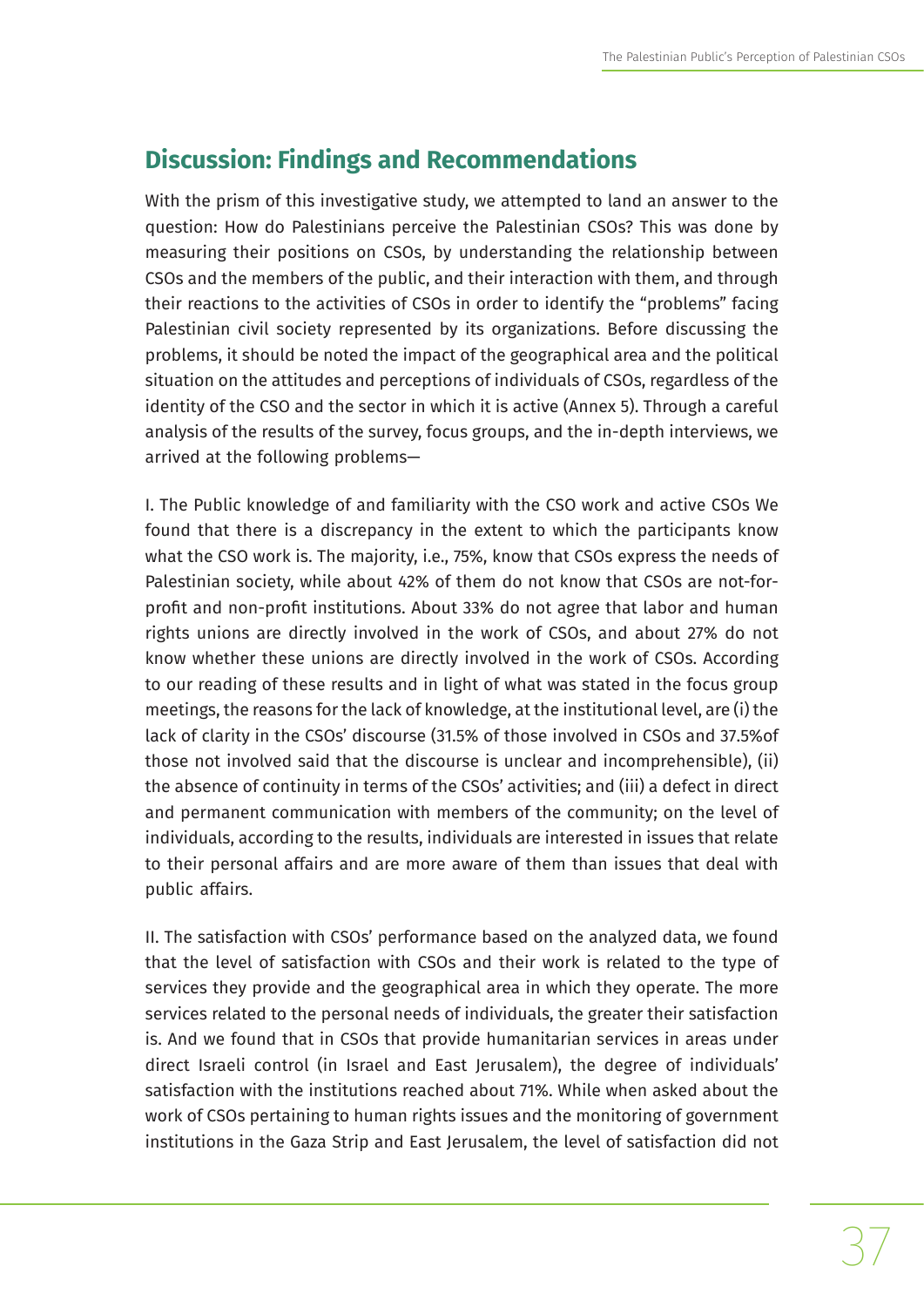## Discussion: Findings and Recommendations

With the prism of this investigative study, we attempted to land an answer to the question: How do Palestinians perceive the Palestinian CSOs? This was done by measuring their positions on CSOs, by understanding the relationship between CSOs and the members of the public, and their interaction with them, and through their reactions to the activities of CSOs in order to identify the "problems" facing Palestinian civil society represented by its organizations. Before discussing the problems, it should be noted the impact of the geographical area and the political situation on the attitudes and perceptions of individuals of CSOs, regardless of the identity of the CSO and the sector in which it is active (Annex 5). Through a careful analysis of the results of the survey, focus groups, and the in-depth interviews, we arrived at the following problems—

I. The Public knowledge of and familiarity with the CSO work and active CSOs We found that there is a discrepancy in the extent to which the participants know what the CSO work is. The majority, i.e., 75%, know that CSOs express the needs of Palestinian society, while about 42% of them do not know that CSOs are not-for-profit and non-profit institutions. About 33% do not agree that labor and human rights unions are directly involved in the work of CSOs, and about 27% do not know whether these unions are directly involved in the work of CSOs. According to our reading of these results and in light of what was stated in the focus group meetings, the reasons for the lack of knowledge, at the institutional level, are (i) the lack of clarity in the CSOs' discourse (31.5% of those involved in CSOs and 37.5%of those not involved said that the discourse is unclear and incomprehensible), (ii) the absence of continuity in terms of the CSOs' activities; and (iii) a defect in direct and permanent communication with members of the community; on the level of individuals, according to the results, individuals are interested in issues that relate to their personal affairs and are more aware of them than issues that deal with public affairs.

II. The satisfaction with CSOs' performance based on the analyzed data, we found that the level of satisfaction with CSOs and their work is related to the type of services they provide and the geographical area in which they operate. The more services related to the personal needs of individuals, the greater their satisfaction is. And we found that in CSOs that provide humanitarian services in areas under direct Israeli control (in Israel and East Jerusalem), the degree of individuals' satisfaction with the institutions reached about 71%. While when asked about the work of CSOs pertaining to human rights issues and the monitoring of government institutions in the Gaza Strip and East Jerusalem, the level of satisfaction did not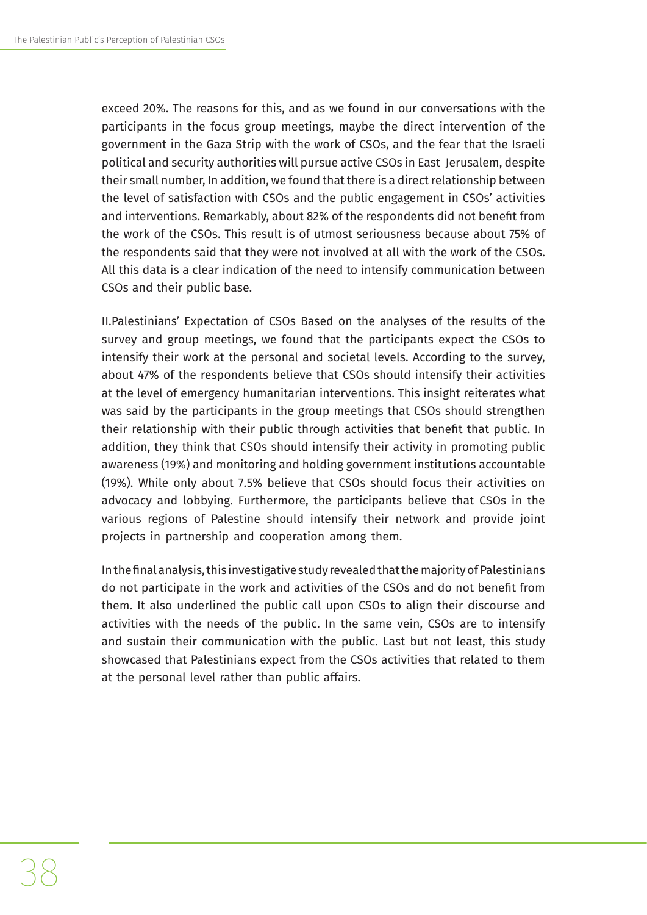exceed 20%. The reasons for this, and as we found in our conversations with the participants in the focus group meetings, maybe the direct intervention of the government in the Gaza Strip with the work of CSOs, and the fear that the Israeli political and security authorities will pursue active CSOs in East Jerusalem, despite their small number, In addition, we found that there is a direct relationship between the level of satisfaction with CSOs and the public engagement in CSOs' activities and interventions. Remarkably, about 82% of the respondents did not benefit from the work of the CSOs. This result is of utmost seriousness because about 75% of the respondents said that they were not involved at all with the work of the CSOs. All this data is a clear indication of the need to intensify communication between CSOs and their public base.

II.Palestinians' Expectation of CSOs Based on the analyses of the results of the survey and group meetings, we found that the participants expect the CSOs to intensify their work at the personal and societal levels. According to the survey, about 47% of the respondents believe that CSOs should intensify their activities at the level of emergency humanitarian interventions. This insight reiterates what was said by the participants in the group meetings that CSOs should strengthen their relationship with their public through activities that benefit that public. In addition, they think that CSOs should intensify their activity in promoting public awareness (19%) and monitoring and holding government institutions accountable (19%). While only about 7.5% believe that CSOs should focus their activities on advocacy and lobbying. Furthermore, the participants believe that CSOs in the various regions of Palestine should intensify their network and provide joint projects in partnership and cooperation among them.

In the final analysis, this investigative study revealed that the majority of Palestinians do not participate in the work and activities of the CSOs and do not benefit from them. It also underlined the public call upon CSOs to align their discourse and activities with the needs of the public. In the same vein, CSOs are to intensify and sustain their communication with the public. Last but not least, this study showcased that Palestinians expect from the CSOs activities that related to them at the personal level rather than public affairs.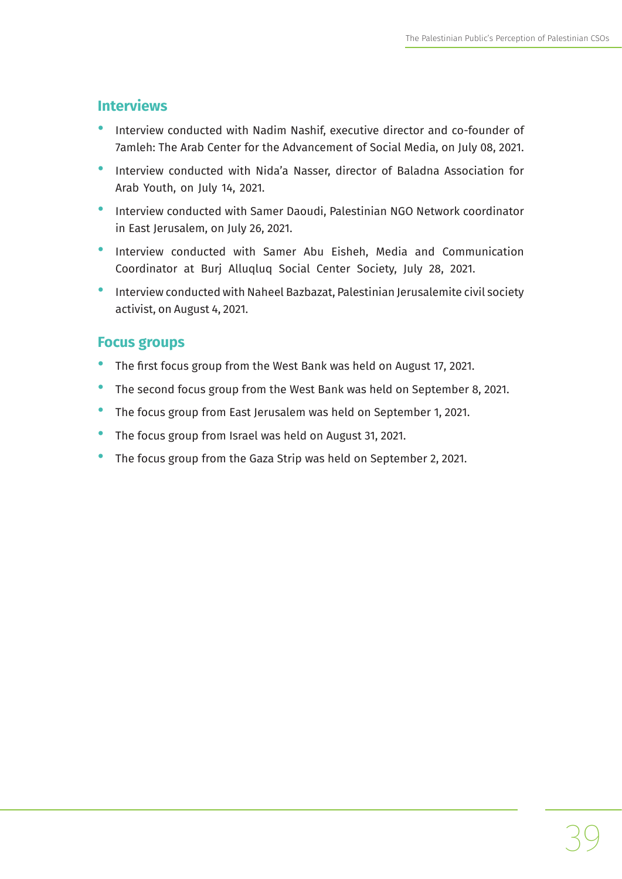## Interviews

- Interview conducted with Nadim Nashif, executive director and co-founder of 7amleh: The Arab Center for the Advancement of Social Media, on July 08, 2021.
- Interview conducted with Nida'a Nasser, director of Baladna Association for Arab Youth, on July 14, 2021.
- Interview conducted with Samer Daoudi, Palestinian NGO Network coordinator in East Jerusalem, on July 26, 2021.
- Interview conducted with Samer Abu Eisheh, Media and Communication Coordinator at Burj Alluqluq Social Center Society, July 28, 2021.
- Interview conducted with Naheel Bazbazat, Palestinian Jerusalemite civil society activist, on August 4, 2021.

## Focus groups

- The first focus group from the West Bank was held on August 17, 2021.
- The second focus group from the West Bank was held on September 8, 2021.
- The focus group from East Jerusalem was held on September 1, 2021.
- The focus group from Israel was held on August 31, 2021.
- The focus group from the Gaza Strip was held on September 2, 2021.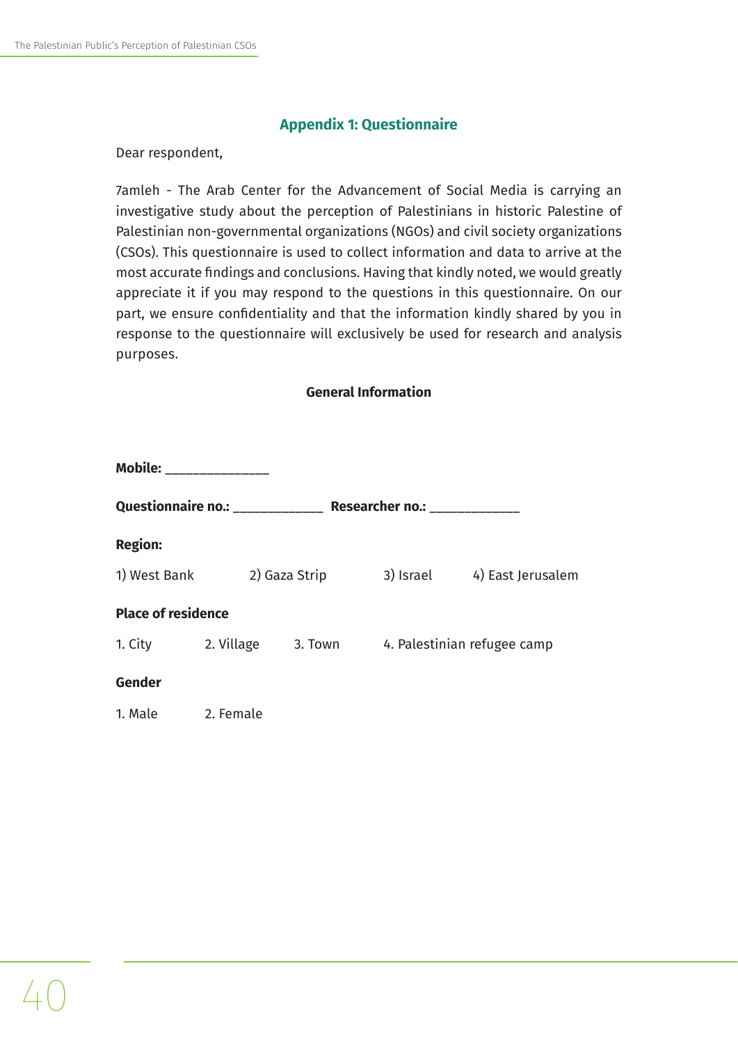## Appendix 1: Questionnaire

Dear respondent,

7amleh - The Arab Center for the Advancement of Social Media is carrying an investigative study about the perception of Palestinians in historic Palestine of Palestinian non-governmental organizations (NGOs) and civil society organizations (CSOs). This questionnaire is used to collect information and data to arrive at the most accurate findings and conclusions. Having that kindly noted, we would greatly appreciate it if you may respond to the questions in this questionnaire. On our part, we ensure confidentiality and that the information kindly shared by you in response to the questionnaire will exclusively be used for research and analysis purposes.

### General Information

**Mobile:** _______________

**Questionnaire no.:** _____________ **Researcher no.:** _____________

**Region:**

1) West Bank 2) Gaza Strip 3) Israel 4) East Jerusalem

**Place of residence**

1. City 2. Village 3. Town 4. Palestinian refugee camp

**Gender**

1. Male 2. Female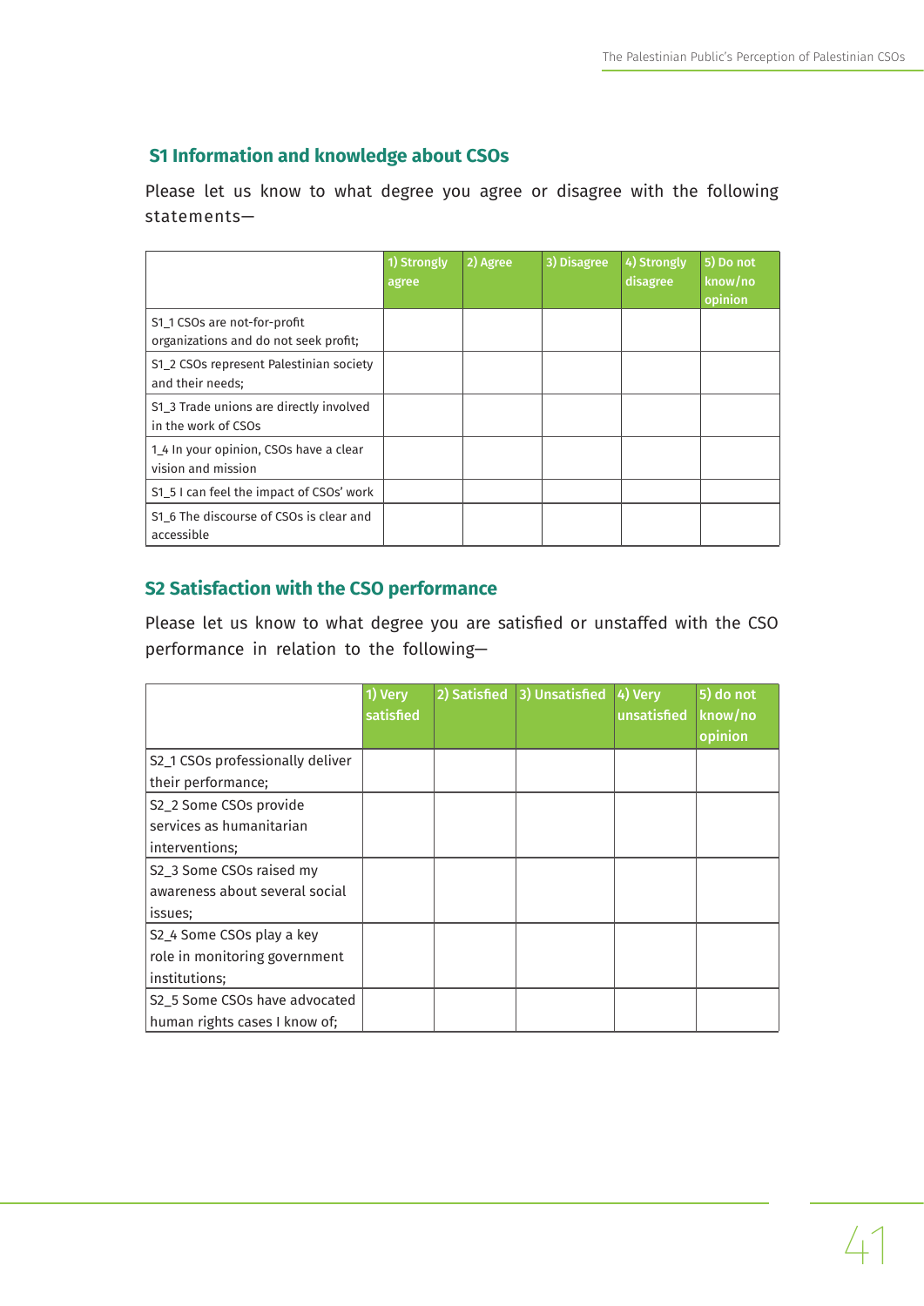### S1 Information and knowledge about CSOs

Please let us know to what degree you agree or disagree with the following statements—

| | 1) Strongly agree | 2) Agree | 3) Disagree | 4) Strongly disagree | 5) Do not know/no opinion |
|---|---|---|---|---|---|
| S1_1 CSOs are not-for-profit organizations and do not seek profit; | | | | | |
| S1_2 CSOs represent Palestinian society and their needs; | | | | | |
| S1_3 Trade unions are directly involved in the work of CSOs | | | | | |
| 1_4 In your opinion, CSOs have a clear vision and mission | | | | | |
| S1_5 I can feel the impact of CSOs' work | | | | | |
| S1_6 The discourse of CSOs is clear and accessible | | | | | |

### S2 Satisfaction with the CSO performance

Please let us know to what degree you are satisfied or unstaffed with the CSO performance in relation to the following—

| | 1) Very satisfied | 2) Satisfied | 3) Unsatisfied | 4) Very unsatisfied | 5) do not know/no opinion |
|---|---|---|---|---|---|
| S2_1 CSOs professionally deliver their performance; | | | | | |
| S2_2 Some CSOs provide services as humanitarian interventions; | | | | | |
| S2_3 Some CSOs raised my awareness about several social issues; | | | | | |
| S2_4 Some CSOs play a key role in monitoring government institutions; | | | | | |
| S2_5 Some CSOs have advocated human rights cases I know of; | | | | | |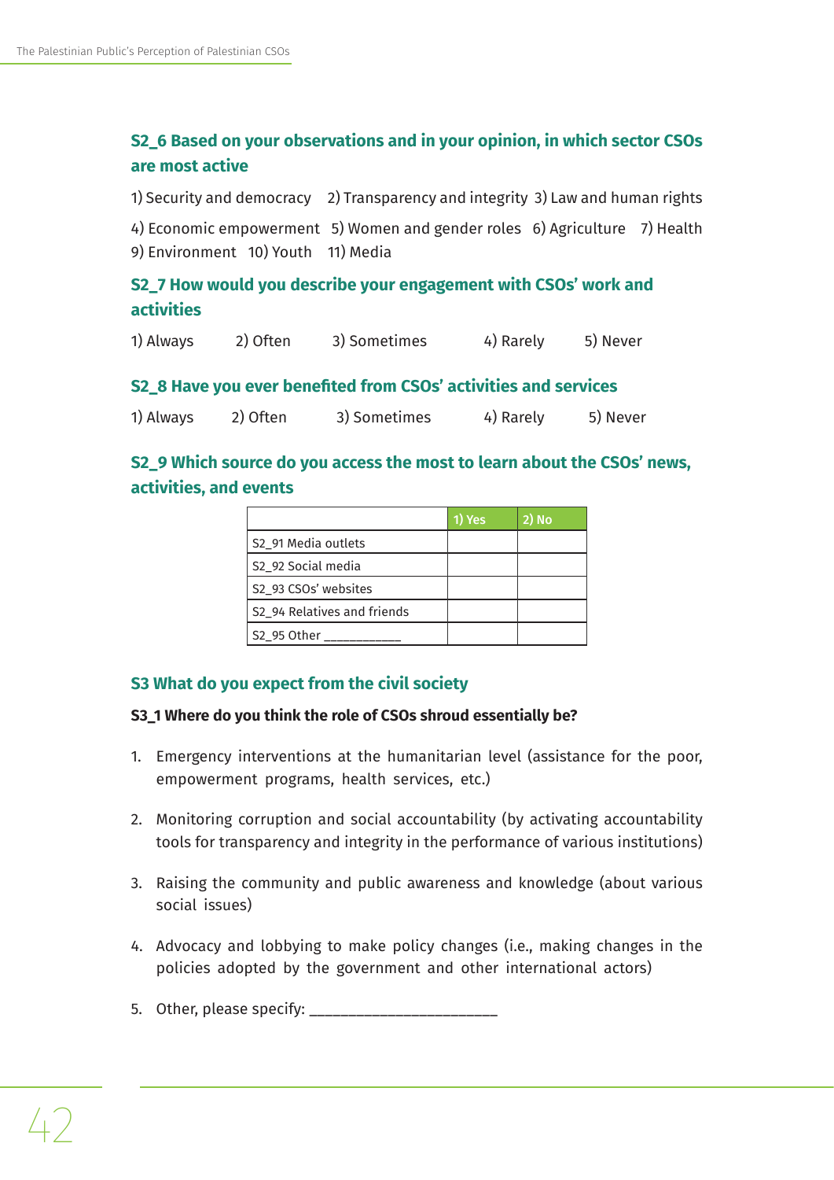### S2_6 Based on your observations and in your opinion, in which sector CSOs are most active

1) Security and democracy 2) Transparency and integrity 3) Law and human rights

4) Economic empowerment 5) Women and gender roles 6) Agriculture 7) Health 9) Environment 10) Youth 11) Media

### S2_7 How would you describe your engagement with CSOs' work and activities

1) Always 2) Often 3) Sometimes 4) Rarely 5) Never

### S2_8 Have you ever benefited from CSOs' activities and services

1) Always 2) Often 3) Sometimes 4) Rarely 5) Never

### S2_9 Which source do you access the most to learn about the CSOs' news, activities, and events

| | 1) Yes | 2) No |
|---|---|---|
| S2_91 Media outlets | | |
| S2_92 Social media | | |
| S2_93 CSOs' websites | | |
| S2_94 Relatives and friends | | |
| S2_95 Other ___________ | | |

## S3 What do you expect from the civil society

**S3_1 Where do you think the role of CSOs shroud essentially be?**

1. Emergency interventions at the humanitarian level (assistance for the poor, empowerment programs, health services, etc.)
2. Monitoring corruption and social accountability (by activating accountability tools for transparency and integrity in the performance of various institutions)
3. Raising the community and public awareness and knowledge (about various social issues)
4. Advocacy and lobbying to make policy changes (i.e., making changes in the policies adopted by the government and other international actors)
5. Other, please specify: _______________________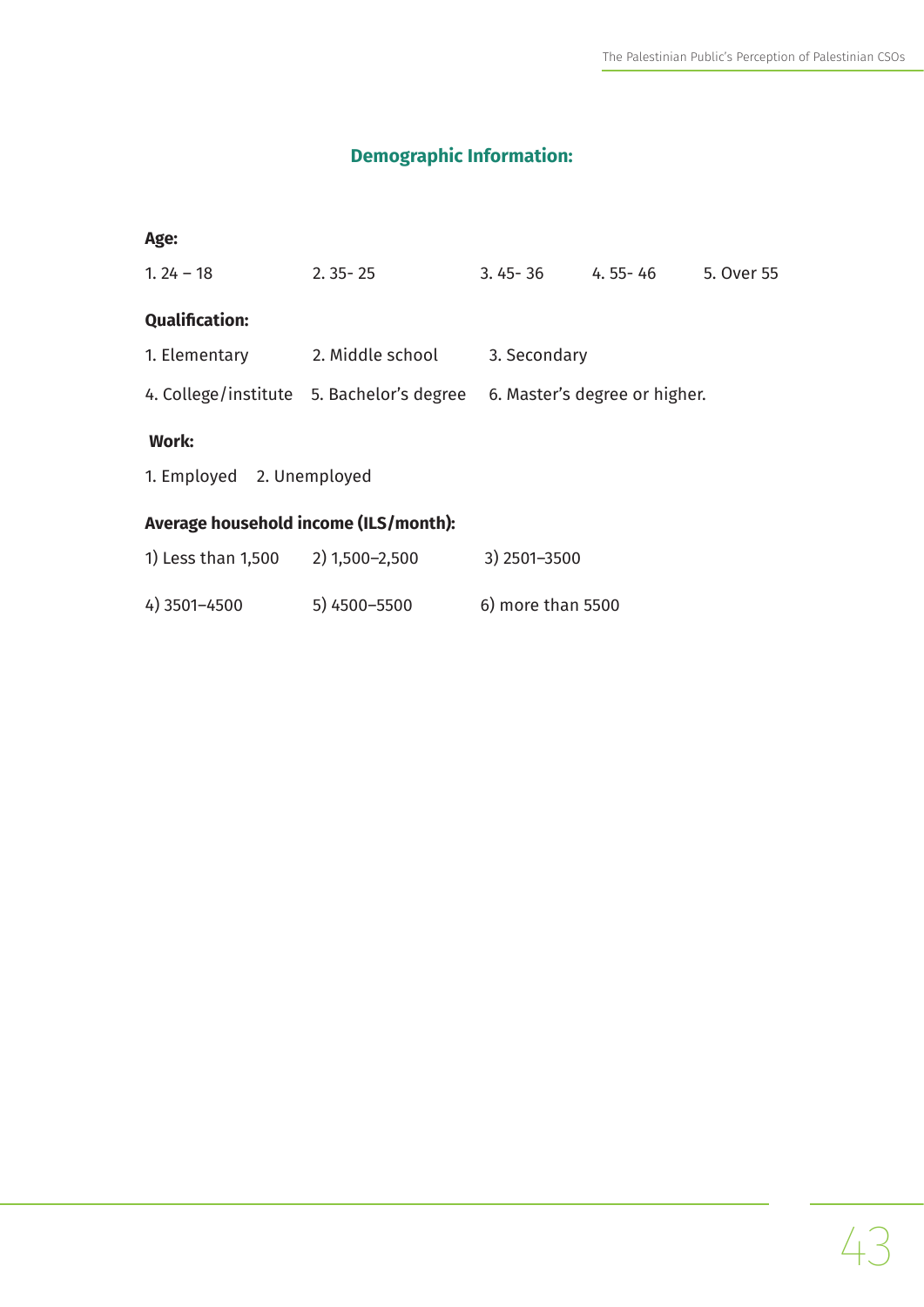## Demographic Information:

**Age:**

1. 24 – 18    2. 35- 25    3. 45- 36    4. 55- 46    5. Over 55

**Qualification:**

1. Elementary    2. Middle school    3. Secondary

4. College/institute    5. Bachelor's degree    6. Master's degree or higher.

**Work:**

1. Employed    2. Unemployed

**Average household income (ILS/month):**

1) Less than 1,500    2) 1,500–2,500    3) 2501–3500

4) 3501–4500    5) 4500–5500    6) more than 5500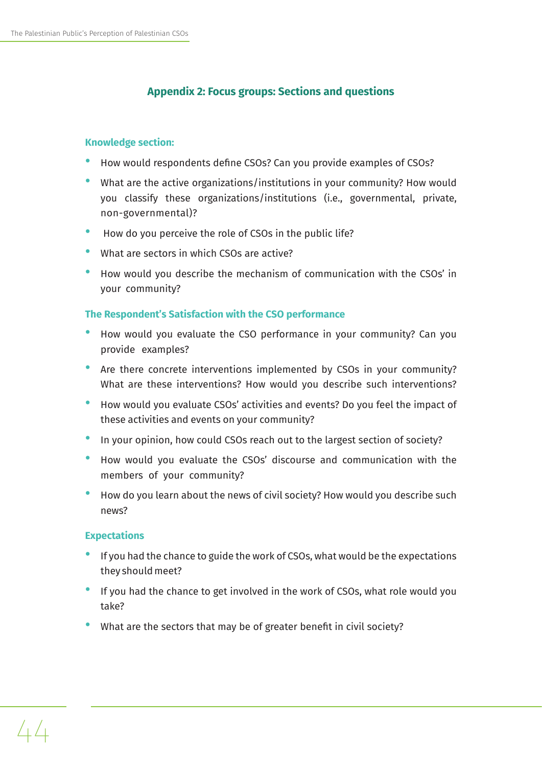## Appendix 2: Focus groups: Sections and questions

### Knowledge section:

- How would respondents define CSOs? Can you provide examples of CSOs?
- What are the active organizations/institutions in your community? How would you classify these organizations/institutions (i.e., governmental, private, non-governmental)?
- How do you perceive the role of CSOs in the public life?
- What are sectors in which CSOs are active?
- How would you describe the mechanism of communication with the CSOs' in your community?

### The Respondent's Satisfaction with the CSO performance

- How would you evaluate the CSO performance in your community? Can you provide examples?
- Are there concrete interventions implemented by CSOs in your community? What are these interventions? How would you describe such interventions?
- How would you evaluate CSOs' activities and events? Do you feel the impact of these activities and events on your community?
- In your opinion, how could CSOs reach out to the largest section of society?
- How would you evaluate the CSOs' discourse and communication with the members of your community?
- How do you learn about the news of civil society? How would you describe such news?

### Expectations

- If you had the chance to guide the work of CSOs, what would be the expectations they should meet?
- If you had the chance to get involved in the work of CSOs, what role would you take?
- What are the sectors that may be of greater benefit in civil society?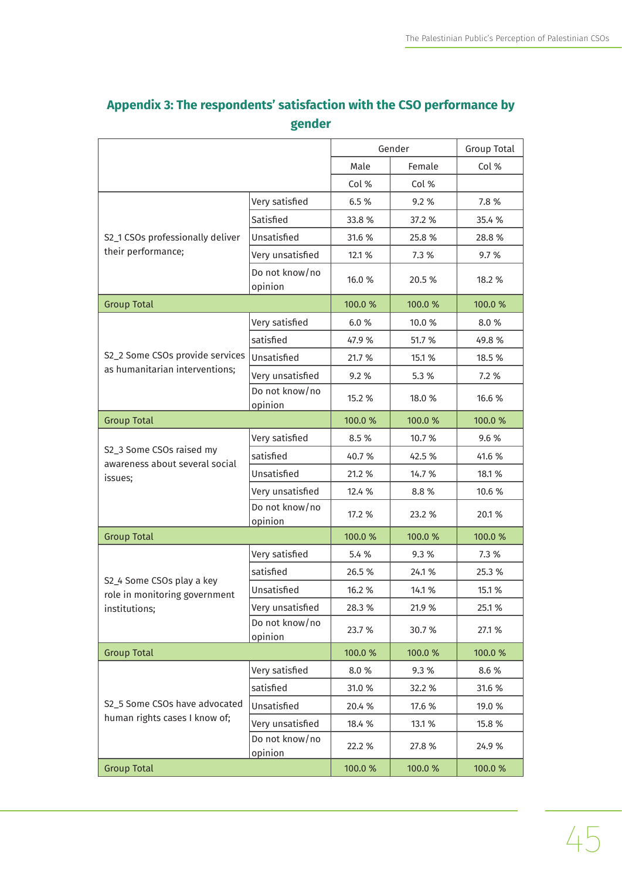## Appendix 3: The respondents' satisfaction with the CSO performance by gender

| | | Gender | | Group Total |
|---|---|---|---|---|
| | | Male | Female | Col % |
| | | Col % | Col % | |
| S2_1 CSOs professionally deliver their performance; | Very satisfied | 6.5 % | 9.2 % | 7.8 % |
| | Satisfied | 33.8 % | 37.2 % | 35.4 % |
| | Unsatisfied | 31.6 % | 25.8 % | 28.8 % |
| | Very unsatisfied | 12.1 % | 7.3 % | 9.7 % |
| | Do not know/no opinion | 16.0 % | 20.5 % | 18.2 % |
| Group Total | | 100.0 % | 100.0 % | 100.0 % |
| S2_2 Some CSOs provide services as humanitarian interventions; | Very satisfied | 6.0 % | 10.0 % | 8.0 % |
| | satisfied | 47.9 % | 51.7 % | 49.8 % |
| | Unsatisfied | 21.7 % | 15.1 % | 18.5 % |
| | Very unsatisfied | 9.2 % | 5.3 % | 7.2 % |
| | Do not know/no opinion | 15.2 % | 18.0 % | 16.6 % |
| Group Total | | 100.0 % | 100.0 % | 100.0 % |
| S2_3 Some CSOs raised my awareness about several social issues; | Very satisfied | 8.5 % | 10.7 % | 9.6 % |
| | satisfied | 40.7 % | 42.5 % | 41.6 % |
| | Unsatisfied | 21.2 % | 14.7 % | 18.1 % |
| | Very unsatisfied | 12.4 % | 8.8 % | 10.6 % |
| | Do not know/no opinion | 17.2 % | 23.2 % | 20.1 % |
| Group Total | | 100.0 % | 100.0 % | 100.0 % |
| S2_4 Some CSOs play a key role in monitoring government institutions; | Very satisfied | 5.4 % | 9.3 % | 7.3 % |
| | satisfied | 26.5 % | 24.1 % | 25.3 % |
| | Unsatisfied | 16.2 % | 14.1 % | 15.1 % |
| | Very unsatisfied | 28.3 % | 21.9 % | 25.1 % |
| | Do not know/no opinion | 23.7 % | 30.7 % | 27.1 % |
| Group Total | | 100.0 % | 100.0 % | 100.0 % |
| S2_5 Some CSOs have advocated human rights cases I know of; | Very satisfied | 8.0 % | 9.3 % | 8.6 % |
| | satisfied | 31.0 % | 32.2 % | 31.6 % |
| | Unsatisfied | 20.4 % | 17.6 % | 19.0 % |
| | Very unsatisfied | 18.4 % | 13.1 % | 15.8 % |
| | Do not know/no opinion | 22.2 % | 27.8 % | 24.9 % |
| Group Total | | 100.0 % | 100.0 % | 100.0 % |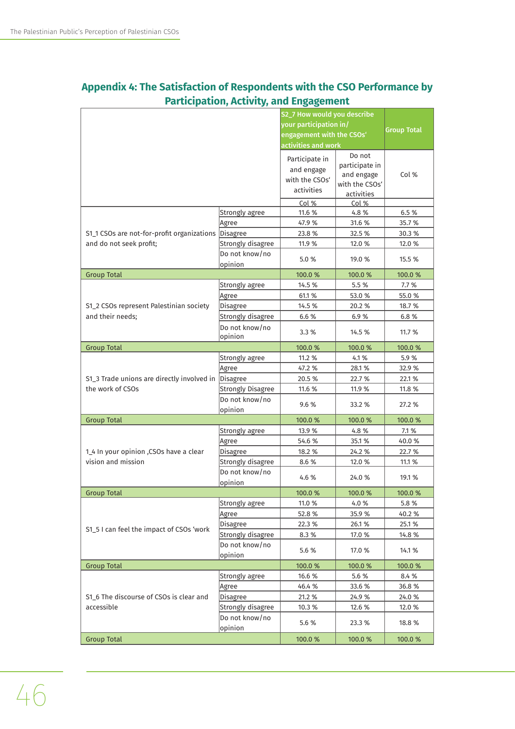## Appendix 4: The Satisfaction of Respondents with the CSO Performance by Participation, Activity, and Engagement

| | | S2_7 How would you describe your participation in/ engagement with the CSOs' activities and work | | Group Total |
|---|---|---|---|---|
| | | Participate in and engage with the CSOs' activities | Do not participate in and engage with the CSOs' activities | Col % |
| | | Col % | Col % | |
| S1_1 CSOs are not-for-profit organizations and do not seek profit; | Strongly agree | 11.6 % | 4.8 % | 6.5 % |
| | Agree | 47.9 % | 31.6 % | 35.7 % |
| | Disagree | 23.8 % | 32.5 % | 30.3 % |
| | Strongly disagree | 11.9 % | 12.0 % | 12.0 % |
| | Do not know/no opinion | 5.0 % | 19.0 % | 15.5 % |
| Group Total | | 100.0 % | 100.0 % | 100.0 % |
| S1_2 CSOs represent Palestinian society and their needs; | Strongly agree | 14.5 % | 5.5 % | 7.7 % |
| | Agree | 61.1 % | 53.0 % | 55.0 % |
| | Disagree | 14.5 % | 20.2 % | 18.7 % |
| | Strongly disagree | 6.6 % | 6.9 % | 6.8 % |
| | Do not know/no opinion | 3.3 % | 14.5 % | 11.7 % |
| Group Total | | 100.0 % | 100.0 % | 100.0 % |
| S1_3 Trade unions are directly involved in the work of CSOs | Strongly agree | 11.2 % | 4.1 % | 5.9 % |
| | Agree | 47.2 % | 28.1 % | 32.9 % |
| | Disagree | 20.5 % | 22.7 % | 22.1 % |
| | Strongly Disagree | 11.6 % | 11.9 % | 11.8 % |
| | Do not know/no opinion | 9.6 % | 33.2 % | 27.2 % |
| Group Total | | 100.0 % | 100.0 % | 100.0 % |
| 1_4 In your opinion ,CSOs have a clear vision and mission | Strongly agree | 13.9 % | 4.8 % | 7.1 % |
| | Agree | 54.6 % | 35.1 % | 40.0 % |
| | Disagree | 18.2 % | 24.2 % | 22.7 % |
| | Strongly disagree | 8.6 % | 12.0 % | 11.1 % |
| | Do not know/no opinion | 4.6 % | 24.0 % | 19.1 % |
| Group Total | | 100.0 % | 100.0 % | 100.0 % |
| S1_5 I can feel the impact of CSOs 'work | Strongly agree | 11.0 % | 4.0 % | 5.8 % |
| | Agree | 52.8 % | 35.9 % | 40.2 % |
| | Disagree | 22.3 % | 26.1 % | 25.1 % |
| | Strongly disagree | 8.3 % | 17.0 % | 14.8 % |
| | Do not know/no opinion | 5.6 % | 17.0 % | 14.1 % |
| Group Total | | 100.0 % | 100.0 % | 100.0 % |
| S1_6 The discourse of CSOs is clear and accessible | Strongly agree | 16.6 % | 5.6 % | 8.4 % |
| | Agree | 46.4 % | 33.6 % | 36.8 % |
| | Disagree | 21.2 % | 24.9 % | 24.0 % |
| | Strongly disagree | 10.3 % | 12.6 % | 12.0 % |
| | Do not know/no opinion | 5.6 % | 23.3 % | 18.8 % |
| Group Total | | 100.0 % | 100.0 % | 100.0 % |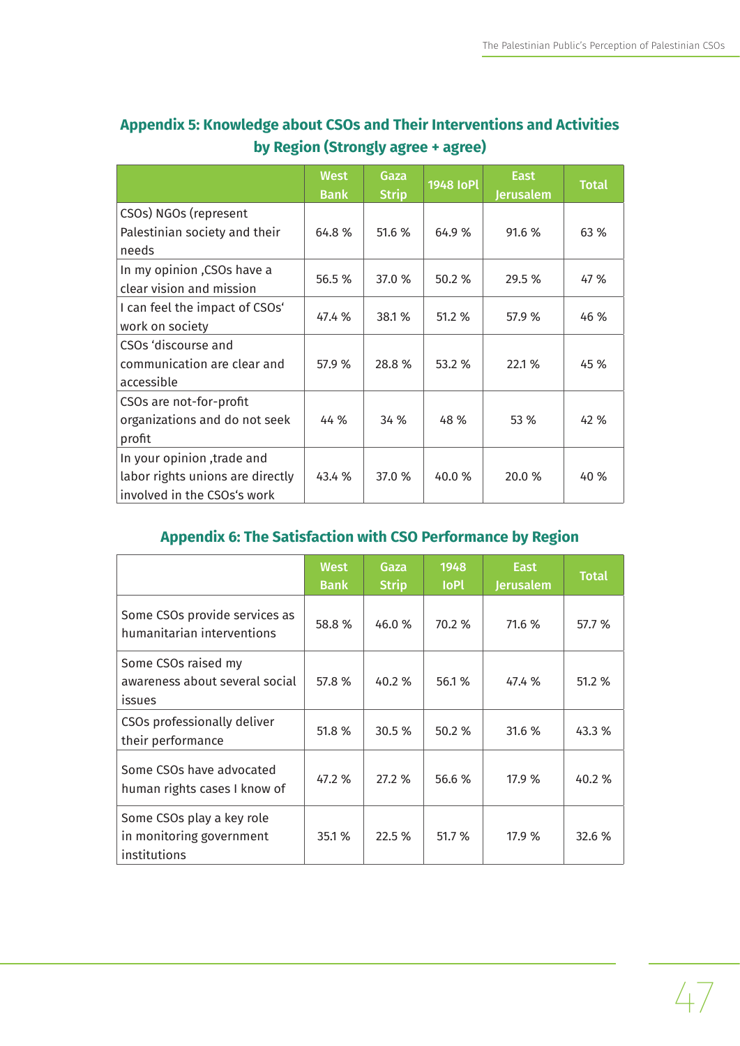## Appendix 5: Knowledge about CSOs and Their Interventions and Activities by Region (Strongly agree + agree)

| | West Bank | Gaza Strip | 1948 IoPl | East Jerusalem | Total |
|---|---|---|---|---|---|
| CSOs) NGOs (represent Palestinian society and their needs | 64.8 % | 51.6 % | 64.9 % | 91.6 % | 63 % |
| In my opinion ,CSOs have a clear vision and mission | 56.5 % | 37.0 % | 50.2 % | 29.5 % | 47 % |
| I can feel the impact of CSOs' work on society | 47.4 % | 38.1 % | 51.2 % | 57.9 % | 46 % |
| CSOs 'discourse and communication are clear and accessible | 57.9 % | 28.8 % | 53.2 % | 22.1 % | 45 % |
| CSOs are not-for-profit organizations and do not seek profit | 44 % | 34 % | 48 % | 53 % | 42 % |
| In your opinion ,trade and labor rights unions are directly involved in the CSOs's work | 43.4 % | 37.0 % | 40.0 % | 20.0 % | 40 % |

## Appendix 6: The Satisfaction with CSO Performance by Region

| | West Bank | Gaza Strip | 1948 IoPl | East Jerusalem | Total |
|---|---|---|---|---|---|
| Some CSOs provide services as humanitarian interventions | 58.8 % | 46.0 % | 70.2 % | 71.6 % | 57.7 % |
| Some CSOs raised my awareness about several social issues | 57.8 % | 40.2 % | 56.1 % | 47.4 % | 51.2 % |
| CSOs professionally deliver their performance | 51.8 % | 30.5 % | 50.2 % | 31.6 % | 43.3 % |
| Some CSOs have advocated human rights cases I know of | 47.2 % | 27.2 % | 56.6 % | 17.9 % | 40.2 % |
| Some CSOs play a key role in monitoring government institutions | 35.1 % | 22.5 % | 51.7 % | 17.9 % | 32.6 % |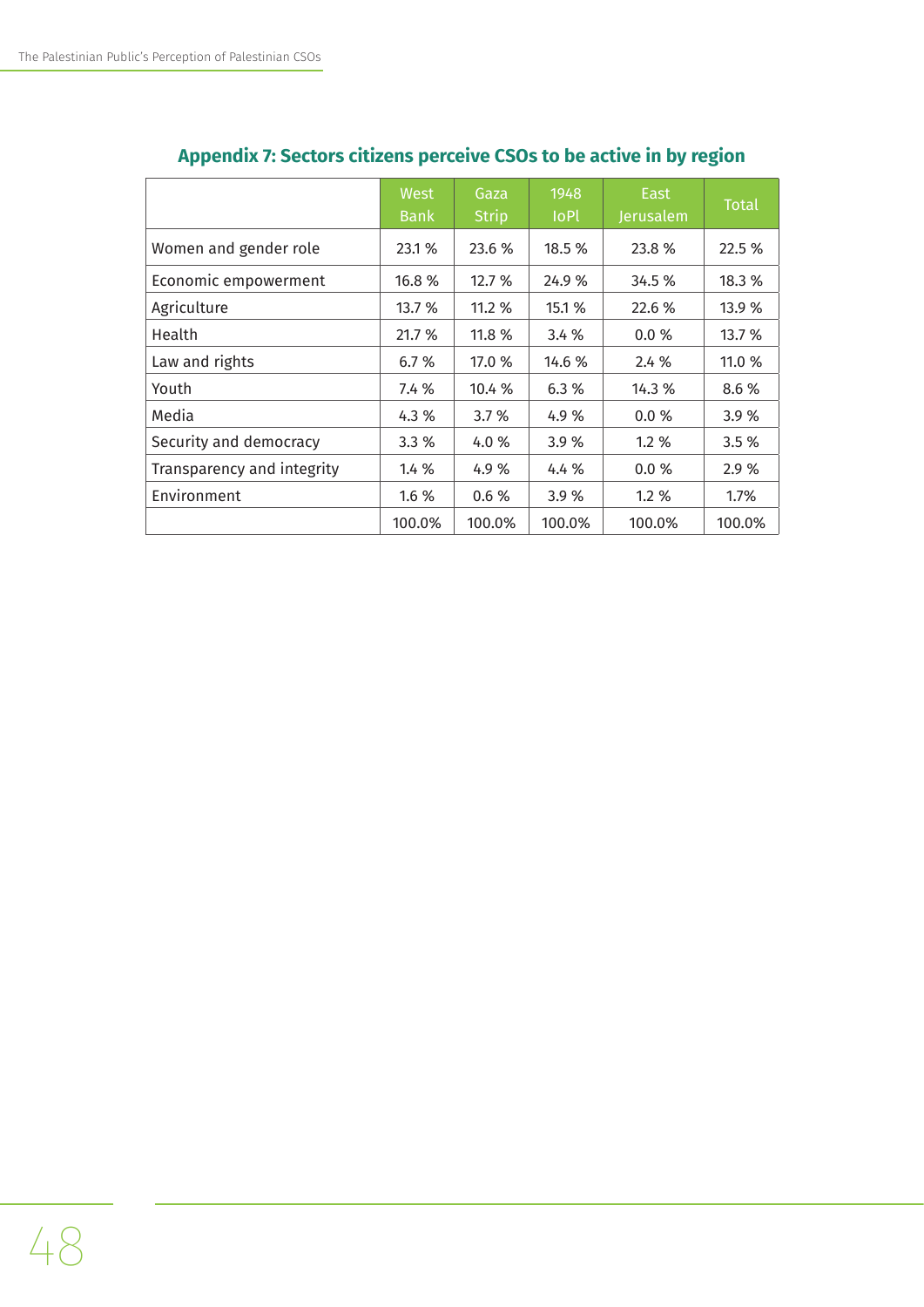## Appendix 7: Sectors citizens perceive CSOs to be active in by region

| | West Bank | Gaza Strip | 1948 IoPl | East Jerusalem | Total |
|---|---|---|---|---|---|
| Women and gender role | 23.1 % | 23.6 % | 18.5 % | 23.8 % | 22.5 % |
| Economic empowerment | 16.8 % | 12.7 % | 24.9 % | 34.5 % | 18.3 % |
| Agriculture | 13.7 % | 11.2 % | 15.1 % | 22.6 % | 13.9 % |
| Health | 21.7 % | 11.8 % | 3.4 % | 0.0 % | 13.7 % |
| Law and rights | 6.7 % | 17.0 % | 14.6 % | 2.4 % | 11.0 % |
| Youth | 7.4 % | 10.4 % | 6.3 % | 14.3 % | 8.6 % |
| Media | 4.3 % | 3.7 % | 4.9 % | 0.0 % | 3.9 % |
| Security and democracy | 3.3 % | 4.0 % | 3.9 % | 1.2 % | 3.5 % |
| Transparency and integrity | 1.4 % | 4.9 % | 4.4 % | 0.0 % | 2.9 % |
| Environment | 1.6 % | 0.6 % | 3.9 % | 1.2 % | 1.7% |
| | 100.0% | 100.0% | 100.0% | 100.0% | 100.0% |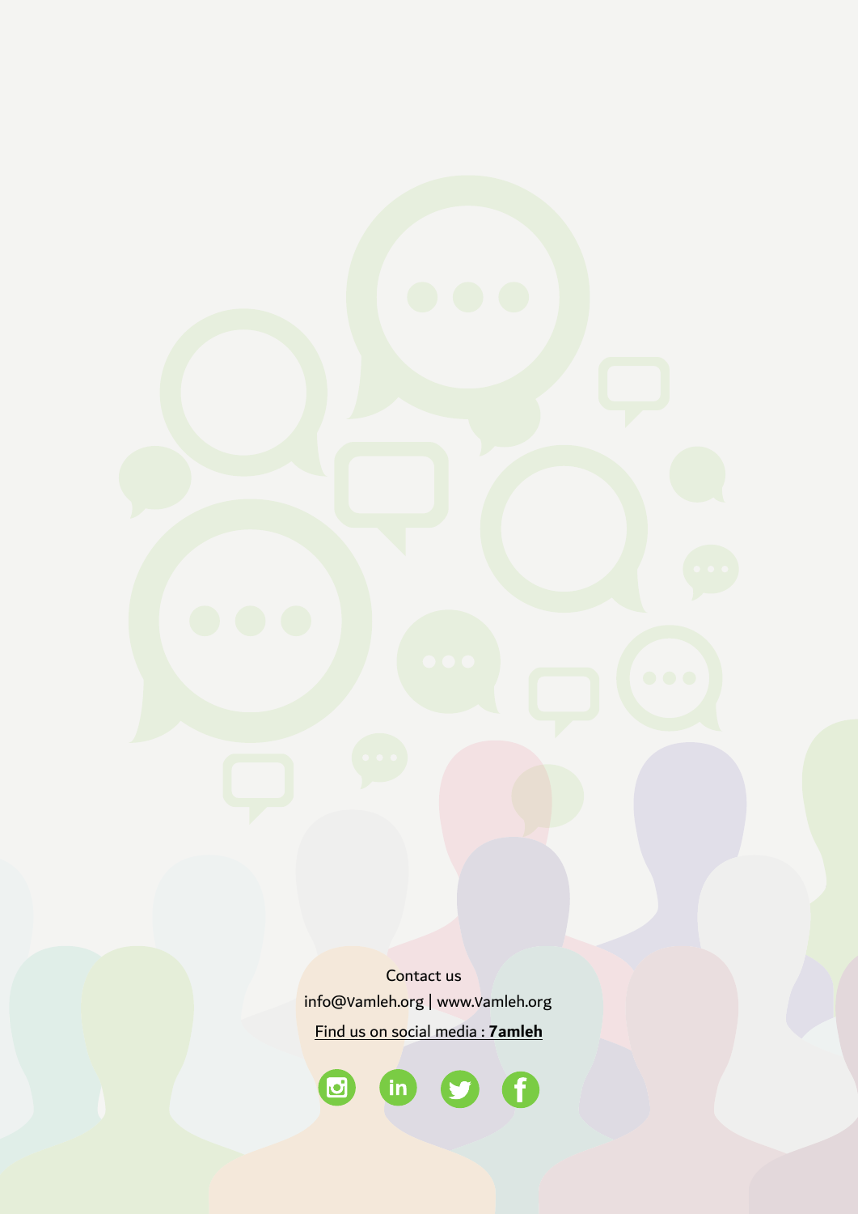Contact us

info@7amleh.org | www.7amleh.org

Find us on social media : **7amleh**